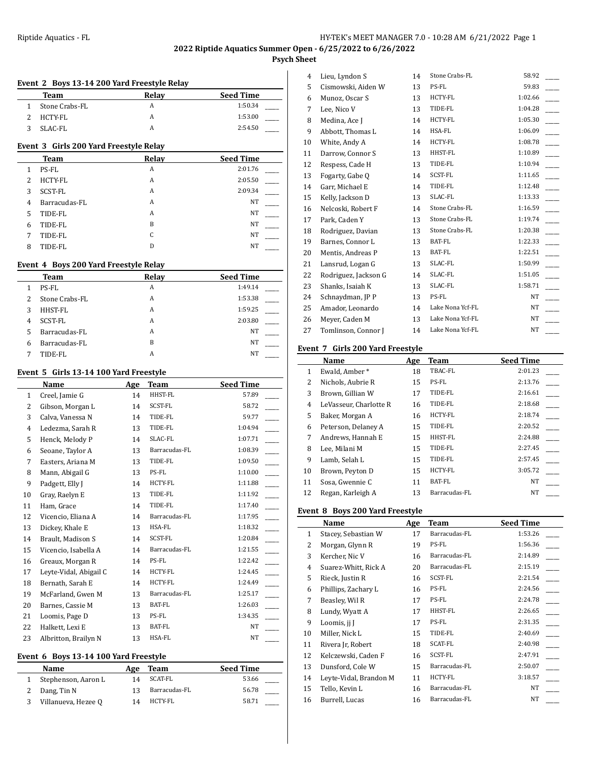**2022 Riptide Aquatics Summer Open - 6/25/2022 to 6/26/2022**

**Psych Sheet**

### Event 2 Boys 13-14 200 Yard Freestyle Relay

| | Team | Relay | Seed Time | |
|---|---|---|---|---|
| 1 | Stone Crabs-FL | A | 1:50.34 | ____ |
| 2 | HCTY-FL | A | 1:53.00 | ____ |
| 3 | SLAC-FL | A | 2:54.50 | ____ |

### Event 3 Girls 200 Yard Freestyle Relay

| | Team | Relay | Seed Time | |
|---|---|---|---|---|
| 1 | PS-FL | A | 2:01.76 | ____ |
| 2 | HCTY-FL | A | 2:05.50 | ____ |
| 3 | SCST-FL | A | 2:09.34 | ____ |
| 4 | Barracudas-FL | A | NT | ____ |
| 5 | TIDE-FL | A | NT | ____ |
| 6 | TIDE-FL | B | NT | ____ |
| 7 | TIDE-FL | C | NT | ____ |
| 8 | TIDE-FL | D | NT | ____ |

### Event 4 Boys 200 Yard Freestyle Relay

| | Team | Relay | Seed Time | |
|---|---|---|---|---|
| 1 | PS-FL | A | 1:49.14 | ____ |
| 2 | Stone Crabs-FL | A | 1:53.38 | ____ |
| 3 | HHST-FL | A | 1:59.25 | ____ |
| 4 | SCST-FL | A | 2:03.80 | ____ |
| 5 | Barracudas-FL | A | NT | ____ |
| 6 | Barracudas-FL | B | NT | ____ |
| 7 | TIDE-FL | A | NT | ____ |

### Event 5 Girls 13-14 100 Yard Freestyle

| | Name | Age | Team | Seed Time | |
|---|---|---|---|---|---|
| 1 | Creel, Jamie G | 14 | HHST-FL | 57.89 | ____ |
| 2 | Gibson, Morgan L | 14 | SCST-FL | 58.72 | ____ |
| 3 | Calva, Vanessa N | 14 | TIDE-FL | 59.77 | ____ |
| 4 | Ledezma, Sarah R | 13 | TIDE-FL | 1:04.94 | ____ |
| 5 | Henck, Melody P | 14 | SLAC-FL | 1:07.71 | ____ |
| 6 | Seoane, Taylor A | 13 | Barracudas-FL | 1:08.39 | ____ |
| 7 | Easters, Ariana M | 13 | TIDE-FL | 1:09.50 | ____ |
| 8 | Mann, Abigail G | 13 | PS-FL | 1:10.00 | ____ |
| 9 | Padgett, Elly J | 14 | HCTY-FL | 1:11.88 | ____ |
| 10 | Gray, Raelyn E | 13 | TIDE-FL | 1:11.92 | ____ |
| 11 | Ham, Grace | 14 | TIDE-FL | 1:17.40 | ____ |
| 12 | Vicencio, Eliana A | 14 | Barracudas-FL | 1:17.95 | ____ |
| 13 | Dickey, Khale E | 13 | HSA-FL | 1:18.32 | ____ |
| 14 | Brault, Madison S | 14 | SCST-FL | 1:20.84 | ____ |
| 15 | Vicencio, Isabella A | 14 | Barracudas-FL | 1:21.55 | ____ |
| 16 | Greaux, Morgan R | 14 | PS-FL | 1:22.42 | ____ |
| 17 | Leyte-Vidal, Abigail C | 14 | HCTY-FL | 1:24.45 | ____ |
| 18 | Bernath, Sarah E | 14 | HCTY-FL | 1:24.49 | ____ |
| 19 | McFarland, Gwen M | 13 | Barracudas-FL | 1:25.17 | ____ |
| 20 | Barnes, Cassie M | 13 | BAT-FL | 1:26.03 | ____ |
| 21 | Loomis, Page D | 13 | PS-FL | 1:34.35 | ____ |
| 22 | Halkett, Lexi E | 13 | BAT-FL | NT | ____ |
| 23 | Albritton, Brailyn N | 13 | HSA-FL | NT | ____ |

### Event 6 Boys 13-14 100 Yard Freestyle

| | Name | Age | Team | Seed Time | |
|---|---|---|---|---|---|
| 1 | Stephenson, Aaron L | 14 | SCAT-FL | 53.66 | ____ |
| 2 | Dang, Tin N | 13 | Barracudas-FL | 56.78 | ____ |
| 3 | Villanueva, Hezee Q | 14 | HCTY-FL | 58.71 | ____ |
| 4 | Lieu, Lyndon S | 14 | Stone Crabs-FL | 58.92 | ____ |
| 5 | Cismowski, Aiden W | 13 | PS-FL | 59.83 | ____ |
| 6 | Munoz, Oscar S | 13 | HCTY-FL | 1:02.66 | ____ |
| 7 | Lee, Nico V | 13 | TIDE-FL | 1:04.28 | ____ |
| 8 | Medina, Ace J | 14 | HCTY-FL | 1:05.30 | ____ |
| 9 | Abbott, Thomas L | 14 | HSA-FL | 1:06.09 | ____ |
| 10 | White, Andy A | 14 | HCTY-FL | 1:08.78 | ____ |
| 11 | Darrow, Connor S | 13 | HHST-FL | 1:10.89 | ____ |
| 12 | Respess, Cade H | 13 | TIDE-FL | 1:10.94 | ____ |
| 13 | Fogarty, Gabe Q | 14 | SCST-FL | 1:11.65 | ____ |
| 14 | Garr, Michael E | 14 | TIDE-FL | 1:12.48 | ____ |
| 15 | Kelly, Jackson D | 13 | SLAC-FL | 1:13.33 | ____ |
| 16 | Nelcoski, Robert F | 14 | Stone Crabs-FL | 1:16.59 | ____ |
| 17 | Park, Caden Y | 13 | Stone Crabs-FL | 1:19.74 | ____ |
| 18 | Rodriguez, Davian | 13 | Stone Crabs-FL | 1:20.38 | ____ |
| 19 | Barnes, Connor L | 13 | BAT-FL | 1:22.33 | ____ |
| 20 | Mentis, Andreas P | 13 | BAT-FL | 1:22.51 | ____ |
| 21 | Lansrud, Logan G | 13 | SLAC-FL | 1:50.99 | ____ |
| 22 | Rodriguez, Jackson G | 14 | SLAC-FL | 1:51.05 | ____ |
| 23 | Shanks, Isaiah K | 13 | SLAC-FL | 1:58.71 | ____ |
| 24 | Schnaydman, JP P | 13 | PS-FL | NT | ____ |
| 25 | Amador, Leonardo | 14 | Lake Nona Ycf-FL | NT | ____ |
| 26 | Meyer, Caden M | 13 | Lake Nona Ycf-FL | NT | ____ |
| 27 | Tomlinson, Connor J | 14 | Lake Nona Ycf-FL | NT | ____ |

### Event 7 Girls 200 Yard Freestyle

| | Name | Age | Team | Seed Time | |
|---|---|---|---|---|---|
| 1 | Ewald, Amber * | 18 | TBAC-FL | 2:01.23 | ____ |
| 2 | Nichols, Aubrie R | 15 | PS-FL | 2:13.76 | ____ |
| 3 | Brown, Gillian W | 17 | TIDE-FL | 2:16.61 | ____ |
| 4 | LeVasseur, Charlotte R | 16 | TIDE-FL | 2:18.68 | ____ |
| 5 | Baker, Morgan A | 16 | HCTY-FL | 2:18.74 | ____ |
| 6 | Peterson, Delaney A | 15 | TIDE-FL | 2:20.52 | ____ |
| 7 | Andrews, Hannah E | 15 | HHST-FL | 2:24.88 | ____ |
| 8 | Lee, Milani M | 15 | TIDE-FL | 2:27.45 | ____ |
| 9 | Lamb, Selah L | 15 | TIDE-FL | 2:57.45 | ____ |
| 10 | Brown, Peyton D | 15 | HCTY-FL | 3:05.72 | ____ |
| 11 | Sosa, Gwennie C | 11 | BAT-FL | NT | ____ |
| 12 | Regan, Karleigh A | 13 | Barracudas-FL | NT | ____ |

### Event 8 Boys 200 Yard Freestyle

| | Name | Age | Team | Seed Time | |
|---|---|---|---|---|---|
| 1 | Stacey, Sebastian W | 17 | Barracudas-FL | 1:53.26 | ____ |
| 2 | Morgan, Glynn R | 19 | PS-FL | 1:56.36 | ____ |
| 3 | Kercher, Nic V | 16 | Barracudas-FL | 2:14.89 | ____ |
| 4 | Suarez-Whitt, Rick A | 20 | Barracudas-FL | 2:15.19 | ____ |
| 5 | Rieck, Justin R | 16 | SCST-FL | 2:21.54 | ____ |
| 6 | Phillips, Zachary L | 16 | PS-FL | 2:24.56 | ____ |
| 7 | Beasley, Wil R | 17 | PS-FL | 2:24.78 | ____ |
| 8 | Lundy, Wyatt A | 17 | HHST-FL | 2:26.65 | ____ |
| 9 | Loomis, jj J | 17 | PS-FL | 2:31.35 | ____ |
| 10 | Miller, Nick L | 15 | TIDE-FL | 2:40.69 | ____ |
| 11 | Rivera Jr, Robert | 18 | SCAT-FL | 2:40.98 | ____ |
| 12 | Kelczewski, Caden F | 16 | SCST-FL | 2:47.91 | ____ |
| 13 | Dunsford, Cole W | 15 | Barracudas-FL | 2:50.07 | ____ |
| 14 | Leyte-Vidal, Brandon M | 11 | HCTY-FL | 3:18.57 | ____ |
| 15 | Tello, Kevin L | 16 | Barracudas-FL | NT | ____ |
| 16 | Burrell, Lucas | 16 | Barracudas-FL | NT | ____ |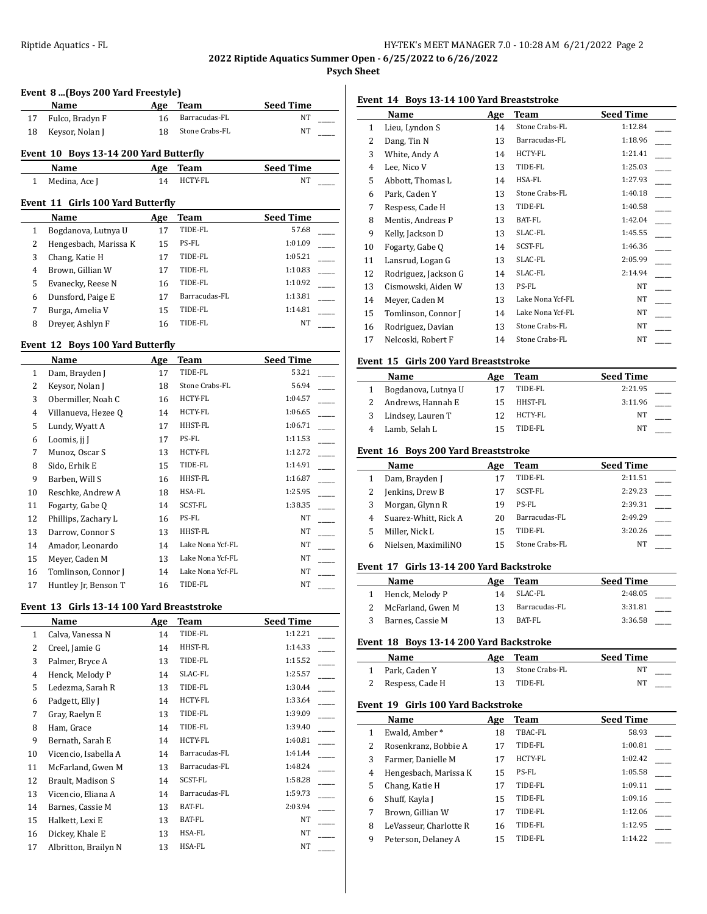## 2022 Riptide Aquatics Summer Open - 6/25/2022 to 6/26/2022

### Psych Sheet

#### Event 8 ...(Boys 200 Yard Freestyle)

| | Name | Age | Team | Seed Time |
|---|---|---|---|---|
| 17 | Fulco, Bradyn F | 16 | Barracudas-FL | NT |
| 18 | Keysor, Nolan J | 18 | Stone Crabs-FL | NT |

#### Event 10 Boys 13-14 200 Yard Butterfly

| | Name | Age | Team | Seed Time |
|---|---|---|---|---|
| 1 | Medina, Ace J | 14 | HCTY-FL | NT |

#### Event 11 Girls 100 Yard Butterfly

| | Name | Age | Team | Seed Time |
|---|---|---|---|---|
| 1 | Bogdanova, Lutnya U | 17 | TIDE-FL | 57.68 |
| 2 | Hengesbach, Marissa K | 15 | PS-FL | 1:01.09 |
| 3 | Chang, Katie H | 17 | TIDE-FL | 1:05.21 |
| 4 | Brown, Gillian W | 17 | TIDE-FL | 1:10.83 |
| 5 | Evanecky, Reese N | 16 | TIDE-FL | 1:10.92 |
| 6 | Dunsford, Paige E | 17 | Barracudas-FL | 1:13.81 |
| 7 | Burga, Amelia V | 15 | TIDE-FL | 1:14.81 |
| 8 | Dreyer, Ashlyn F | 16 | TIDE-FL | NT |

#### Event 12 Boys 100 Yard Butterfly

| | Name | Age | Team | Seed Time |
|---|---|---|---|---|
| 1 | Dam, Brayden J | 17 | TIDE-FL | 53.21 |
| 2 | Keysor, Nolan J | 18 | Stone Crabs-FL | 56.94 |
| 3 | Obermiller, Noah C | 16 | HCTY-FL | 1:04.57 |
| 4 | Villanueva, Hezee Q | 14 | HCTY-FL | 1:06.65 |
| 5 | Lundy, Wyatt A | 17 | HHST-FL | 1:06.71 |
| 6 | Loomis, jj J | 17 | PS-FL | 1:11.53 |
| 7 | Munoz, Oscar S | 13 | HCTY-FL | 1:12.72 |
| 8 | Sido, Erhik E | 15 | TIDE-FL | 1:14.91 |
| 9 | Barben, Will S | 16 | HHST-FL | 1:16.87 |
| 10 | Reschke, Andrew A | 18 | HSA-FL | 1:25.95 |
| 11 | Fogarty, Gabe Q | 14 | SCST-FL | 1:38.35 |
| 12 | Phillips, Zachary L | 16 | PS-FL | NT |
| 13 | Darrow, Connor S | 13 | HHST-FL | NT |
| 14 | Amador, Leonardo | 14 | Lake Nona Ycf-FL | NT |
| 15 | Meyer, Caden M | 13 | Lake Nona Ycf-FL | NT |
| 16 | Tomlinson, Connor J | 14 | Lake Nona Ycf-FL | NT |
| 17 | Huntley Jr, Benson T | 16 | TIDE-FL | NT |

#### Event 13 Girls 13-14 100 Yard Breaststroke

| | Name | Age | Team | Seed Time |
|---|---|---|---|---|
| 1 | Calva, Vanessa N | 14 | TIDE-FL | 1:12.21 |
| 2 | Creel, Jamie G | 14 | HHST-FL | 1:14.33 |
| 3 | Palmer, Bryce A | 13 | TIDE-FL | 1:15.52 |
| 4 | Henck, Melody P | 14 | SLAC-FL | 1:25.57 |
| 5 | Ledezma, Sarah R | 13 | TIDE-FL | 1:30.44 |
| 6 | Padgett, Elly J | 14 | HCTY-FL | 1:33.64 |
| 7 | Gray, Raelyn E | 13 | TIDE-FL | 1:39.09 |
| 8 | Ham, Grace | 14 | TIDE-FL | 1:39.40 |
| 9 | Bernath, Sarah E | 14 | HCTY-FL | 1:40.81 |
| 10 | Vicencio, Isabella A | 14 | Barracudas-FL | 1:41.44 |
| 11 | McFarland, Gwen M | 13 | Barracudas-FL | 1:48.24 |
| 12 | Brault, Madison S | 14 | SCST-FL | 1:58.28 |
| 13 | Vicencio, Eliana A | 14 | Barracudas-FL | 1:59.73 |
| 14 | Barnes, Cassie M | 13 | BAT-FL | 2:03.94 |
| 15 | Halkett, Lexi E | 13 | BAT-FL | NT |
| 16 | Dickey, Khale E | 13 | HSA-FL | NT |
| 17 | Albritton, Brailyn N | 13 | HSA-FL | NT |

#### Event 14 Boys 13-14 100 Yard Breaststroke

| | Name | Age | Team | Seed Time |
|---|---|---|---|---|
| 1 | Lieu, Lyndon S | 14 | Stone Crabs-FL | 1:12.84 |
| 2 | Dang, Tin N | 13 | Barracudas-FL | 1:18.96 |
| 3 | White, Andy A | 14 | HCTY-FL | 1:21.41 |
| 4 | Lee, Nico V | 13 | TIDE-FL | 1:25.03 |
| 5 | Abbott, Thomas L | 14 | HSA-FL | 1:27.93 |
| 6 | Park, Caden Y | 13 | Stone Crabs-FL | 1:40.18 |
| 7 | Respess, Cade H | 13 | TIDE-FL | 1:40.58 |
| 8 | Mentis, Andreas P | 13 | BAT-FL | 1:42.04 |
| 9 | Kelly, Jackson D | 13 | SLAC-FL | 1:45.55 |
| 10 | Fogarty, Gabe Q | 14 | SCST-FL | 1:46.36 |
| 11 | Lansrud, Logan G | 13 | SLAC-FL | 2:05.99 |
| 12 | Rodriguez, Jackson G | 14 | SLAC-FL | 2:14.94 |
| 13 | Cismowski, Aiden W | 13 | PS-FL | NT |
| 14 | Meyer, Caden M | 13 | Lake Nona Ycf-FL | NT |
| 15 | Tomlinson, Connor J | 14 | Lake Nona Ycf-FL | NT |
| 16 | Rodriguez, Davian | 13 | Stone Crabs-FL | NT |
| 17 | Nelcoski, Robert F | 14 | Stone Crabs-FL | NT |

#### Event 15 Girls 200 Yard Breaststroke

| | Name | Age | Team | Seed Time |
|---|---|---|---|---|
| 1 | Bogdanova, Lutnya U | 17 | TIDE-FL | 2:21.95 |
| 2 | Andrews, Hannah E | 15 | HHST-FL | 3:11.96 |
| 3 | Lindsey, Lauren T | 12 | HCTY-FL | NT |
| 4 | Lamb, Selah L | 15 | TIDE-FL | NT |

#### Event 16 Boys 200 Yard Breaststroke

| | Name | Age | Team | Seed Time |
|---|---|---|---|---|
| 1 | Dam, Brayden J | 17 | TIDE-FL | 2:11.51 |
| 2 | Jenkins, Drew B | 17 | SCST-FL | 2:29.23 |
| 3 | Morgan, Glynn R | 19 | PS-FL | 2:39.31 |
| 4 | Suarez-Whitt, Rick A | 20 | Barracudas-FL | 2:49.29 |
| 5 | Miller, Nick L | 15 | TIDE-FL | 3:20.26 |
| 6 | Nielsen, MaximiliNO | 15 | Stone Crabs-FL | NT |

#### Event 17 Girls 13-14 200 Yard Backstroke

| | Name | Age | Team | Seed Time |
|---|---|---|---|---|
| 1 | Henck, Melody P | 14 | SLAC-FL | 2:48.05 |
| 2 | McFarland, Gwen M | 13 | Barracudas-FL | 3:31.81 |
| 3 | Barnes, Cassie M | 13 | BAT-FL | 3:36.58 |

#### Event 18 Boys 13-14 200 Yard Backstroke

| | Name | Age | Team | Seed Time |
|---|---|---|---|---|
| 1 | Park, Caden Y | 13 | Stone Crabs-FL | NT |
| 2 | Respess, Cade H | 13 | TIDE-FL | NT |

#### Event 19 Girls 100 Yard Backstroke

| | Name | Age | Team | Seed Time |
|---|---|---|---|---|
| 1 | Ewald, Amber * | 18 | TBAC-FL | 58.93 |
| 2 | Rosenkranz, Bobbie A | 17 | TIDE-FL | 1:00.81 |
| 3 | Farmer, Danielle M | 17 | HCTY-FL | 1:02.42 |
| 4 | Hengesbach, Marissa K | 15 | PS-FL | 1:05.58 |
| 5 | Chang, Katie H | 17 | TIDE-FL | 1:09.11 |
| 6 | Shuff, Kayla J | 15 | TIDE-FL | 1:09.16 |
| 7 | Brown, Gillian W | 17 | TIDE-FL | 1:12.06 |
| 8 | LeVasseur, Charlotte R | 16 | TIDE-FL | 1:12.95 |
| 9 | Peterson, Delaney A | 15 | TIDE-FL | 1:14.22 |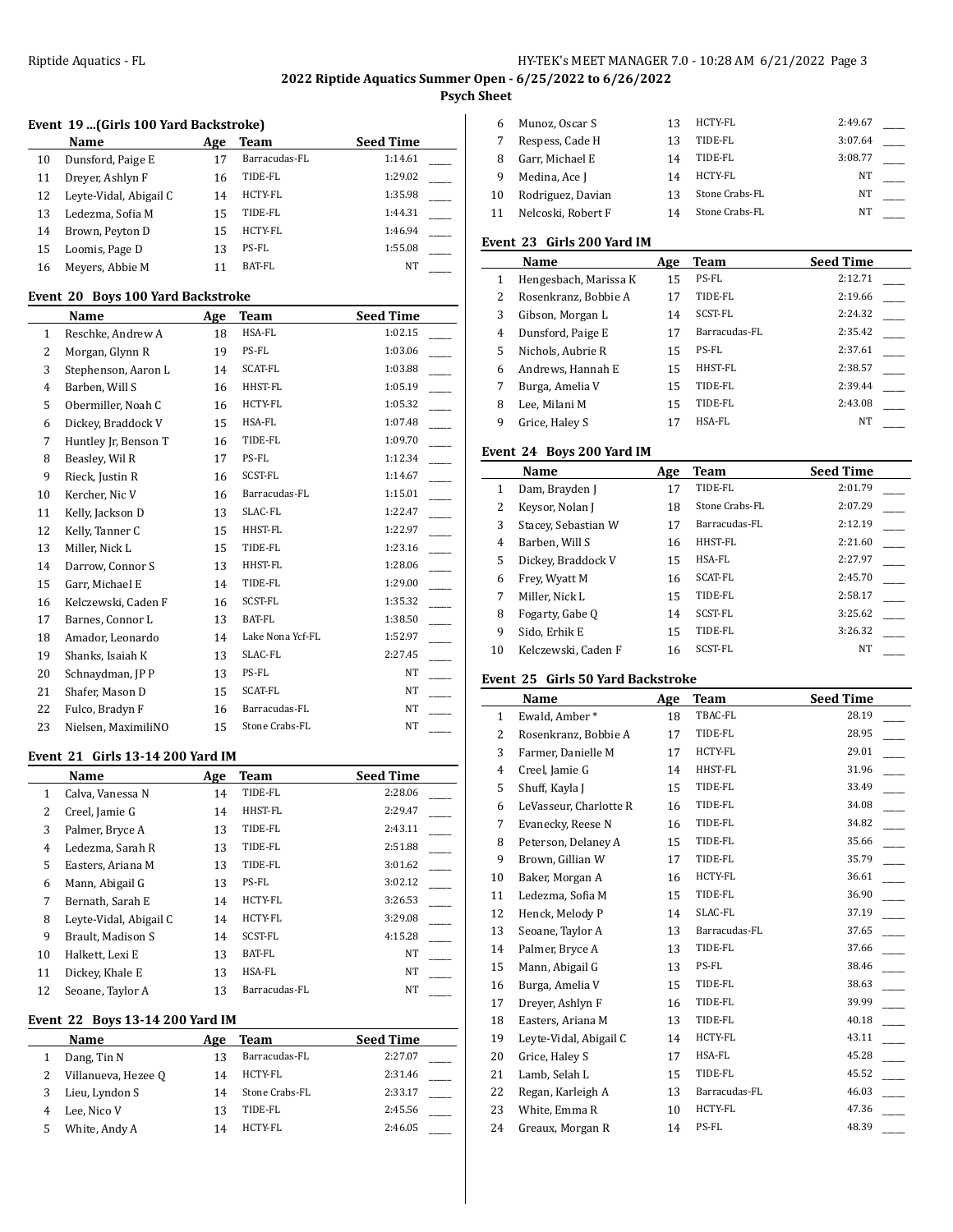## 2022 Riptide Aquatics Summer Open - 6/25/2022 to 6/26/2022

### Psych Sheet

#### Event 19 ...(Girls 100 Yard Backstroke)

| | Name | Age | Team | Seed Time | |
|---|---|---|---|---|---|
| 10 | Dunsford, Paige E | 17 | Barracudas-FL | 1:14.61 | ____ |
| 11 | Dreyer, Ashlyn F | 16 | TIDE-FL | 1:29.02 | ____ |
| 12 | Leyte-Vidal, Abigail C | 14 | HCTY-FL | 1:35.98 | ____ |
| 13 | Ledezma, Sofia M | 15 | TIDE-FL | 1:44.31 | ____ |
| 14 | Brown, Peyton D | 15 | HCTY-FL | 1:46.94 | ____ |
| 15 | Loomis, Page D | 13 | PS-FL | 1:55.08 | ____ |
| 16 | Meyers, Abbie M | 11 | BAT-FL | NT | ____ |

#### Event 20 Boys 100 Yard Backstroke

| | Name | Age | Team | Seed Time | |
|---|---|---|---|---|---|
| 1 | Reschke, Andrew A | 18 | HSA-FL | 1:02.15 | ____ |
| 2 | Morgan, Glynn R | 19 | PS-FL | 1:03.06 | ____ |
| 3 | Stephenson, Aaron L | 14 | SCAT-FL | 1:03.88 | ____ |
| 4 | Barben, Will S | 16 | HHST-FL | 1:05.19 | ____ |
| 5 | Obermiller, Noah C | 16 | HCTY-FL | 1:05.32 | ____ |
| 6 | Dickey, Braddock V | 15 | HSA-FL | 1:07.48 | ____ |
| 7 | Huntley Jr, Benson T | 16 | TIDE-FL | 1:09.70 | ____ |
| 8 | Beasley, Wil R | 17 | PS-FL | 1:12.34 | ____ |
| 9 | Rieck, Justin R | 16 | SCST-FL | 1:14.67 | ____ |
| 10 | Kercher, Nic V | 16 | Barracudas-FL | 1:15.01 | ____ |
| 11 | Kelly, Jackson D | 13 | SLAC-FL | 1:22.47 | ____ |
| 12 | Kelly, Tanner C | 15 | HHST-FL | 1:22.97 | ____ |
| 13 | Miller, Nick L | 15 | TIDE-FL | 1:23.16 | ____ |
| 14 | Darrow, Connor S | 13 | HHST-FL | 1:28.06 | ____ |
| 15 | Garr, Michael E | 14 | TIDE-FL | 1:29.00 | ____ |
| 16 | Kelczewski, Caden F | 16 | SCST-FL | 1:35.32 | ____ |
| 17 | Barnes, Connor L | 13 | BAT-FL | 1:38.50 | ____ |
| 18 | Amador, Leonardo | 14 | Lake Nona Ycf-FL | 1:52.97 | ____ |
| 19 | Shanks, Isaiah K | 13 | SLAC-FL | 2:27.45 | ____ |
| 20 | Schnaydman, JP P | 13 | PS-FL | NT | ____ |
| 21 | Shafer, Mason D | 15 | SCAT-FL | NT | ____ |
| 22 | Fulco, Bradyn F | 16 | Barracudas-FL | NT | ____ |
| 23 | Nielsen, MaximiliNO | 15 | Stone Crabs-FL | NT | ____ |

#### Event 21 Girls 13-14 200 Yard IM

| | Name | Age | Team | Seed Time | |
|---|---|---|---|---|---|
| 1 | Calva, Vanessa N | 14 | TIDE-FL | 2:28.06 | ____ |
| 2 | Creel, Jamie G | 14 | HHST-FL | 2:29.47 | ____ |
| 3 | Palmer, Bryce A | 13 | TIDE-FL | 2:43.11 | ____ |
| 4 | Ledezma, Sarah R | 13 | TIDE-FL | 2:51.88 | ____ |
| 5 | Easters, Ariana M | 13 | TIDE-FL | 3:01.62 | ____ |
| 6 | Mann, Abigail G | 13 | PS-FL | 3:02.12 | ____ |
| 7 | Bernath, Sarah E | 14 | HCTY-FL | 3:26.53 | ____ |
| 8 | Leyte-Vidal, Abigail C | 14 | HCTY-FL | 3:29.08 | ____ |
| 9 | Brault, Madison S | 14 | SCST-FL | 4:15.28 | ____ |
| 10 | Halkett, Lexi E | 13 | BAT-FL | NT | ____ |
| 11 | Dickey, Khale E | 13 | HSA-FL | NT | ____ |
| 12 | Seoane, Taylor A | 13 | Barracudas-FL | NT | ____ |

#### Event 22 Boys 13-14 200 Yard IM

| | Name | Age | Team | Seed Time | |
|---|---|---|---|---|---|
| 1 | Dang, Tin N | 13 | Barracudas-FL | 2:27.07 | ____ |
| 2 | Villanueva, Hezee Q | 14 | HCTY-FL | 2:31.46 | ____ |
| 3 | Lieu, Lyndon S | 14 | Stone Crabs-FL | 2:33.17 | ____ |
| 4 | Lee, Nico V | 13 | TIDE-FL | 2:45.56 | ____ |
| 5 | White, Andy A | 14 | HCTY-FL | 2:46.05 | ____ |
| 6 | Munoz, Oscar S | 13 | HCTY-FL | 2:49.67 | ____ |
| 7 | Respess, Cade H | 13 | TIDE-FL | 3:07.64 | ____ |
| 8 | Garr, Michael E | 14 | TIDE-FL | 3:08.77 | ____ |
| 9 | Medina, Ace J | 14 | HCTY-FL | NT | ____ |
| 10 | Rodriguez, Davian | 13 | Stone Crabs-FL | NT | ____ |
| 11 | Nelcoski, Robert F | 14 | Stone Crabs-FL | NT | ____ |

#### Event 23 Girls 200 Yard IM

| | Name | Age | Team | Seed Time | |
|---|---|---|---|---|---|
| 1 | Hengesbach, Marissa K | 15 | PS-FL | 2:12.71 | ____ |
| 2 | Rosenkranz, Bobbie A | 17 | TIDE-FL | 2:19.66 | ____ |
| 3 | Gibson, Morgan L | 14 | SCST-FL | 2:24.32 | ____ |
| 4 | Dunsford, Paige E | 17 | Barracudas-FL | 2:35.42 | ____ |
| 5 | Nichols, Aubrie R | 15 | PS-FL | 2:37.61 | ____ |
| 6 | Andrews, Hannah E | 15 | HHST-FL | 2:38.57 | ____ |
| 7 | Burga, Amelia V | 15 | TIDE-FL | 2:39.44 | ____ |
| 8 | Lee, Milani M | 15 | TIDE-FL | 2:43.08 | ____ |
| 9 | Grice, Haley S | 17 | HSA-FL | NT | ____ |

#### Event 24 Boys 200 Yard IM

| | Name | Age | Team | Seed Time | |
|---|---|---|---|---|---|
| 1 | Dam, Brayden J | 17 | TIDE-FL | 2:01.79 | ____ |
| 2 | Keysor, Nolan J | 18 | Stone Crabs-FL | 2:07.29 | ____ |
| 3 | Stacey, Sebastian W | 17 | Barracudas-FL | 2:12.19 | ____ |
| 4 | Barben, Will S | 16 | HHST-FL | 2:21.60 | ____ |
| 5 | Dickey, Braddock V | 15 | HSA-FL | 2:27.97 | ____ |
| 6 | Frey, Wyatt M | 16 | SCAT-FL | 2:45.70 | ____ |
| 7 | Miller, Nick L | 15 | TIDE-FL | 2:58.17 | ____ |
| 8 | Fogarty, Gabe Q | 14 | SCST-FL | 3:25.62 | ____ |
| 9 | Sido, Erhik E | 15 | TIDE-FL | 3:26.32 | ____ |
| 10 | Kelczewski, Caden F | 16 | SCST-FL | NT | ____ |

#### Event 25 Girls 50 Yard Backstroke

| | Name | Age | Team | Seed Time | |
|---|---|---|---|---|---|
| 1 | Ewald, Amber * | 18 | TBAC-FL | 28.19 | ____ |
| 2 | Rosenkranz, Bobbie A | 17 | TIDE-FL | 28.95 | ____ |
| 3 | Farmer, Danielle M | 17 | HCTY-FL | 29.01 | ____ |
| 4 | Creel, Jamie G | 14 | HHST-FL | 31.96 | ____ |
| 5 | Shuff, Kayla J | 15 | TIDE-FL | 33.49 | ____ |
| 6 | LeVasseur, Charlotte R | 16 | TIDE-FL | 34.08 | ____ |
| 7 | Evanecky, Reese N | 16 | TIDE-FL | 34.82 | ____ |
| 8 | Peterson, Delaney A | 15 | TIDE-FL | 35.66 | ____ |
| 9 | Brown, Gillian W | 17 | TIDE-FL | 35.79 | ____ |
| 10 | Baker, Morgan A | 16 | HCTY-FL | 36.61 | ____ |
| 11 | Ledezma, Sofia M | 15 | TIDE-FL | 36.90 | ____ |
| 12 | Henck, Melody P | 14 | SLAC-FL | 37.19 | ____ |
| 13 | Seoane, Taylor A | 13 | Barracudas-FL | 37.65 | ____ |
| 14 | Palmer, Bryce A | 13 | TIDE-FL | 37.66 | ____ |
| 15 | Mann, Abigail G | 13 | PS-FL | 38.46 | ____ |
| 16 | Burga, Amelia V | 15 | TIDE-FL | 38.63 | ____ |
| 17 | Dreyer, Ashlyn F | 16 | TIDE-FL | 39.99 | ____ |
| 18 | Easters, Ariana M | 13 | TIDE-FL | 40.18 | ____ |
| 19 | Leyte-Vidal, Abigail C | 14 | HCTY-FL | 43.11 | ____ |
| 20 | Grice, Haley S | 17 | HSA-FL | 45.28 | ____ |
| 21 | Lamb, Selah L | 15 | TIDE-FL | 45.52 | ____ |
| 22 | Regan, Karleigh A | 13 | Barracudas-FL | 46.03 | ____ |
| 23 | White, Emma R | 10 | HCTY-FL | 47.36 | ____ |
| 24 | Greaux, Morgan R | 14 | PS-FL | 48.39 | ____ |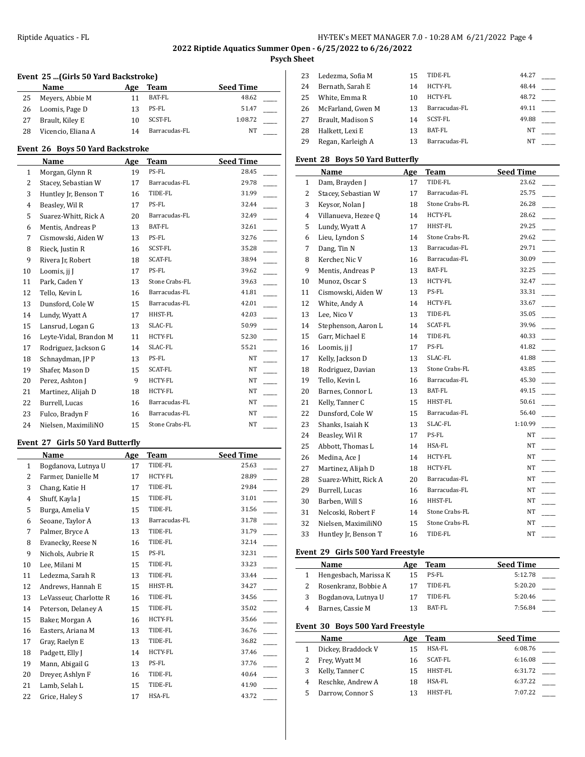## 2022 Riptide Aquatics Summer Open - 6/25/2022 to 6/26/2022

**Psych Sheet**

### Event 25 ...(Girls 50 Yard Backstroke)

| | Name | Age | Team | Seed Time |
|---|---|---|---|---|
| 25 | Meyers, Abbie M | 11 | BAT-FL | 48.62 |
| 26 | Loomis, Page D | 13 | PS-FL | 51.47 |
| 27 | Brault, Kiley E | 10 | SCST-FL | 1:08.72 |
| 28 | Vicencio, Eliana A | 14 | Barracudas-FL | NT |

### Event 26 Boys 50 Yard Backstroke

| | Name | Age | Team | Seed Time |
|---|---|---|---|---|
| 1 | Morgan, Glynn R | 19 | PS-FL | 28.45 |
| 2 | Stacey, Sebastian W | 17 | Barracudas-FL | 29.78 |
| 3 | Huntley Jr, Benson T | 16 | TIDE-FL | 31.99 |
| 4 | Beasley, Wil R | 17 | PS-FL | 32.44 |
| 5 | Suarez-Whitt, Rick A | 20 | Barracudas-FL | 32.49 |
| 6 | Mentis, Andreas P | 13 | BAT-FL | 32.61 |
| 7 | Cismowski, Aiden W | 13 | PS-FL | 32.76 |
| 8 | Rieck, Justin R | 16 | SCST-FL | 35.28 |
| 9 | Rivera Jr, Robert | 18 | SCAT-FL | 38.94 |
| 10 | Loomis, jj J | 17 | PS-FL | 39.62 |
| 11 | Park, Caden Y | 13 | Stone Crabs-FL | 39.63 |
| 12 | Tello, Kevin L | 16 | Barracudas-FL | 41.81 |
| 13 | Dunsford, Cole W | 15 | Barracudas-FL | 42.01 |
| 14 | Lundy, Wyatt A | 17 | HHST-FL | 42.03 |
| 15 | Lansrud, Logan G | 13 | SLAC-FL | 50.99 |
| 16 | Leyte-Vidal, Brandon M | 11 | HCTY-FL | 52.30 |
| 17 | Rodriguez, Jackson G | 14 | SLAC-FL | 55.21 |
| 18 | Schnaydman, JP P | 13 | PS-FL | NT |
| 19 | Shafer, Mason D | 15 | SCAT-FL | NT |
| 20 | Perez, Ashton J | 9 | HCTY-FL | NT |
| 21 | Martinez, Alijah D | 18 | HCTY-FL | NT |
| 22 | Burrell, Lucas | 16 | Barracudas-FL | NT |
| 23 | Fulco, Bradyn F | 16 | Barracudas-FL | NT |
| 24 | Nielsen, MaximiliNO | 15 | Stone Crabs-FL | NT |

### Event 27 Girls 50 Yard Butterfly

| | Name | Age | Team | Seed Time |
|---|---|---|---|---|
| 1 | Bogdanova, Lutnya U | 17 | TIDE-FL | 25.63 |
| 2 | Farmer, Danielle M | 17 | HCTY-FL | 28.89 |
| 3 | Chang, Katie H | 17 | TIDE-FL | 29.84 |
| 4 | Shuff, Kayla J | 15 | TIDE-FL | 31.01 |
| 5 | Burga, Amelia V | 15 | TIDE-FL | 31.56 |
| 6 | Seoane, Taylor A | 13 | Barracudas-FL | 31.78 |
| 7 | Palmer, Bryce A | 13 | TIDE-FL | 31.79 |
| 8 | Evanecky, Reese N | 16 | TIDE-FL | 32.14 |
| 9 | Nichols, Aubrie R | 15 | PS-FL | 32.31 |
| 10 | Lee, Milani M | 15 | TIDE-FL | 33.23 |
| 11 | Ledezma, Sarah R | 13 | TIDE-FL | 33.44 |
| 12 | Andrews, Hannah E | 15 | HHST-FL | 34.27 |
| 13 | LeVasseur, Charlotte R | 16 | TIDE-FL | 34.56 |
| 14 | Peterson, Delaney A | 15 | TIDE-FL | 35.02 |
| 15 | Baker, Morgan A | 16 | HCTY-FL | 35.66 |
| 16 | Easters, Ariana M | 13 | TIDE-FL | 36.76 |
| 17 | Gray, Raelyn E | 13 | TIDE-FL | 36.82 |
| 18 | Padgett, Elly J | 14 | HCTY-FL | 37.46 |
| 19 | Mann, Abigail G | 13 | PS-FL | 37.76 |
| 20 | Dreyer, Ashlyn F | 16 | TIDE-FL | 40.64 |
| 21 | Lamb, Selah L | 15 | TIDE-FL | 41.90 |
| 22 | Grice, Haley S | 17 | HSA-FL | 43.72 |
| 23 | Ledezma, Sofia M | 15 | TIDE-FL | 44.27 |
| 24 | Bernath, Sarah E | 14 | HCTY-FL | 48.44 |
| 25 | White, Emma R | 10 | HCTY-FL | 48.72 |
| 26 | McFarland, Gwen M | 13 | Barracudas-FL | 49.11 |
| 27 | Brault, Madison S | 14 | SCST-FL | 49.88 |
| 28 | Halkett, Lexi E | 13 | BAT-FL | NT |
| 29 | Regan, Karleigh A | 13 | Barracudas-FL | NT |

### Event 28 Boys 50 Yard Butterfly

| | Name | Age | Team | Seed Time |
|---|---|---|---|---|
| 1 | Dam, Brayden J | 17 | TIDE-FL | 23.62 |
| 2 | Stacey, Sebastian W | 17 | Barracudas-FL | 25.75 |
| 3 | Keysor, Nolan J | 18 | Stone Crabs-FL | 26.28 |
| 4 | Villanueva, Hezee Q | 14 | HCTY-FL | 28.62 |
| 5 | Lundy, Wyatt A | 17 | HHST-FL | 29.25 |
| 6 | Lieu, Lyndon S | 14 | Stone Crabs-FL | 29.62 |
| 7 | Dang, Tin N | 13 | Barracudas-FL | 29.71 |
| 8 | Kercher, Nic V | 16 | Barracudas-FL | 30.09 |
| 9 | Mentis, Andreas P | 13 | BAT-FL | 32.25 |
| 10 | Munoz, Oscar S | 13 | HCTY-FL | 32.47 |
| 11 | Cismowski, Aiden W | 13 | PS-FL | 33.31 |
| 12 | White, Andy A | 14 | HCTY-FL | 33.67 |
| 13 | Lee, Nico V | 13 | TIDE-FL | 35.05 |
| 14 | Stephenson, Aaron L | 14 | SCAT-FL | 39.96 |
| 15 | Garr, Michael E | 14 | TIDE-FL | 40.33 |
| 16 | Loomis, jj J | 17 | PS-FL | 41.82 |
| 17 | Kelly, Jackson D | 13 | SLAC-FL | 41.88 |
| 18 | Rodriguez, Davian | 13 | Stone Crabs-FL | 43.85 |
| 19 | Tello, Kevin L | 16 | Barracudas-FL | 45.30 |
| 20 | Barnes, Connor L | 13 | BAT-FL | 49.15 |
| 21 | Kelly, Tanner C | 15 | HHST-FL | 50.61 |
| 22 | Dunsford, Cole W | 15 | Barracudas-FL | 56.40 |
| 23 | Shanks, Isaiah K | 13 | SLAC-FL | 1:10.99 |
| 24 | Beasley, Wil R | 17 | PS-FL | NT |
| 25 | Abbott, Thomas L | 14 | HSA-FL | NT |
| 26 | Medina, Ace J | 14 | HCTY-FL | NT |
| 27 | Martinez, Alijah D | 18 | HCTY-FL | NT |
| 28 | Suarez-Whitt, Rick A | 20 | Barracudas-FL | NT |
| 29 | Burrell, Lucas | 16 | Barracudas-FL | NT |
| 30 | Barben, Will S | 16 | HHST-FL | NT |
| 31 | Nelcoski, Robert F | 14 | Stone Crabs-FL | NT |
| 32 | Nielsen, MaximiliNO | 15 | Stone Crabs-FL | NT |
| 33 | Huntley Jr, Benson T | 16 | TIDE-FL | NT |

### Event 29 Girls 500 Yard Freestyle

| | Name | Age | Team | Seed Time |
|---|---|---|---|---|
| 1 | Hengesbach, Marissa K | 15 | PS-FL | 5:12.78 |
| 2 | Rosenkranz, Bobbie A | 17 | TIDE-FL | 5:20.20 |
| 3 | Bogdanova, Lutnya U | 17 | TIDE-FL | 5:20.46 |
| 4 | Barnes, Cassie M | 13 | BAT-FL | 7:56.84 |

### Event 30 Boys 500 Yard Freestyle

| | Name | Age | Team | Seed Time |
|---|---|---|---|---|
| 1 | Dickey, Braddock V | 15 | HSA-FL | 6:08.76 |
| 2 | Frey, Wyatt M | 16 | SCAT-FL | 6:16.08 |
| 3 | Kelly, Tanner C | 15 | HHST-FL | 6:31.72 |
| 4 | Reschke, Andrew A | 18 | HSA-FL | 6:37.22 |
| 5 | Darrow, Connor S | 13 | HHST-FL | 7:07.22 |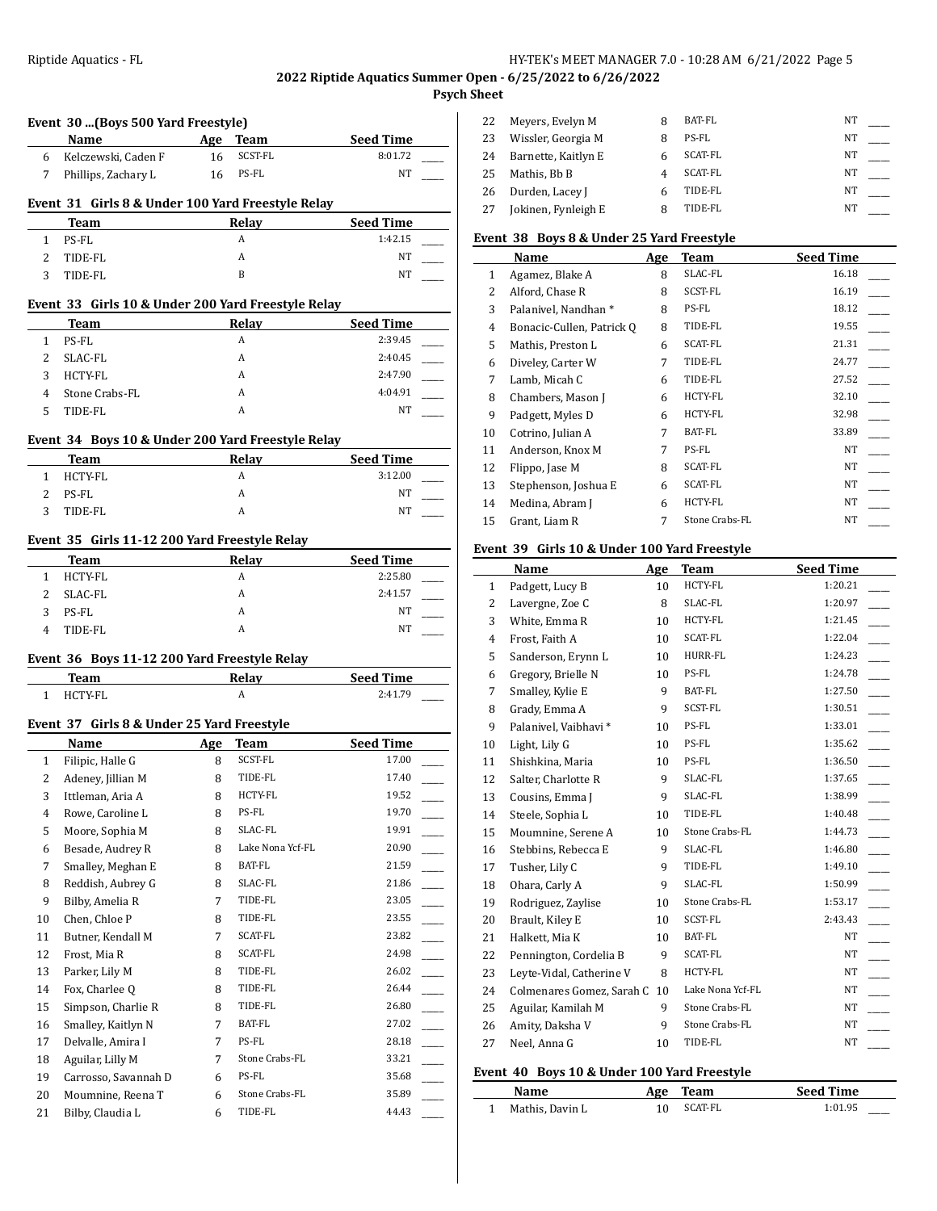# 2022 Riptide Aquatics Summer Open - 6/25/2022 to 6/26/2022

## Psych Sheet

### Event 30 ...(Boys 500 Yard Freestyle)

| | Name | Age | Team | Seed Time | |
|---|---|---|---|---|---|
| 6 | Kelczewski, Caden F | 16 | SCST-FL | 8:01.72 | ____ |
| 7 | Phillips, Zachary L | 16 | PS-FL | NT | ____ |

### Event 31 Girls 8 & Under 100 Yard Freestyle Relay

| | Team | Relay | Seed Time | |
|---|---|---|---|---|
| 1 | PS-FL | A | 1:42.15 | ____ |
| 2 | TIDE-FL | A | NT | ____ |
| 3 | TIDE-FL | B | NT | ____ |

### Event 33 Girls 10 & Under 200 Yard Freestyle Relay

| | Team | Relay | Seed Time | |
|---|---|---|---|---|
| 1 | PS-FL | A | 2:39.45 | ____ |
| 2 | SLAC-FL | A | 2:40.45 | ____ |
| 3 | HCTY-FL | A | 2:47.90 | ____ |
| 4 | Stone Crabs-FL | A | 4:04.91 | ____ |
| 5 | TIDE-FL | A | NT | ____ |

### Event 34 Boys 10 & Under 200 Yard Freestyle Relay

| | Team | Relay | Seed Time | |
|---|---|---|---|---|
| 1 | HCTY-FL | A | 3:12.00 | ____ |
| 2 | PS-FL | A | NT | ____ |
| 3 | TIDE-FL | A | NT | ____ |

### Event 35 Girls 11-12 200 Yard Freestyle Relay

| | Team | Relay | Seed Time | |
|---|---|---|---|---|
| 1 | HCTY-FL | A | 2:25.80 | ____ |
| 2 | SLAC-FL | A | 2:41.57 | ____ |
| 3 | PS-FL | A | NT | ____ |
| 4 | TIDE-FL | A | NT | ____ |

### Event 36 Boys 11-12 200 Yard Freestyle Relay

| | Team | Relay | Seed Time | |
|---|---|---|---|---|
| 1 | HCTY-FL | A | 2:41.79 | ____ |

### Event 37 Girls 8 & Under 25 Yard Freestyle

| | Name | Age | Team | Seed Time | |
|---|---|---|---|---|---|
| 1 | Filipic, Halle G | 8 | SCST-FL | 17.00 | ____ |
| 2 | Adeney, Jillian M | 8 | TIDE-FL | 17.40 | ____ |
| 3 | Ittleman, Aria A | 8 | HCTY-FL | 19.52 | ____ |
| 4 | Rowe, Caroline L | 8 | PS-FL | 19.70 | ____ |
| 5 | Moore, Sophia M | 8 | SLAC-FL | 19.91 | ____ |
| 6 | Besade, Audrey R | 8 | Lake Nona Ycf-FL | 20.90 | ____ |
| 7 | Smalley, Meghan E | 8 | BAT-FL | 21.59 | ____ |
| 8 | Reddish, Aubrey G | 8 | SLAC-FL | 21.86 | ____ |
| 9 | Bilby, Amelia R | 7 | TIDE-FL | 23.05 | ____ |
| 10 | Chen, Chloe P | 8 | TIDE-FL | 23.55 | ____ |
| 11 | Butner, Kendall M | 7 | SCAT-FL | 23.82 | ____ |
| 12 | Frost, Mia R | 8 | SCAT-FL | 24.98 | ____ |
| 13 | Parker, Lily M | 8 | TIDE-FL | 26.02 | ____ |
| 14 | Fox, Charlee Q | 8 | TIDE-FL | 26.44 | ____ |
| 15 | Simpson, Charlie R | 8 | TIDE-FL | 26.80 | ____ |
| 16 | Smalley, Kaitlyn N | 7 | BAT-FL | 27.02 | ____ |
| 17 | Delvalle, Amira I | 7 | PS-FL | 28.18 | ____ |
| 18 | Aguilar, Lilly M | 7 | Stone Crabs-FL | 33.21 | ____ |
| 19 | Carrosso, Savannah D | 6 | PS-FL | 35.68 | ____ |
| 20 | Moumnine, Reena T | 6 | Stone Crabs-FL | 35.89 | ____ |
| 21 | Bilby, Claudia L | 6 | TIDE-FL | 44.43 | ____ |
| 22 | Meyers, Evelyn M | 8 | BAT-FL | NT | ____ |
| 23 | Wissler, Georgia M | 8 | PS-FL | NT | ____ |
| 24 | Barnette, Kaitlyn E | 6 | SCAT-FL | NT | ____ |
| 25 | Mathis, Bb B | 4 | SCAT-FL | NT | ____ |
| 26 | Durden, Lacey J | 6 | TIDE-FL | NT | ____ |
| 27 | Jokinen, Fynleigh E | 8 | TIDE-FL | NT | ____ |

### Event 38 Boys 8 & Under 25 Yard Freestyle

| | Name | Age | Team | Seed Time | |
|---|---|---|---|---|---|
| 1 | Agamez, Blake A | 8 | SLAC-FL | 16.18 | ____ |
| 2 | Alford, Chase R | 8 | SCST-FL | 16.19 | ____ |
| 3 | Palanivel, Nandhan * | 8 | PS-FL | 18.12 | ____ |
| 4 | Bonacic-Cullen, Patrick Q | 8 | TIDE-FL | 19.55 | ____ |
| 5 | Mathis, Preston L | 6 | SCAT-FL | 21.31 | ____ |
| 6 | Diveley, Carter W | 7 | TIDE-FL | 24.77 | ____ |
| 7 | Lamb, Micah C | 6 | TIDE-FL | 27.52 | ____ |
| 8 | Chambers, Mason J | 6 | HCTY-FL | 32.10 | ____ |
| 9 | Padgett, Myles D | 6 | HCTY-FL | 32.98 | ____ |
| 10 | Cotrino, Julian A | 7 | BAT-FL | 33.89 | ____ |
| 11 | Anderson, Knox M | 7 | PS-FL | NT | ____ |
| 12 | Flippo, Jase M | 8 | SCAT-FL | NT | ____ |
| 13 | Stephenson, Joshua E | 6 | SCAT-FL | NT | ____ |
| 14 | Medina, Abram J | 6 | HCTY-FL | NT | ____ |
| 15 | Grant, Liam R | 7 | Stone Crabs-FL | NT | ____ |

### Event 39 Girls 10 & Under 100 Yard Freestyle

| | Name | Age | Team | Seed Time | |
|---|---|---|---|---|---|
| 1 | Padgett, Lucy B | 10 | HCTY-FL | 1:20.21 | ____ |
| 2 | Lavergne, Zoe C | 8 | SLAC-FL | 1:20.97 | ____ |
| 3 | White, Emma R | 10 | HCTY-FL | 1:21.45 | ____ |
| 4 | Frost, Faith A | 10 | SCAT-FL | 1:22.04 | ____ |
| 5 | Sanderson, Erynn L | 10 | HURR-FL | 1:24.23 | ____ |
| 6 | Gregory, Brielle N | 10 | PS-FL | 1:24.78 | ____ |
| 7 | Smalley, Kylie E | 9 | BAT-FL | 1:27.50 | ____ |
| 8 | Grady, Emma A | 9 | SCST-FL | 1:30.51 | ____ |
| 9 | Palanivel, Vaibhavi * | 10 | PS-FL | 1:33.01 | ____ |
| 10 | Light, Lily G | 10 | PS-FL | 1:35.62 | ____ |
| 11 | Shishkina, Maria | 10 | PS-FL | 1:36.50 | ____ |
| 12 | Salter, Charlotte R | 9 | SLAC-FL | 1:37.65 | ____ |
| 13 | Cousins, Emma J | 9 | SLAC-FL | 1:38.99 | ____ |
| 14 | Steele, Sophia L | 10 | TIDE-FL | 1:40.48 | ____ |
| 15 | Moumnine, Serene A | 10 | Stone Crabs-FL | 1:44.73 | ____ |
| 16 | Stebbins, Rebecca E | 9 | SLAC-FL | 1:46.80 | ____ |
| 17 | Tusher, Lily C | 9 | TIDE-FL | 1:49.10 | ____ |
| 18 | Ohara, Carly A | 9 | SLAC-FL | 1:50.99 | ____ |
| 19 | Rodriguez, Zaylise | 10 | Stone Crabs-FL | 1:53.17 | ____ |
| 20 | Brault, Kiley E | 10 | SCST-FL | 2:43.43 | ____ |
| 21 | Halkett, Mia K | 10 | BAT-FL | NT | ____ |
| 22 | Pennington, Cordelia B | 9 | SCAT-FL | NT | ____ |
| 23 | Leyte-Vidal, Catherine V | 8 | HCTY-FL | NT | ____ |
| 24 | Colmenares Gomez, Sarah C | 10 | Lake Nona Ycf-FL | NT | ____ |
| 25 | Aguilar, Kamilah M | 9 | Stone Crabs-FL | NT | ____ |
| 26 | Amity, Daksha V | 9 | Stone Crabs-FL | NT | ____ |
| 27 | Neel, Anna G | 10 | TIDE-FL | NT | ____ |

### Event 40 Boys 10 & Under 100 Yard Freestyle

| | Name | Age | Team | Seed Time | |
|---|---|---|---|---|---|
| 1 | Mathis, Davin L | 10 | SCAT-FL | 1:01.95 | ____ |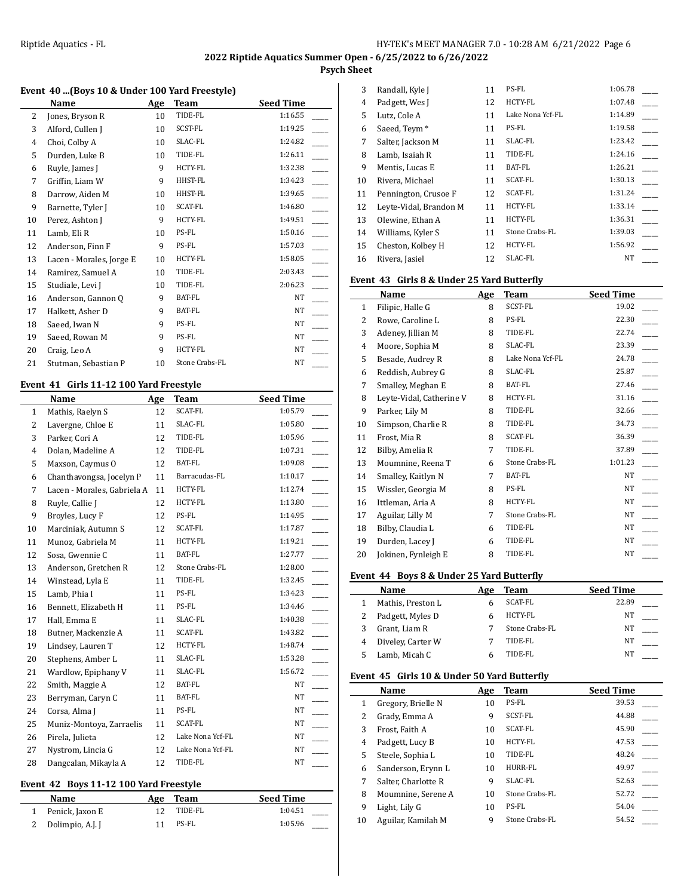## 2022 Riptide Aquatics Summer Open - 6/25/2022 to 6/26/2022

### Psych Sheet

### Event 40 ...(Boys 10 & Under 100 Yard Freestyle)

| | Name | Age | Team | Seed Time | |
|---|---|---|---|---|---|
| 2 | Jones, Bryson R | 10 | TIDE-FL | 1:16.55 | ____ |
| 3 | Alford, Cullen J | 10 | SCST-FL | 1:19.25 | ____ |
| 4 | Choi, Colby A | 10 | SLAC-FL | 1:24.82 | ____ |
| 5 | Durden, Luke B | 10 | TIDE-FL | 1:26.11 | ____ |
| 6 | Ruyle, James J | 9 | HCTY-FL | 1:32.38 | ____ |
| 7 | Griffin, Liam W | 9 | HHST-FL | 1:34.23 | ____ |
| 8 | Darrow, Aiden M | 10 | HHST-FL | 1:39.65 | ____ |
| 9 | Barnette, Tyler J | 10 | SCAT-FL | 1:46.80 | ____ |
| 10 | Perez, Ashton J | 9 | HCTY-FL | 1:49.51 | ____ |
| 11 | Lamb, Eli R | 10 | PS-FL | 1:50.16 | ____ |
| 12 | Anderson, Finn F | 9 | PS-FL | 1:57.03 | ____ |
| 13 | Lacen - Morales, Jorge E | 10 | HCTY-FL | 1:58.05 | ____ |
| 14 | Ramirez, Samuel A | 10 | TIDE-FL | 2:03.43 | ____ |
| 15 | Studiale, Levi J | 10 | TIDE-FL | 2:06.23 | ____ |
| 16 | Anderson, Gannon Q | 9 | BAT-FL | NT | ____ |
| 17 | Halkett, Asher D | 9 | BAT-FL | NT | ____ |
| 18 | Saeed, Iwan N | 9 | PS-FL | NT | ____ |
| 19 | Saeed, Rowan M | 9 | PS-FL | NT | ____ |
| 20 | Craig, Leo A | 9 | HCTY-FL | NT | ____ |
| 21 | Stutman, Sebastian P | 10 | Stone Crabs-FL | NT | ____ |

### Event 41 Girls 11-12 100 Yard Freestyle

| | Name | Age | Team | Seed Time | |
|---|---|---|---|---|---|
| 1 | Mathis, Raelyn S | 12 | SCAT-FL | 1:05.79 | ____ |
| 2 | Lavergne, Chloe E | 11 | SLAC-FL | 1:05.80 | ____ |
| 3 | Parker, Cori A | 12 | TIDE-FL | 1:05.96 | ____ |
| 4 | Dolan, Madeline A | 12 | TIDE-FL | 1:07.31 | ____ |
| 5 | Maxson, Caymus O | 12 | BAT-FL | 1:09.08 | ____ |
| 6 | Chanthavongsa, Jocelyn P | 11 | Barracudas-FL | 1:10.17 | ____ |
| 7 | Lacen - Morales, Gabriela A | 11 | HCTY-FL | 1:12.74 | ____ |
| 8 | Ruyle, Callie J | 12 | HCTY-FL | 1:13.80 | ____ |
| 9 | Broyles, Lucy F | 12 | PS-FL | 1:14.95 | ____ |
| 10 | Marciniak, Autumn S | 12 | SCAT-FL | 1:17.87 | ____ |
| 11 | Munoz, Gabriela M | 11 | HCTY-FL | 1:19.21 | ____ |
| 12 | Sosa, Gwennie C | 11 | BAT-FL | 1:27.77 | ____ |
| 13 | Anderson, Gretchen R | 12 | Stone Crabs-FL | 1:28.00 | ____ |
| 14 | Winstead, Lyla E | 11 | TIDE-FL | 1:32.45 | ____ |
| 15 | Lamb, Phia I | 11 | PS-FL | 1:34.23 | ____ |
| 16 | Bennett, Elizabeth H | 11 | PS-FL | 1:34.46 | ____ |
| 17 | Hall, Emma E | 11 | SLAC-FL | 1:40.38 | ____ |
| 18 | Butner, Mackenzie A | 11 | SCAT-FL | 1:43.82 | ____ |
| 19 | Lindsey, Lauren T | 12 | HCTY-FL | 1:48.74 | ____ |
| 20 | Stephens, Amber L | 11 | SLAC-FL | 1:53.28 | ____ |
| 21 | Wardlow, Epiphany V | 11 | SLAC-FL | 1:56.72 | ____ |
| 22 | Smith, Maggie A | 12 | BAT-FL | NT | ____ |
| 23 | Berryman, Caryn C | 11 | BAT-FL | NT | ____ |
| 24 | Corsa, Alma J | 11 | PS-FL | NT | ____ |
| 25 | Muniz-Montoya, Zarraelis | 11 | SCAT-FL | NT | ____ |
| 26 | Pirela, Julieta | 12 | Lake Nona Ycf-FL | NT | ____ |
| 27 | Nystrom, Lincia G | 12 | Lake Nona Ycf-FL | NT | ____ |
| 28 | Dangcalan, Mikayla A | 12 | TIDE-FL | NT | ____ |

### Event 42 Boys 11-12 100 Yard Freestyle

| | Name | Age | Team | Seed Time | |
|---|---|---|---|---|---|
| 1 | Penick, Jaxon E | 12 | TIDE-FL | 1:04.51 | ____ |
| 2 | Dolimpio, A.J. J | 11 | PS-FL | 1:05.96 | ____ |
| 3 | Randall, Kyle J | 11 | PS-FL | 1:06.78 | ____ |
| 4 | Padgett, Wes J | 12 | HCTY-FL | 1:07.48 | ____ |
| 5 | Lutz, Cole A | 11 | Lake Nona Ycf-FL | 1:14.89 | ____ |
| 6 | Saeed, Teym * | 11 | PS-FL | 1:19.58 | ____ |
| 7 | Salter, Jackson M | 11 | SLAC-FL | 1:23.42 | ____ |
| 8 | Lamb, Isaiah R | 11 | TIDE-FL | 1:24.16 | ____ |
| 9 | Mentis, Lucas E | 11 | BAT-FL | 1:26.21 | ____ |
| 10 | Rivera, Michael | 11 | SCAT-FL | 1:30.13 | ____ |
| 11 | Pennington, Crusoe F | 12 | SCAT-FL | 1:31.24 | ____ |
| 12 | Leyte-Vidal, Brandon M | 11 | HCTY-FL | 1:33.14 | ____ |
| 13 | Olewine, Ethan A | 11 | HCTY-FL | 1:36.31 | ____ |
| 14 | Williams, Kyler S | 11 | Stone Crabs-FL | 1:39.03 | ____ |
| 15 | Cheston, Kolbey H | 12 | HCTY-FL | 1:56.92 | ____ |
| 16 | Rivera, Jasiel | 12 | SLAC-FL | NT | ____ |

### Event 43 Girls 8 & Under 25 Yard Butterfly

| | Name | Age | Team | Seed Time | |
|---|---|---|---|---|---|
| 1 | Filipic, Halle G | 8 | SCST-FL | 19.02 | ____ |
| 2 | Rowe, Caroline L | 8 | PS-FL | 22.30 | ____ |
| 3 | Adeney, Jillian M | 8 | TIDE-FL | 22.74 | ____ |
| 4 | Moore, Sophia M | 8 | SLAC-FL | 23.39 | ____ |
| 5 | Besade, Audrey R | 8 | Lake Nona Ycf-FL | 24.78 | ____ |
| 6 | Reddish, Aubrey G | 8 | SLAC-FL | 25.87 | ____ |
| 7 | Smalley, Meghan E | 8 | BAT-FL | 27.46 | ____ |
| 8 | Leyte-Vidal, Catherine V | 8 | HCTY-FL | 31.16 | ____ |
| 9 | Parker, Lily M | 8 | TIDE-FL | 32.66 | ____ |
| 10 | Simpson, Charlie R | 8 | TIDE-FL | 34.73 | ____ |
| 11 | Frost, Mia R | 8 | SCAT-FL | 36.39 | ____ |
| 12 | Bilby, Amelia R | 7 | TIDE-FL | 37.89 | ____ |
| 13 | Moumnine, Reena T | 6 | Stone Crabs-FL | 1:01.23 | ____ |
| 14 | Smalley, Kaitlyn N | 7 | BAT-FL | NT | ____ |
| 15 | Wissler, Georgia M | 8 | PS-FL | NT | ____ |
| 16 | Ittleman, Aria A | 8 | HCTY-FL | NT | ____ |
| 17 | Aguilar, Lilly M | 7 | Stone Crabs-FL | NT | ____ |
| 18 | Bilby, Claudia L | 6 | TIDE-FL | NT | ____ |
| 19 | Durden, Lacey J | 6 | TIDE-FL | NT | ____ |
| 20 | Jokinen, Fynleigh E | 8 | TIDE-FL | NT | ____ |

### Event 44 Boys 8 & Under 25 Yard Butterfly

| | Name | Age | Team | Seed Time | |
|---|---|---|---|---|---|
| 1 | Mathis, Preston L | 6 | SCAT-FL | 22.89 | ____ |
| 2 | Padgett, Myles D | 6 | HCTY-FL | NT | ____ |
| 3 | Grant, Liam R | 7 | Stone Crabs-FL | NT | ____ |
| 4 | Diveley, Carter W | 7 | TIDE-FL | NT | ____ |
| 5 | Lamb, Micah C | 6 | TIDE-FL | NT | ____ |

### Event 45 Girls 10 & Under 50 Yard Butterfly

| | Name | Age | Team | Seed Time | |
|---|---|---|---|---|---|
| 1 | Gregory, Brielle N | 10 | PS-FL | 39.53 | ____ |
| 2 | Grady, Emma A | 9 | SCST-FL | 44.88 | ____ |
| 3 | Frost, Faith A | 10 | SCAT-FL | 45.90 | ____ |
| 4 | Padgett, Lucy B | 10 | HCTY-FL | 47.53 | ____ |
| 5 | Steele, Sophia L | 10 | TIDE-FL | 48.24 | ____ |
| 6 | Sanderson, Erynn L | 10 | HURR-FL | 49.97 | ____ |
| 7 | Salter, Charlotte R | 9 | SLAC-FL | 52.63 | ____ |
| 8 | Moumnine, Serene A | 10 | Stone Crabs-FL | 52.72 | ____ |
| 9 | Light, Lily G | 10 | PS-FL | 54.04 | ____ |
| 10 | Aguilar, Kamilah M | 9 | Stone Crabs-FL | 54.52 | ____ |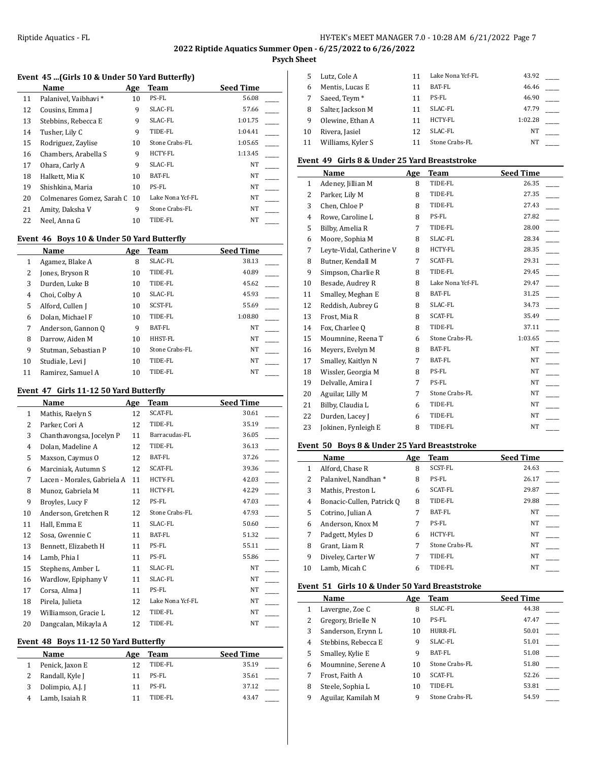**2022 Riptide Aquatics Summer Open - 6/25/2022 to 6/26/2022**

**Psych Sheet**

### Event 45 ...(Girls 10 & Under 50 Yard Butterfly)

| | Name | Age | Team | Seed Time | |
|---|---|---|---|---|---|
| 11 | Palanivel, Vaibhavi * | 10 | PS-FL | 56.08 | ____ |
| 12 | Cousins, Emma J | 9 | SLAC-FL | 57.66 | ____ |
| 13 | Stebbins, Rebecca E | 9 | SLAC-FL | 1:01.75 | ____ |
| 14 | Tusher, Lily C | 9 | TIDE-FL | 1:04.41 | ____ |
| 15 | Rodriguez, Zaylise | 10 | Stone Crabs-FL | 1:05.65 | ____ |
| 16 | Chambers, Arabella S | 9 | HCTY-FL | 1:13.45 | ____ |
| 17 | Ohara, Carly A | 9 | SLAC-FL | NT | ____ |
| 18 | Halkett, Mia K | 10 | BAT-FL | NT | ____ |
| 19 | Shishkina, Maria | 10 | PS-FL | NT | ____ |
| 20 | Colmenares Gomez, Sarah C | 10 | Lake Nona Ycf-FL | NT | ____ |
| 21 | Amity, Daksha V | 9 | Stone Crabs-FL | NT | ____ |
| 22 | Neel, Anna G | 10 | TIDE-FL | NT | ____ |

### Event 46 Boys 10 & Under 50 Yard Butterfly

| | Name | Age | Team | Seed Time | |
|---|---|---|---|---|---|
| 1 | Agamez, Blake A | 8 | SLAC-FL | 38.13 | ____ |
| 2 | Jones, Bryson R | 10 | TIDE-FL | 40.89 | ____ |
| 3 | Durden, Luke B | 10 | TIDE-FL | 45.62 | ____ |
| 4 | Choi, Colby A | 10 | SLAC-FL | 45.93 | ____ |
| 5 | Alford, Cullen J | 10 | SCST-FL | 55.69 | ____ |
| 6 | Dolan, Michael F | 10 | TIDE-FL | 1:08.80 | ____ |
| 7 | Anderson, Gannon Q | 9 | BAT-FL | NT | ____ |
| 8 | Darrow, Aiden M | 10 | HHST-FL | NT | ____ |
| 9 | Stutman, Sebastian P | 10 | Stone Crabs-FL | NT | ____ |
| 10 | Studiale, Levi J | 10 | TIDE-FL | NT | ____ |
| 11 | Ramirez, Samuel A | 10 | TIDE-FL | NT | ____ |

### Event 47 Girls 11-12 50 Yard Butterfly

| | Name | Age | Team | Seed Time | |
|---|---|---|---|---|---|
| 1 | Mathis, Raelyn S | 12 | SCAT-FL | 30.61 | ____ |
| 2 | Parker, Cori A | 12 | TIDE-FL | 35.19 | ____ |
| 3 | Chanthavongsa, Jocelyn P | 11 | Barracudas-FL | 36.05 | ____ |
| 4 | Dolan, Madeline A | 12 | TIDE-FL | 36.13 | ____ |
| 5 | Maxson, Caymus O | 12 | BAT-FL | 37.26 | ____ |
| 6 | Marciniak, Autumn S | 12 | SCAT-FL | 39.36 | ____ |
| 7 | Lacen - Morales, Gabriela A | 11 | HCTY-FL | 42.03 | ____ |
| 8 | Munoz, Gabriela M | 11 | HCTY-FL | 42.29 | ____ |
| 9 | Broyles, Lucy F | 12 | PS-FL | 47.03 | ____ |
| 10 | Anderson, Gretchen R | 12 | Stone Crabs-FL | 47.93 | ____ |
| 11 | Hall, Emma E | 11 | SLAC-FL | 50.60 | ____ |
| 12 | Sosa, Gwennie C | 11 | BAT-FL | 51.32 | ____ |
| 13 | Bennett, Elizabeth H | 11 | PS-FL | 55.11 | ____ |
| 14 | Lamb, Phia I | 11 | PS-FL | 55.86 | ____ |
| 15 | Stephens, Amber L | 11 | SLAC-FL | NT | ____ |
| 16 | Wardlow, Epiphany V | 11 | SLAC-FL | NT | ____ |
| 17 | Corsa, Alma J | 11 | PS-FL | NT | ____ |
| 18 | Pirela, Julieta | 12 | Lake Nona Ycf-FL | NT | ____ |
| 19 | Williamson, Gracie L | 12 | TIDE-FL | NT | ____ |
| 20 | Dangcalan, Mikayla A | 12 | TIDE-FL | NT | ____ |

### Event 48 Boys 11-12 50 Yard Butterfly

| | Name | Age | Team | Seed Time | |
|---|---|---|---|---|---|
| 1 | Penick, Jaxon E | 12 | TIDE-FL | 35.19 | ____ |
| 2 | Randall, Kyle J | 11 | PS-FL | 35.61 | ____ |
| 3 | Dolimpio, A.J. J | 11 | PS-FL | 37.12 | ____ |
| 4 | Lamb, Isaiah R | 11 | TIDE-FL | 43.47 | ____ |
| 5 | Lutz, Cole A | 11 | Lake Nona Ycf-FL | 43.92 | ____ |
| 6 | Mentis, Lucas E | 11 | BAT-FL | 46.46 | ____ |
| 7 | Saeed, Teym * | 11 | PS-FL | 46.90 | ____ |
| 8 | Salter, Jackson M | 11 | SLAC-FL | 47.79 | ____ |
| 9 | Olewine, Ethan A | 11 | HCTY-FL | 1:02.28 | ____ |
| 10 | Rivera, Jasiel | 12 | SLAC-FL | NT | ____ |
| 11 | Williams, Kyler S | 11 | Stone Crabs-FL | NT | ____ |

### Event 49 Girls 8 & Under 25 Yard Breaststroke

| | Name | Age | Team | Seed Time | |
|---|---|---|---|---|---|
| 1 | Adeney, Jillian M | 8 | TIDE-FL | 26.35 | ____ |
| 2 | Parker, Lily M | 8 | TIDE-FL | 27.35 | ____ |
| 3 | Chen, Chloe P | 8 | TIDE-FL | 27.43 | ____ |
| 4 | Rowe, Caroline L | 8 | PS-FL | 27.82 | ____ |
| 5 | Bilby, Amelia R | 7 | TIDE-FL | 28.00 | ____ |
| 6 | Moore, Sophia M | 8 | SLAC-FL | 28.34 | ____ |
| 7 | Leyte-Vidal, Catherine V | 8 | HCTY-FL | 28.35 | ____ |
| 8 | Butner, Kendall M | 7 | SCAT-FL | 29.31 | ____ |
| 9 | Simpson, Charlie R | 8 | TIDE-FL | 29.45 | ____ |
| 10 | Besade, Audrey R | 8 | Lake Nona Ycf-FL | 29.47 | ____ |
| 11 | Smalley, Meghan E | 8 | BAT-FL | 31.25 | ____ |
| 12 | Reddish, Aubrey G | 8 | SLAC-FL | 34.73 | ____ |
| 13 | Frost, Mia R | 8 | SCAT-FL | 35.49 | ____ |
| 14 | Fox, Charlee Q | 8 | TIDE-FL | 37.11 | ____ |
| 15 | Moumnine, Reena T | 6 | Stone Crabs-FL | 1:03.65 | ____ |
| 16 | Meyers, Evelyn M | 8 | BAT-FL | NT | ____ |
| 17 | Smalley, Kaitlyn N | 7 | BAT-FL | NT | ____ |
| 18 | Wissler, Georgia M | 8 | PS-FL | NT | ____ |
| 19 | Delvalle, Amira I | 7 | PS-FL | NT | ____ |
| 20 | Aguilar, Lilly M | 7 | Stone Crabs-FL | NT | ____ |
| 21 | Bilby, Claudia L | 6 | TIDE-FL | NT | ____ |
| 22 | Durden, Lacey J | 6 | TIDE-FL | NT | ____ |
| 23 | Jokinen, Fynleigh E | 8 | TIDE-FL | NT | ____ |

### Event 50 Boys 8 & Under 25 Yard Breaststroke

| | Name | Age | Team | Seed Time | |
|---|---|---|---|---|---|
| 1 | Alford, Chase R | 8 | SCST-FL | 24.63 | ____ |
| 2 | Palanivel, Nandhan * | 8 | PS-FL | 26.17 | ____ |
| 3 | Mathis, Preston L | 6 | SCAT-FL | 29.87 | ____ |
| 4 | Bonacic-Cullen, Patrick Q | 8 | TIDE-FL | 29.88 | ____ |
| 5 | Cotrino, Julian A | 7 | BAT-FL | NT | ____ |
| 6 | Anderson, Knox M | 7 | PS-FL | NT | ____ |
| 7 | Padgett, Myles D | 6 | HCTY-FL | NT | ____ |
| 8 | Grant, Liam R | 7 | Stone Crabs-FL | NT | ____ |
| 9 | Diveley, Carter W | 7 | TIDE-FL | NT | ____ |
| 10 | Lamb, Micah C | 6 | TIDE-FL | NT | ____ |

### Event 51 Girls 10 & Under 50 Yard Breaststroke

| | Name | Age | Team | Seed Time | |
|---|---|---|---|---|---|
| 1 | Lavergne, Zoe C | 8 | SLAC-FL | 44.38 | ____ |
| 2 | Gregory, Brielle N | 10 | PS-FL | 47.47 | ____ |
| 3 | Sanderson, Erynn L | 10 | HURR-FL | 50.01 | ____ |
| 4 | Stebbins, Rebecca E | 9 | SLAC-FL | 51.01 | ____ |
| 5 | Smalley, Kylie E | 9 | BAT-FL | 51.08 | ____ |
| 6 | Moumnine, Serene A | 10 | Stone Crabs-FL | 51.80 | ____ |
| 7 | Frost, Faith A | 10 | SCAT-FL | 52.26 | ____ |
| 8 | Steele, Sophia L | 10 | TIDE-FL | 53.81 | ____ |
| 9 | Aguilar, Kamilah M | 9 | Stone Crabs-FL | 54.59 | ____ |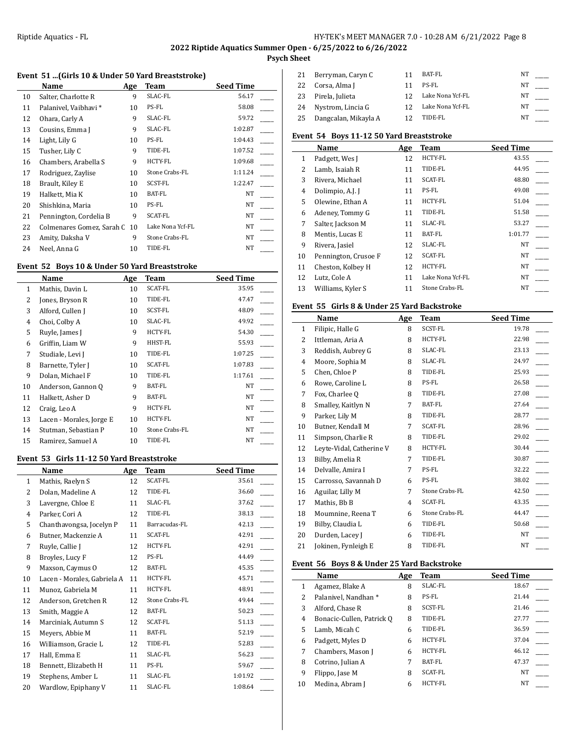## 2022 Riptide Aquatics Summer Open - 6/25/2022 to 6/26/2022

**Psych Sheet**

### Event 51 ...(Girls 10 & Under 50 Yard Breaststroke)

| | Name | Age | Team | Seed Time | |
|---|---|---|---|---|---|
| 10 | Salter, Charlotte R | 9 | SLAC-FL | 56.17 | ____ |
| 11 | Palanivel, Vaibhavi * | 10 | PS-FL | 58.08 | ____ |
| 12 | Ohara, Carly A | 9 | SLAC-FL | 59.72 | ____ |
| 13 | Cousins, Emma J | 9 | SLAC-FL | 1:02.87 | ____ |
| 14 | Light, Lily G | 10 | PS-FL | 1:04.43 | ____ |
| 15 | Tusher, Lily C | 9 | TIDE-FL | 1:07.52 | ____ |
| 16 | Chambers, Arabella S | 9 | HCTY-FL | 1:09.68 | ____ |
| 17 | Rodriguez, Zaylise | 10 | Stone Crabs-FL | 1:11.24 | ____ |
| 18 | Brault, Kiley E | 10 | SCST-FL | 1:22.47 | ____ |
| 19 | Halkett, Mia K | 10 | BAT-FL | NT | ____ |
| 20 | Shishkina, Maria | 10 | PS-FL | NT | ____ |
| 21 | Pennington, Cordelia B | 9 | SCAT-FL | NT | ____ |
| 22 | Colmenares Gomez, Sarah C | 10 | Lake Nona Ycf-FL | NT | ____ |
| 23 | Amity, Daksha V | 9 | Stone Crabs-FL | NT | ____ |
| 24 | Neel, Anna G | 10 | TIDE-FL | NT | ____ |

### Event 52 Boys 10 & Under 50 Yard Breaststroke

| | Name | Age | Team | Seed Time | |
|---|---|---|---|---|---|
| 1 | Mathis, Davin L | 10 | SCAT-FL | 35.95 | ____ |
| 2 | Jones, Bryson R | 10 | TIDE-FL | 47.47 | ____ |
| 3 | Alford, Cullen J | 10 | SCST-FL | 48.09 | ____ |
| 4 | Choi, Colby A | 10 | SLAC-FL | 49.92 | ____ |
| 5 | Ruyle, James J | 9 | HCTY-FL | 54.30 | ____ |
| 6 | Griffin, Liam W | 9 | HHST-FL | 55.93 | ____ |
| 7 | Studiale, Levi J | 10 | TIDE-FL | 1:07.25 | ____ |
| 8 | Barnette, Tyler J | 10 | SCAT-FL | 1:07.83 | ____ |
| 9 | Dolan, Michael F | 10 | TIDE-FL | 1:17.61 | ____ |
| 10 | Anderson, Gannon Q | 9 | BAT-FL | NT | ____ |
| 11 | Halkett, Asher D | 9 | BAT-FL | NT | ____ |
| 12 | Craig, Leo A | 9 | HCTY-FL | NT | ____ |
| 13 | Lacen - Morales, Jorge E | 10 | HCTY-FL | NT | ____ |
| 14 | Stutman, Sebastian P | 10 | Stone Crabs-FL | NT | ____ |
| 15 | Ramirez, Samuel A | 10 | TIDE-FL | NT | ____ |

### Event 53 Girls 11-12 50 Yard Breaststroke

| | Name | Age | Team | Seed Time | |
|---|---|---|---|---|---|
| 1 | Mathis, Raelyn S | 12 | SCAT-FL | 35.61 | ____ |
| 2 | Dolan, Madeline A | 12 | TIDE-FL | 36.60 | ____ |
| 3 | Lavergne, Chloe E | 11 | SLAC-FL | 37.62 | ____ |
| 4 | Parker, Cori A | 12 | TIDE-FL | 38.13 | ____ |
| 5 | Chanthavongsa, Jocelyn P | 11 | Barracudas-FL | 42.13 | ____ |
| 6 | Butner, Mackenzie A | 11 | SCAT-FL | 42.91 | ____ |
| 7 | Ruyle, Callie J | 12 | HCTY-FL | 42.91 | ____ |
| 8 | Broyles, Lucy F | 12 | PS-FL | 44.49 | ____ |
| 9 | Maxson, Caymus O | 12 | BAT-FL | 45.35 | ____ |
| 10 | Lacen - Morales, Gabriela A | 11 | HCTY-FL | 45.71 | ____ |
| 11 | Munoz, Gabriela M | 11 | HCTY-FL | 48.91 | ____ |
| 12 | Anderson, Gretchen R | 12 | Stone Crabs-FL | 49.44 | ____ |
| 13 | Smith, Maggie A | 12 | BAT-FL | 50.23 | ____ |
| 14 | Marciniak, Autumn S | 12 | SCAT-FL | 51.13 | ____ |
| 15 | Meyers, Abbie M | 11 | BAT-FL | 52.19 | ____ |
| 16 | Williamson, Gracie L | 12 | TIDE-FL | 52.83 | ____ |
| 17 | Hall, Emma E | 11 | SLAC-FL | 56.23 | ____ |
| 18 | Bennett, Elizabeth H | 11 | PS-FL | 59.67 | ____ |
| 19 | Stephens, Amber L | 11 | SLAC-FL | 1:01.92 | ____ |
| 20 | Wardlow, Epiphany V | 11 | SLAC-FL | 1:08.64 | ____ |
| 21 | Berryman, Caryn C | 11 | BAT-FL | NT | ____ |
| 22 | Corsa, Alma J | 11 | PS-FL | NT | ____ |
| 23 | Pirela, Julieta | 12 | Lake Nona Ycf-FL | NT | ____ |
| 24 | Nystrom, Lincia G | 12 | Lake Nona Ycf-FL | NT | ____ |
| 25 | Dangcalan, Mikayla A | 12 | TIDE-FL | NT | ____ |

### Event 54 Boys 11-12 50 Yard Breaststroke

| | Name | Age | Team | Seed Time | |
|---|---|---|---|---|---|
| 1 | Padgett, Wes J | 12 | HCTY-FL | 43.55 | ____ |
| 2 | Lamb, Isaiah R | 11 | TIDE-FL | 44.95 | ____ |
| 3 | Rivera, Michael | 11 | SCAT-FL | 48.80 | ____ |
| 4 | Dolimpio, A.J. J | 11 | PS-FL | 49.08 | ____ |
| 5 | Olewine, Ethan A | 11 | HCTY-FL | 51.04 | ____ |
| 6 | Adeney, Tommy G | 11 | TIDE-FL | 51.58 | ____ |
| 7 | Salter, Jackson M | 11 | SLAC-FL | 53.27 | ____ |
| 8 | Mentis, Lucas E | 11 | BAT-FL | 1:01.77 | ____ |
| 9 | Rivera, Jasiel | 12 | SLAC-FL | NT | ____ |
| 10 | Pennington, Crusoe F | 12 | SCAT-FL | NT | ____ |
| 11 | Cheston, Kolbey H | 12 | HCTY-FL | NT | ____ |
| 12 | Lutz, Cole A | 11 | Lake Nona Ycf-FL | NT | ____ |
| 13 | Williams, Kyler S | 11 | Stone Crabs-FL | NT | ____ |

### Event 55 Girls 8 & Under 25 Yard Backstroke

| | Name | Age | Team | Seed Time | |
|---|---|---|---|---|---|
| 1 | Filipic, Halle G | 8 | SCST-FL | 19.78 | ____ |
| 2 | Ittleman, Aria A | 8 | HCTY-FL | 22.98 | ____ |
| 3 | Reddish, Aubrey G | 8 | SLAC-FL | 23.13 | ____ |
| 4 | Moore, Sophia M | 8 | SLAC-FL | 24.97 | ____ |
| 5 | Chen, Chloe P | 8 | TIDE-FL | 25.93 | ____ |
| 6 | Rowe, Caroline L | 8 | PS-FL | 26.58 | ____ |
| 7 | Fox, Charlee Q | 8 | TIDE-FL | 27.08 | ____ |
| 8 | Smalley, Kaitlyn N | 7 | BAT-FL | 27.64 | ____ |
| 9 | Parker, Lily M | 8 | TIDE-FL | 28.77 | ____ |
| 10 | Butner, Kendall M | 7 | SCAT-FL | 28.96 | ____ |
| 11 | Simpson, Charlie R | 8 | TIDE-FL | 29.02 | ____ |
| 12 | Leyte-Vidal, Catherine V | 8 | HCTY-FL | 30.44 | ____ |
| 13 | Bilby, Amelia R | 7 | TIDE-FL | 30.87 | ____ |
| 14 | Delvalle, Amira I | 7 | PS-FL | 32.22 | ____ |
| 15 | Carrosso, Savannah D | 6 | PS-FL | 38.02 | ____ |
| 16 | Aguilar, Lilly M | 7 | Stone Crabs-FL | 42.50 | ____ |
| 17 | Mathis, Bb B | 4 | SCAT-FL | 43.35 | ____ |
| 18 | Moumnine, Reena T | 6 | Stone Crabs-FL | 44.47 | ____ |
| 19 | Bilby, Claudia L | 6 | TIDE-FL | 50.68 | ____ |
| 20 | Durden, Lacey J | 6 | TIDE-FL | NT | ____ |
| 21 | Jokinen, Fynleigh E | 8 | TIDE-FL | NT | ____ |

### Event 56 Boys 8 & Under 25 Yard Backstroke

| | Name | Age | Team | Seed Time | |
|---|---|---|---|---|---|
| 1 | Agamez, Blake A | 8 | SLAC-FL | 18.67 | ____ |
| 2 | Palanivel, Nandhan * | 8 | PS-FL | 21.44 | ____ |
| 3 | Alford, Chase R | 8 | SCST-FL | 21.46 | ____ |
| 4 | Bonacic-Cullen, Patrick Q | 8 | TIDE-FL | 27.77 | ____ |
| 5 | Lamb, Micah C | 6 | TIDE-FL | 36.59 | ____ |
| 6 | Padgett, Myles D | 6 | HCTY-FL | 37.04 | ____ |
| 7 | Chambers, Mason J | 6 | HCTY-FL | 46.12 | ____ |
| 8 | Cotrino, Julian A | 7 | BAT-FL | 47.37 | ____ |
| 9 | Flippo, Jase M | 8 | SCAT-FL | NT | ____ |
| 10 | Medina, Abram J | 6 | HCTY-FL | NT | ____ |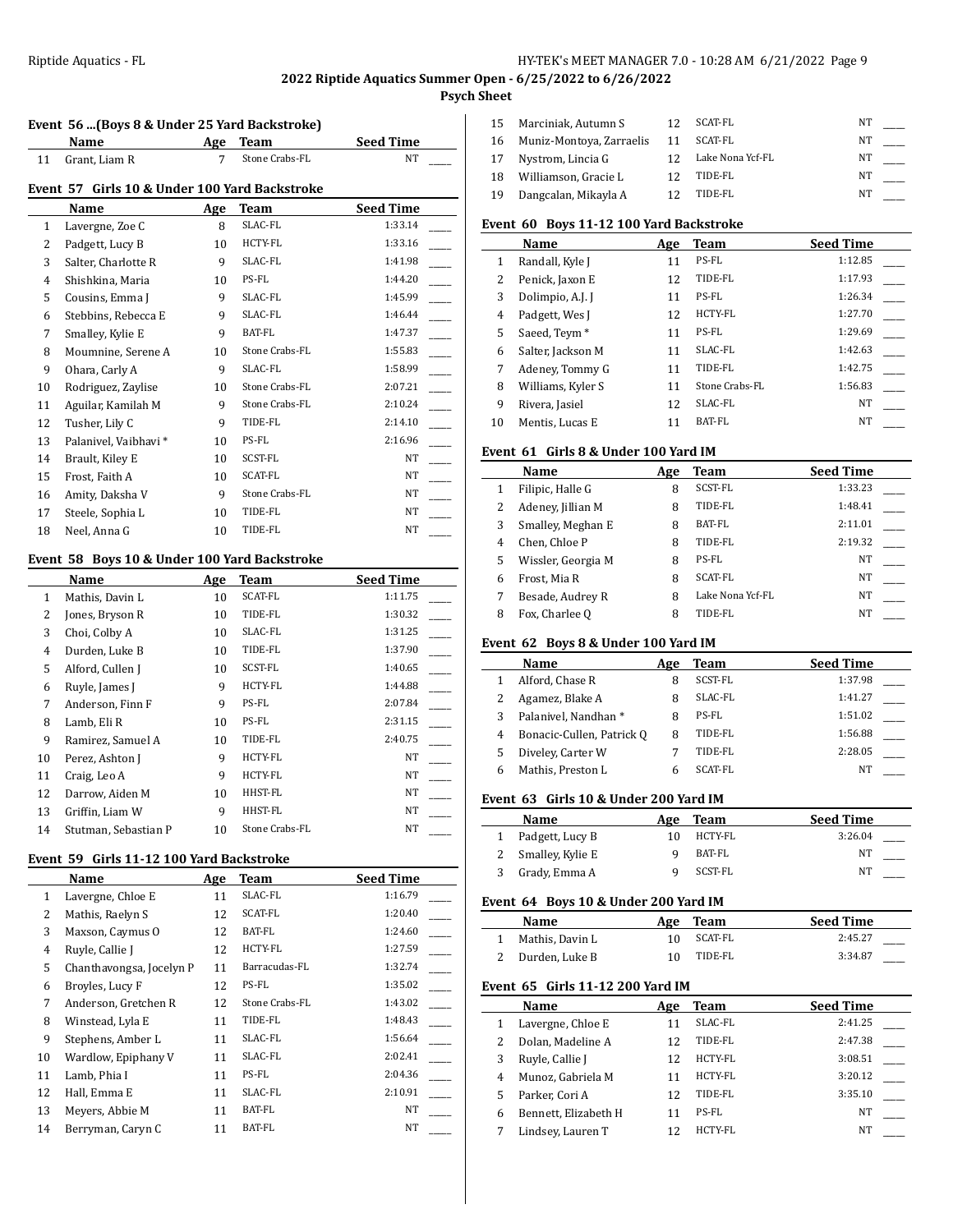## 2022 Riptide Aquatics Summer Open - 6/25/2022 to 6/26/2022

### Psych Sheet

#### Event 56 ...(Boys 8 & Under 25 Yard Backstroke)

| | Name | Age | Team | Seed Time | |
|---|---|---|---|---|---|
| 11 | Grant, Liam R | 7 | Stone Crabs-FL | NT | ____ |

#### Event 57 Girls 10 & Under 100 Yard Backstroke

| | Name | Age | Team | Seed Time | |
|---|---|---|---|---|---|
| 1 | Lavergne, Zoe C | 8 | SLAC-FL | 1:33.14 | ____ |
| 2 | Padgett, Lucy B | 10 | HCTY-FL | 1:33.16 | ____ |
| 3 | Salter, Charlotte R | 9 | SLAC-FL | 1:41.98 | ____ |
| 4 | Shishkina, Maria | 10 | PS-FL | 1:44.20 | ____ |
| 5 | Cousins, Emma J | 9 | SLAC-FL | 1:45.99 | ____ |
| 6 | Stebbins, Rebecca E | 9 | SLAC-FL | 1:46.44 | ____ |
| 7 | Smalley, Kylie E | 9 | BAT-FL | 1:47.37 | ____ |
| 8 | Moumnine, Serene A | 10 | Stone Crabs-FL | 1:55.83 | ____ |
| 9 | Ohara, Carly A | 9 | SLAC-FL | 1:58.99 | ____ |
| 10 | Rodriguez, Zaylise | 10 | Stone Crabs-FL | 2:07.21 | ____ |
| 11 | Aguilar, Kamilah M | 9 | Stone Crabs-FL | 2:10.24 | ____ |
| 12 | Tusher, Lily C | 9 | TIDE-FL | 2:14.10 | ____ |
| 13 | Palanivel, Vaibhavi * | 10 | PS-FL | 2:16.96 | ____ |
| 14 | Brault, Kiley E | 10 | SCST-FL | NT | ____ |
| 15 | Frost, Faith A | 10 | SCAT-FL | NT | ____ |
| 16 | Amity, Daksha V | 9 | Stone Crabs-FL | NT | ____ |
| 17 | Steele, Sophia L | 10 | TIDE-FL | NT | ____ |
| 18 | Neel, Anna G | 10 | TIDE-FL | NT | ____ |

#### Event 58 Boys 10 & Under 100 Yard Backstroke

| | Name | Age | Team | Seed Time | |
|---|---|---|---|---|---|
| 1 | Mathis, Davin L | 10 | SCAT-FL | 1:11.75 | ____ |
| 2 | Jones, Bryson R | 10 | TIDE-FL | 1:30.32 | ____ |
| 3 | Choi, Colby A | 10 | SLAC-FL | 1:31.25 | ____ |
| 4 | Durden, Luke B | 10 | TIDE-FL | 1:37.90 | ____ |
| 5 | Alford, Cullen J | 10 | SCST-FL | 1:40.65 | ____ |
| 6 | Ruyle, James J | 9 | HCTY-FL | 1:44.88 | ____ |
| 7 | Anderson, Finn F | 9 | PS-FL | 2:07.84 | ____ |
| 8 | Lamb, Eli R | 10 | PS-FL | 2:31.15 | ____ |
| 9 | Ramirez, Samuel A | 10 | TIDE-FL | 2:40.75 | ____ |
| 10 | Perez, Ashton J | 9 | HCTY-FL | NT | ____ |
| 11 | Craig, Leo A | 9 | HCTY-FL | NT | ____ |
| 12 | Darrow, Aiden M | 10 | HHST-FL | NT | ____ |
| 13 | Griffin, Liam W | 9 | HHST-FL | NT | ____ |
| 14 | Stutman, Sebastian P | 10 | Stone Crabs-FL | NT | ____ |

#### Event 59 Girls 11-12 100 Yard Backstroke

| | Name | Age | Team | Seed Time | |
|---|---|---|---|---|---|
| 1 | Lavergne, Chloe E | 11 | SLAC-FL | 1:16.79 | ____ |
| 2 | Mathis, Raelyn S | 12 | SCAT-FL | 1:20.40 | ____ |
| 3 | Maxson, Caymus O | 12 | BAT-FL | 1:24.60 | ____ |
| 4 | Ruyle, Callie J | 12 | HCTY-FL | 1:27.59 | ____ |
| 5 | Chanthavongsa, Jocelyn P | 11 | Barracudas-FL | 1:32.74 | ____ |
| 6 | Broyles, Lucy F | 12 | PS-FL | 1:35.02 | ____ |
| 7 | Anderson, Gretchen R | 12 | Stone Crabs-FL | 1:43.02 | ____ |
| 8 | Winstead, Lyla E | 11 | TIDE-FL | 1:48.43 | ____ |
| 9 | Stephens, Amber L | 11 | SLAC-FL | 1:56.64 | ____ |
| 10 | Wardlow, Epiphany V | 11 | SLAC-FL | 2:02.41 | ____ |
| 11 | Lamb, Phia I | 11 | PS-FL | 2:04.36 | ____ |
| 12 | Hall, Emma E | 11 | SLAC-FL | 2:10.91 | ____ |
| 13 | Meyers, Abbie M | 11 | BAT-FL | NT | ____ |
| 14 | Berryman, Caryn C | 11 | BAT-FL | NT | ____ |
| 15 | Marciniak, Autumn S | 12 | SCAT-FL | NT | ____ |
| 16 | Muniz-Montoya, Zarraelis | 11 | SCAT-FL | NT | ____ |
| 17 | Nystrom, Lincia G | 12 | Lake Nona Ycf-FL | NT | ____ |
| 18 | Williamson, Gracie L | 12 | TIDE-FL | NT | ____ |
| 19 | Dangcalan, Mikayla A | 12 | TIDE-FL | NT | ____ |

#### Event 60 Boys 11-12 100 Yard Backstroke

| | Name | Age | Team | Seed Time | |
|---|---|---|---|---|---|
| 1 | Randall, Kyle J | 11 | PS-FL | 1:12.85 | ____ |
| 2 | Penick, Jaxon E | 12 | TIDE-FL | 1:17.93 | ____ |
| 3 | Dolimpio, A.J. J | 11 | PS-FL | 1:26.34 | ____ |
| 4 | Padgett, Wes J | 12 | HCTY-FL | 1:27.70 | ____ |
| 5 | Saeed, Teym * | 11 | PS-FL | 1:29.69 | ____ |
| 6 | Salter, Jackson M | 11 | SLAC-FL | 1:42.63 | ____ |
| 7 | Adeney, Tommy G | 11 | TIDE-FL | 1:42.75 | ____ |
| 8 | Williams, Kyler S | 11 | Stone Crabs-FL | 1:56.83 | ____ |
| 9 | Rivera, Jasiel | 12 | SLAC-FL | NT | ____ |
| 10 | Mentis, Lucas E | 11 | BAT-FL | NT | ____ |

#### Event 61 Girls 8 & Under 100 Yard IM

| | Name | Age | Team | Seed Time | |
|---|---|---|---|---|---|
| 1 | Filipic, Halle G | 8 | SCST-FL | 1:33.23 | ____ |
| 2 | Adeney, Jillian M | 8 | TIDE-FL | 1:48.41 | ____ |
| 3 | Smalley, Meghan E | 8 | BAT-FL | 2:11.01 | ____ |
| 4 | Chen, Chloe P | 8 | TIDE-FL | 2:19.32 | ____ |
| 5 | Wissler, Georgia M | 8 | PS-FL | NT | ____ |
| 6 | Frost, Mia R | 8 | SCAT-FL | NT | ____ |
| 7 | Besade, Audrey R | 8 | Lake Nona Ycf-FL | NT | ____ |
| 8 | Fox, Charlee Q | 8 | TIDE-FL | NT | ____ |

#### Event 62 Boys 8 & Under 100 Yard IM

| | Name | Age | Team | Seed Time | |
|---|---|---|---|---|---|
| 1 | Alford, Chase R | 8 | SCST-FL | 1:37.98 | ____ |
| 2 | Agamez, Blake A | 8 | SLAC-FL | 1:41.27 | ____ |
| 3 | Palanivel, Nandhan * | 8 | PS-FL | 1:51.02 | ____ |
| 4 | Bonacic-Cullen, Patrick Q | 8 | TIDE-FL | 1:56.88 | ____ |
| 5 | Diveley, Carter W | 7 | TIDE-FL | 2:28.05 | ____ |
| 6 | Mathis, Preston L | 6 | SCAT-FL | NT | ____ |

#### Event 63 Girls 10 & Under 200 Yard IM

| | Name | Age | Team | Seed Time | |
|---|---|---|---|---|---|
| 1 | Padgett, Lucy B | 10 | HCTY-FL | 3:26.04 | ____ |
| 2 | Smalley, Kylie E | 9 | BAT-FL | NT | ____ |
| 3 | Grady, Emma A | 9 | SCST-FL | NT | ____ |

#### Event 64 Boys 10 & Under 200 Yard IM

| | Name | Age | Team | Seed Time | |
|---|---|---|---|---|---|
| 1 | Mathis, Davin L | 10 | SCAT-FL | 2:45.27 | ____ |
| 2 | Durden, Luke B | 10 | TIDE-FL | 3:34.87 | ____ |

#### Event 65 Girls 11-12 200 Yard IM

| | Name | Age | Team | Seed Time | |
|---|---|---|---|---|---|
| 1 | Lavergne, Chloe E | 11 | SLAC-FL | 2:41.25 | ____ |
| 2 | Dolan, Madeline A | 12 | TIDE-FL | 2:47.38 | ____ |
| 3 | Ruyle, Callie J | 12 | HCTY-FL | 3:08.51 | ____ |
| 4 | Munoz, Gabriela M | 11 | HCTY-FL | 3:20.12 | ____ |
| 5 | Parker, Cori A | 12 | TIDE-FL | 3:35.10 | ____ |
| 6 | Bennett, Elizabeth H | 11 | PS-FL | NT | ____ |
| 7 | Lindsey, Lauren T | 12 | HCTY-FL | NT | ____ |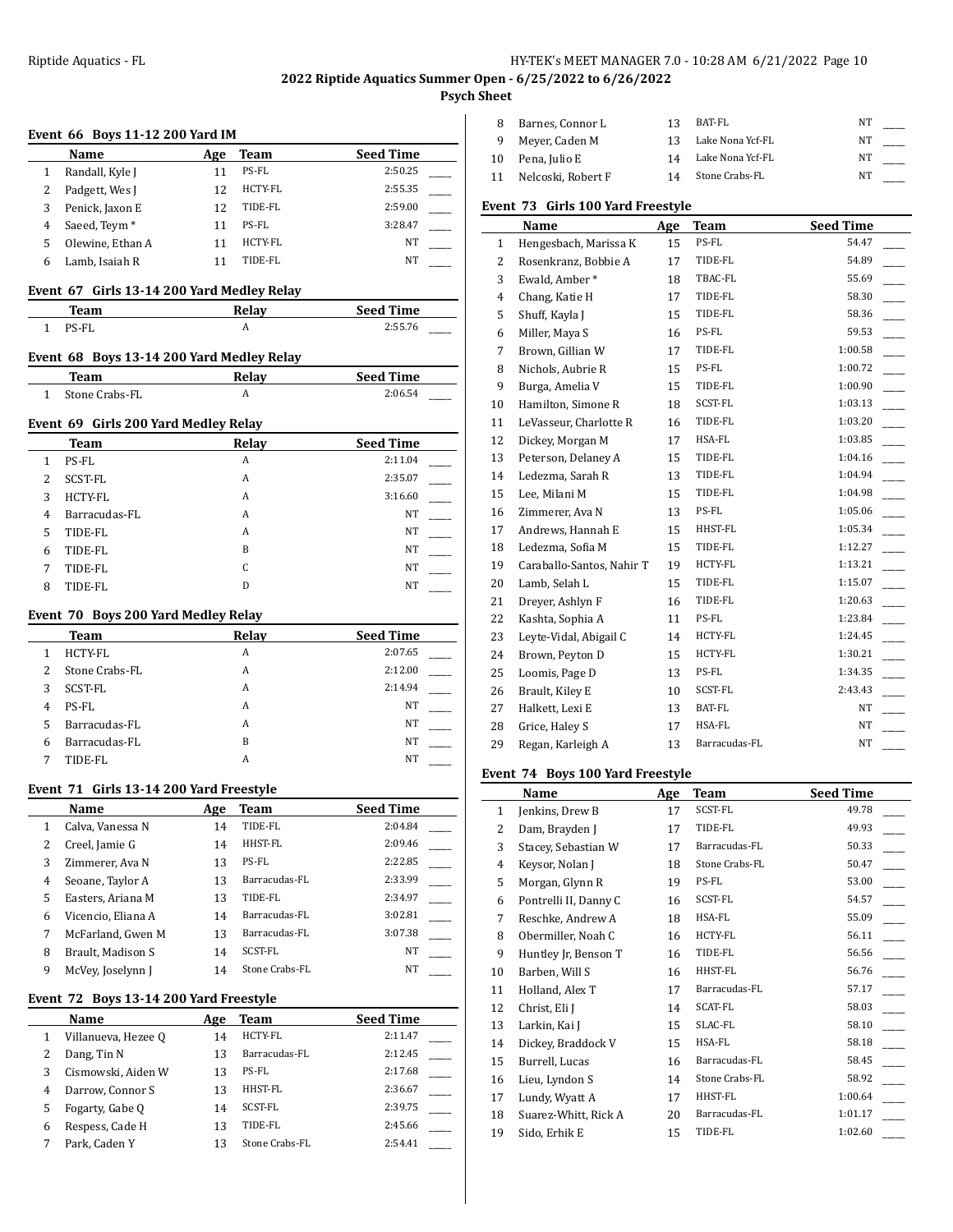## 2022 Riptide Aquatics Summer Open - 6/25/2022 to 6/26/2022

### Psych Sheet

**Event 66 Boys 11-12 200 Yard IM**

| | Name | Age | Team | Seed Time |
|---|---|---|---|---|
| 1 | Randall, Kyle J | 11 | PS-FL | 2:50.25 |
| 2 | Padgett, Wes J | 12 | HCTY-FL | 2:55.35 |
| 3 | Penick, Jaxon E | 12 | TIDE-FL | 2:59.00 |
| 4 | Saeed, Teym * | 11 | PS-FL | 3:28.47 |
| 5 | Olewine, Ethan A | 11 | HCTY-FL | NT |
| 6 | Lamb, Isaiah R | 11 | TIDE-FL | NT |

**Event 67 Girls 13-14 200 Yard Medley Relay**

| | Team | Relay | Seed Time |
|---|---|---|---|
| 1 | PS-FL | A | 2:55.76 |

**Event 68 Boys 13-14 200 Yard Medley Relay**

| | Team | Relay | Seed Time |
|---|---|---|---|
| 1 | Stone Crabs-FL | A | 2:06.54 |

**Event 69 Girls 200 Yard Medley Relay**

| | Team | Relay | Seed Time |
|---|---|---|---|
| 1 | PS-FL | A | 2:11.04 |
| 2 | SCST-FL | A | 2:35.07 |
| 3 | HCTY-FL | A | 3:16.60 |
| 4 | Barracudas-FL | A | NT |
| 5 | TIDE-FL | A | NT |
| 6 | TIDE-FL | B | NT |
| 7 | TIDE-FL | C | NT |
| 8 | TIDE-FL | D | NT |

**Event 70 Boys 200 Yard Medley Relay**

| | Team | Relay | Seed Time |
|---|---|---|---|
| 1 | HCTY-FL | A | 2:07.65 |
| 2 | Stone Crabs-FL | A | 2:12.00 |
| 3 | SCST-FL | A | 2:14.94 |
| 4 | PS-FL | A | NT |
| 5 | Barracudas-FL | A | NT |
| 6 | Barracudas-FL | B | NT |
| 7 | TIDE-FL | A | NT |

**Event 71 Girls 13-14 200 Yard Freestyle**

| | Name | Age | Team | Seed Time |
|---|---|---|---|---|
| 1 | Calva, Vanessa N | 14 | TIDE-FL | 2:04.84 |
| 2 | Creel, Jamie G | 14 | HHST-FL | 2:09.46 |
| 3 | Zimmerer, Ava N | 13 | PS-FL | 2:22.85 |
| 4 | Seoane, Taylor A | 13 | Barracudas-FL | 2:33.99 |
| 5 | Easters, Ariana M | 13 | TIDE-FL | 2:34.97 |
| 6 | Vicencio, Eliana A | 14 | Barracudas-FL | 3:02.81 |
| 7 | McFarland, Gwen M | 13 | Barracudas-FL | 3:07.38 |
| 8 | Brault, Madison S | 14 | SCST-FL | NT |
| 9 | McVey, Joselynn J | 14 | Stone Crabs-FL | NT |

**Event 72 Boys 13-14 200 Yard Freestyle**

| | Name | Age | Team | Seed Time |
|---|---|---|---|---|
| 1 | Villanueva, Hezee Q | 14 | HCTY-FL | 2:11.47 |
| 2 | Dang, Tin N | 13 | Barracudas-FL | 2:12.45 |
| 3 | Cismowski, Aiden W | 13 | PS-FL | 2:17.68 |
| 4 | Darrow, Connor S | 13 | HHST-FL | 2:36.67 |
| 5 | Fogarty, Gabe Q | 14 | SCST-FL | 2:39.75 |
| 6 | Respess, Cade H | 13 | TIDE-FL | 2:45.66 |
| 7 | Park, Caden Y | 13 | Stone Crabs-FL | 2:54.41 |
| 8 | Barnes, Connor L | 13 | BAT-FL | NT |
| 9 | Meyer, Caden M | 13 | Lake Nona Ycf-FL | NT |
| 10 | Pena, Julio E | 14 | Lake Nona Ycf-FL | NT |
| 11 | Nelcoski, Robert F | 14 | Stone Crabs-FL | NT |

**Event 73 Girls 100 Yard Freestyle**

| | Name | Age | Team | Seed Time |
|---|---|---|---|---|
| 1 | Hengesbach, Marissa K | 15 | PS-FL | 54.47 |
| 2 | Rosenkranz, Bobbie A | 17 | TIDE-FL | 54.89 |
| 3 | Ewald, Amber * | 18 | TBAC-FL | 55.69 |
| 4 | Chang, Katie H | 17 | TIDE-FL | 58.30 |
| 5 | Shuff, Kayla J | 15 | TIDE-FL | 58.36 |
| 6 | Miller, Maya S | 16 | PS-FL | 59.53 |
| 7 | Brown, Gillian W | 17 | TIDE-FL | 1:00.58 |
| 8 | Nichols, Aubrie R | 15 | PS-FL | 1:00.72 |
| 9 | Burga, Amelia V | 15 | TIDE-FL | 1:00.90 |
| 10 | Hamilton, Simone R | 18 | SCST-FL | 1:03.13 |
| 11 | LeVasseur, Charlotte R | 16 | TIDE-FL | 1:03.20 |
| 12 | Dickey, Morgan M | 17 | HSA-FL | 1:03.85 |
| 13 | Peterson, Delaney A | 15 | TIDE-FL | 1:04.16 |
| 14 | Ledezma, Sarah R | 13 | TIDE-FL | 1:04.94 |
| 15 | Lee, Milani M | 15 | TIDE-FL | 1:04.98 |
| 16 | Zimmerer, Ava N | 13 | PS-FL | 1:05.06 |
| 17 | Andrews, Hannah E | 15 | HHST-FL | 1:05.34 |
| 18 | Ledezma, Sofia M | 15 | TIDE-FL | 1:12.27 |
| 19 | Caraballo-Santos, Nahir T | 19 | HCTY-FL | 1:13.21 |
| 20 | Lamb, Selah L | 15 | TIDE-FL | 1:15.07 |
| 21 | Dreyer, Ashlyn F | 16 | TIDE-FL | 1:20.63 |
| 22 | Kashta, Sophia A | 11 | PS-FL | 1:23.84 |
| 23 | Leyte-Vidal, Abigail C | 14 | HCTY-FL | 1:24.45 |
| 24 | Brown, Peyton D | 15 | HCTY-FL | 1:30.21 |
| 25 | Loomis, Page D | 13 | PS-FL | 1:34.35 |
| 26 | Brault, Kiley E | 10 | SCST-FL | 2:43.43 |
| 27 | Halkett, Lexi E | 13 | BAT-FL | NT |
| 28 | Grice, Haley S | 17 | HSA-FL | NT |
| 29 | Regan, Karleigh A | 13 | Barracudas-FL | NT |

**Event 74 Boys 100 Yard Freestyle**

| | Name | Age | Team | Seed Time |
|---|---|---|---|---|
| 1 | Jenkins, Drew B | 17 | SCST-FL | 49.78 |
| 2 | Dam, Brayden J | 17 | TIDE-FL | 49.93 |
| 3 | Stacey, Sebastian W | 17 | Barracudas-FL | 50.33 |
| 4 | Keysor, Nolan J | 18 | Stone Crabs-FL | 50.47 |
| 5 | Morgan, Glynn R | 19 | PS-FL | 53.00 |
| 6 | Pontrelli II, Danny C | 16 | SCST-FL | 54.57 |
| 7 | Reschke, Andrew A | 18 | HSA-FL | 55.09 |
| 8 | Obermiller, Noah C | 16 | HCTY-FL | 56.11 |
| 9 | Huntley Jr, Benson T | 16 | TIDE-FL | 56.56 |
| 10 | Barben, Will S | 16 | HHST-FL | 56.76 |
| 11 | Holland, Alex T | 17 | Barracudas-FL | 57.17 |
| 12 | Christ, Eli J | 14 | SCAT-FL | 58.03 |
| 13 | Larkin, Kai J | 15 | SLAC-FL | 58.10 |
| 14 | Dickey, Braddock V | 15 | HSA-FL | 58.18 |
| 15 | Burrell, Lucas | 16 | Barracudas-FL | 58.45 |
| 16 | Lieu, Lyndon S | 14 | Stone Crabs-FL | 58.92 |
| 17 | Lundy, Wyatt A | 17 | HHST-FL | 1:00.64 |
| 18 | Suarez-Whitt, Rick A | 20 | Barracudas-FL | 1:01.17 |
| 19 | Sido, Erhik E | 15 | TIDE-FL | 1:02.60 |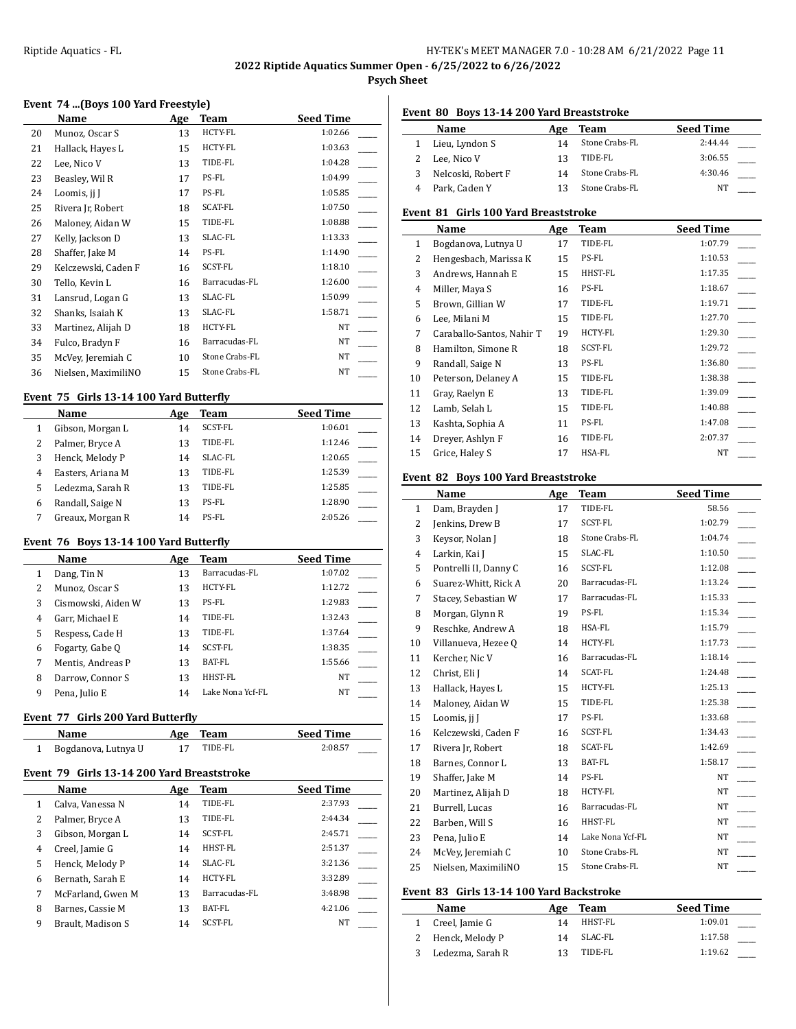## 2022 Riptide Aquatics Summer Open - 6/25/2022 to 6/26/2022

### Psych Sheet

#### Event 74 ...(Boys 100 Yard Freestyle)

| | Name | Age | Team | Seed Time | |
|---|---|---|---|---|---|
| 20 | Munoz, Oscar S | 13 | HCTY-FL | 1:02.66 | ____ |
| 21 | Hallack, Hayes L | 15 | HCTY-FL | 1:03.63 | ____ |
| 22 | Lee, Nico V | 13 | TIDE-FL | 1:04.28 | ____ |
| 23 | Beasley, Wil R | 17 | PS-FL | 1:04.99 | ____ |
| 24 | Loomis, jj J | 17 | PS-FL | 1:05.85 | ____ |
| 25 | Rivera Jr, Robert | 18 | SCAT-FL | 1:07.50 | ____ |
| 26 | Maloney, Aidan W | 15 | TIDE-FL | 1:08.88 | ____ |
| 27 | Kelly, Jackson D | 13 | SLAC-FL | 1:13.33 | ____ |
| 28 | Shaffer, Jake M | 14 | PS-FL | 1:14.90 | ____ |
| 29 | Kelczewski, Caden F | 16 | SCST-FL | 1:18.10 | ____ |
| 30 | Tello, Kevin L | 16 | Barracudas-FL | 1:26.00 | ____ |
| 31 | Lansrud, Logan G | 13 | SLAC-FL | 1:50.99 | ____ |
| 32 | Shanks, Isaiah K | 13 | SLAC-FL | 1:58.71 | ____ |
| 33 | Martinez, Alijah D | 18 | HCTY-FL | NT | ____ |
| 34 | Fulco, Bradyn F | 16 | Barracudas-FL | NT | ____ |
| 35 | McVey, Jeremiah C | 10 | Stone Crabs-FL | NT | ____ |
| 36 | Nielsen, MaximiliNO | 15 | Stone Crabs-FL | NT | ____ |

#### Event 75 Girls 13-14 100 Yard Butterfly

| | Name | Age | Team | Seed Time | |
|---|---|---|---|---|---|
| 1 | Gibson, Morgan L | 14 | SCST-FL | 1:06.01 | ____ |
| 2 | Palmer, Bryce A | 13 | TIDE-FL | 1:12.46 | ____ |
| 3 | Henck, Melody P | 14 | SLAC-FL | 1:20.65 | ____ |
| 4 | Easters, Ariana M | 13 | TIDE-FL | 1:25.39 | ____ |
| 5 | Ledezma, Sarah R | 13 | TIDE-FL | 1:25.85 | ____ |
| 6 | Randall, Saige N | 13 | PS-FL | 1:28.90 | ____ |
| 7 | Greaux, Morgan R | 14 | PS-FL | 2:05.26 | ____ |

#### Event 76 Boys 13-14 100 Yard Butterfly

| | Name | Age | Team | Seed Time | |
|---|---|---|---|---|---|
| 1 | Dang, Tin N | 13 | Barracudas-FL | 1:07.02 | ____ |
| 2 | Munoz, Oscar S | 13 | HCTY-FL | 1:12.72 | ____ |
| 3 | Cismowski, Aiden W | 13 | PS-FL | 1:29.83 | ____ |
| 4 | Garr, Michael E | 14 | TIDE-FL | 1:32.43 | ____ |
| 5 | Respess, Cade H | 13 | TIDE-FL | 1:37.64 | ____ |
| 6 | Fogarty, Gabe Q | 14 | SCST-FL | 1:38.35 | ____ |
| 7 | Mentis, Andreas P | 13 | BAT-FL | 1:55.66 | ____ |
| 8 | Darrow, Connor S | 13 | HHST-FL | NT | ____ |
| 9 | Pena, Julio E | 14 | Lake Nona Ycf-FL | NT | ____ |

#### Event 77 Girls 200 Yard Butterfly

| | Name | Age | Team | Seed Time | |
|---|---|---|---|---|---|
| 1 | Bogdanova, Lutnya U | 17 | TIDE-FL | 2:08.57 | ____ |

#### Event 79 Girls 13-14 200 Yard Breaststroke

| | Name | Age | Team | Seed Time | |
|---|---|---|---|---|---|
| 1 | Calva, Vanessa N | 14 | TIDE-FL | 2:37.93 | ____ |
| 2 | Palmer, Bryce A | 13 | TIDE-FL | 2:44.34 | ____ |
| 3 | Gibson, Morgan L | 14 | SCST-FL | 2:45.71 | ____ |
| 4 | Creel, Jamie G | 14 | HHST-FL | 2:51.37 | ____ |
| 5 | Henck, Melody P | 14 | SLAC-FL | 3:21.36 | ____ |
| 6 | Bernath, Sarah E | 14 | HCTY-FL | 3:32.89 | ____ |
| 7 | McFarland, Gwen M | 13 | Barracudas-FL | 3:48.98 | ____ |
| 8 | Barnes, Cassie M | 13 | BAT-FL | 4:21.06 | ____ |
| 9 | Brault, Madison S | 14 | SCST-FL | NT | ____ |

#### Event 80 Boys 13-14 200 Yard Breaststroke

| | Name | Age | Team | Seed Time | |
|---|---|---|---|---|---|
| 1 | Lieu, Lyndon S | 14 | Stone Crabs-FL | 2:44.44 | ____ |
| 2 | Lee, Nico V | 13 | TIDE-FL | 3:06.55 | ____ |
| 3 | Nelcoski, Robert F | 14 | Stone Crabs-FL | 4:30.46 | ____ |
| 4 | Park, Caden Y | 13 | Stone Crabs-FL | NT | ____ |

#### Event 81 Girls 100 Yard Breaststroke

| | Name | Age | Team | Seed Time | |
|---|---|---|---|---|---|
| 1 | Bogdanova, Lutnya U | 17 | TIDE-FL | 1:07.79 | ____ |
| 2 | Hengesbach, Marissa K | 15 | PS-FL | 1:10.53 | ____ |
| 3 | Andrews, Hannah E | 15 | HHST-FL | 1:17.35 | ____ |
| 4 | Miller, Maya S | 16 | PS-FL | 1:18.67 | ____ |
| 5 | Brown, Gillian W | 17 | TIDE-FL | 1:19.71 | ____ |
| 6 | Lee, Milani M | 15 | TIDE-FL | 1:27.70 | ____ |
| 7 | Caraballo-Santos, Nahir T | 19 | HCTY-FL | 1:29.30 | ____ |
| 8 | Hamilton, Simone R | 18 | SCST-FL | 1:29.72 | ____ |
| 9 | Randall, Saige N | 13 | PS-FL | 1:36.80 | ____ |
| 10 | Peterson, Delaney A | 15 | TIDE-FL | 1:38.38 | ____ |
| 11 | Gray, Raelyn E | 13 | TIDE-FL | 1:39.09 | ____ |
| 12 | Lamb, Selah L | 15 | TIDE-FL | 1:40.88 | ____ |
| 13 | Kashta, Sophia A | 11 | PS-FL | 1:47.08 | ____ |
| 14 | Dreyer, Ashlyn F | 16 | TIDE-FL | 2:07.37 | ____ |
| 15 | Grice, Haley S | 17 | HSA-FL | NT | ____ |

#### Event 82 Boys 100 Yard Breaststroke

| | Name | Age | Team | Seed Time | |
|---|---|---|---|---|---|
| 1 | Dam, Brayden J | 17 | TIDE-FL | 58.56 | ____ |
| 2 | Jenkins, Drew B | 17 | SCST-FL | 1:02.79 | ____ |
| 3 | Keysor, Nolan J | 18 | Stone Crabs-FL | 1:04.74 | ____ |
| 4 | Larkin, Kai J | 15 | SLAC-FL | 1:10.50 | ____ |
| 5 | Pontrelli II, Danny C | 16 | SCST-FL | 1:12.08 | ____ |
| 6 | Suarez-Whitt, Rick A | 20 | Barracudas-FL | 1:13.24 | ____ |
| 7 | Stacey, Sebastian W | 17 | Barracudas-FL | 1:15.33 | ____ |
| 8 | Morgan, Glynn R | 19 | PS-FL | 1:15.34 | ____ |
| 9 | Reschke, Andrew A | 18 | HSA-FL | 1:15.79 | ____ |
| 10 | Villanueva, Hezee Q | 14 | HCTY-FL | 1:17.73 | ____ |
| 11 | Kercher, Nic V | 16 | Barracudas-FL | 1:18.14 | ____ |
| 12 | Christ, Eli J | 14 | SCAT-FL | 1:24.48 | ____ |
| 13 | Hallack, Hayes L | 15 | HCTY-FL | 1:25.13 | ____ |
| 14 | Maloney, Aidan W | 15 | TIDE-FL | 1:25.38 | ____ |
| 15 | Loomis, jj J | 17 | PS-FL | 1:33.68 | ____ |
| 16 | Kelczewski, Caden F | 16 | SCST-FL | 1:34.43 | ____ |
| 17 | Rivera Jr, Robert | 18 | SCAT-FL | 1:42.69 | ____ |
| 18 | Barnes, Connor L | 13 | BAT-FL | 1:58.17 | ____ |
| 19 | Shaffer, Jake M | 14 | PS-FL | NT | ____ |
| 20 | Martinez, Alijah D | 18 | HCTY-FL | NT | ____ |
| 21 | Burrell, Lucas | 16 | Barracudas-FL | NT | ____ |
| 22 | Barben, Will S | 16 | HHST-FL | NT | ____ |
| 23 | Pena, Julio E | 14 | Lake Nona Ycf-FL | NT | ____ |
| 24 | McVey, Jeremiah C | 10 | Stone Crabs-FL | NT | ____ |
| 25 | Nielsen, MaximiliNO | 15 | Stone Crabs-FL | NT | ____ |

#### Event 83 Girls 13-14 100 Yard Backstroke

| | Name | Age | Team | Seed Time | |
|---|---|---|---|---|---|
| 1 | Creel, Jamie G | 14 | HHST-FL | 1:09.01 | ____ |
| 2 | Henck, Melody P | 14 | SLAC-FL | 1:17.58 | ____ |
| 3 | Ledezma, Sarah R | 13 | TIDE-FL | 1:19.62 | ____ |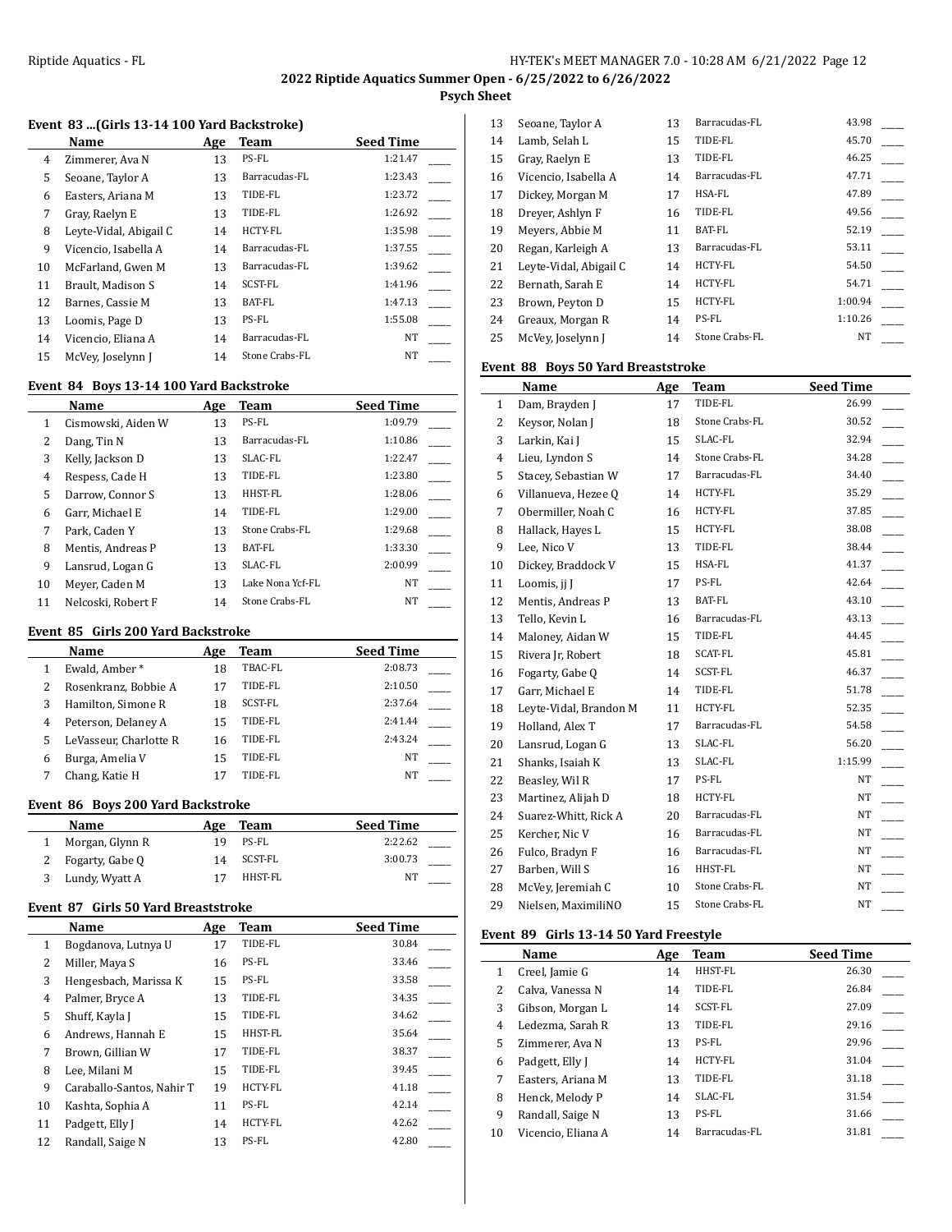## 2022 Riptide Aquatics Summer Open - 6/25/2022 to 6/26/2022

### Psych Sheet

#### Event 83 ...(Girls 13-14 100 Yard Backstroke)

| | Name | Age | Team | Seed Time | |
|---|---|---|---|---|---|
| 4 | Zimmerer, Ava N | 13 | PS-FL | 1:21.47 | ____ |
| 5 | Seoane, Taylor A | 13 | Barracudas-FL | 1:23.43 | ____ |
| 6 | Easters, Ariana M | 13 | TIDE-FL | 1:23.72 | ____ |
| 7 | Gray, Raelyn E | 13 | TIDE-FL | 1:26.92 | ____ |
| 8 | Leyte-Vidal, Abigail C | 14 | HCTY-FL | 1:35.98 | ____ |
| 9 | Vicencio, Isabella A | 14 | Barracudas-FL | 1:37.55 | ____ |
| 10 | McFarland, Gwen M | 13 | Barracudas-FL | 1:39.62 | ____ |
| 11 | Brault, Madison S | 14 | SCST-FL | 1:41.96 | ____ |
| 12 | Barnes, Cassie M | 13 | BAT-FL | 1:47.13 | ____ |
| 13 | Loomis, Page D | 13 | PS-FL | 1:55.08 | ____ |
| 14 | Vicencio, Eliana A | 14 | Barracudas-FL | NT | ____ |
| 15 | McVey, Joselynn J | 14 | Stone Crabs-FL | NT | ____ |

#### Event 84 Boys 13-14 100 Yard Backstroke

| | Name | Age | Team | Seed Time | |
|---|---|---|---|---|---|
| 1 | Cismowski, Aiden W | 13 | PS-FL | 1:09.79 | ____ |
| 2 | Dang, Tin N | 13 | Barracudas-FL | 1:10.86 | ____ |
| 3 | Kelly, Jackson D | 13 | SLAC-FL | 1:22.47 | ____ |
| 4 | Respess, Cade H | 13 | TIDE-FL | 1:23.80 | ____ |
| 5 | Darrow, Connor S | 13 | HHST-FL | 1:28.06 | ____ |
| 6 | Garr, Michael E | 14 | TIDE-FL | 1:29.00 | ____ |
| 7 | Park, Caden Y | 13 | Stone Crabs-FL | 1:29.68 | ____ |
| 8 | Mentis, Andreas P | 13 | BAT-FL | 1:33.30 | ____ |
| 9 | Lansrud, Logan G | 13 | SLAC-FL | 2:00.99 | ____ |
| 10 | Meyer, Caden M | 13 | Lake Nona Ycf-FL | NT | ____ |
| 11 | Nelcoski, Robert F | 14 | Stone Crabs-FL | NT | ____ |

#### Event 85 Girls 200 Yard Backstroke

| | Name | Age | Team | Seed Time | |
|---|---|---|---|---|---|
| 1 | Ewald, Amber * | 18 | TBAC-FL | 2:08.73 | ____ |
| 2 | Rosenkranz, Bobbie A | 17 | TIDE-FL | 2:10.50 | ____ |
| 3 | Hamilton, Simone R | 18 | SCST-FL | 2:37.64 | ____ |
| 4 | Peterson, Delaney A | 15 | TIDE-FL | 2:41.44 | ____ |
| 5 | LeVasseur, Charlotte R | 16 | TIDE-FL | 2:43.24 | ____ |
| 6 | Burga, Amelia V | 15 | TIDE-FL | NT | ____ |
| 7 | Chang, Katie H | 17 | TIDE-FL | NT | ____ |

#### Event 86 Boys 200 Yard Backstroke

| | Name | Age | Team | Seed Time | |
|---|---|---|---|---|---|
| 1 | Morgan, Glynn R | 19 | PS-FL | 2:22.62 | ____ |
| 2 | Fogarty, Gabe Q | 14 | SCST-FL | 3:00.73 | ____ |
| 3 | Lundy, Wyatt A | 17 | HHST-FL | NT | ____ |

#### Event 87 Girls 50 Yard Breaststroke

| | Name | Age | Team | Seed Time | |
|---|---|---|---|---|---|
| 1 | Bogdanova, Lutnya U | 17 | TIDE-FL | 30.84 | ____ |
| 2 | Miller, Maya S | 16 | PS-FL | 33.46 | ____ |
| 3 | Hengesbach, Marissa K | 15 | PS-FL | 33.58 | ____ |
| 4 | Palmer, Bryce A | 13 | TIDE-FL | 34.35 | ____ |
| 5 | Shuff, Kayla J | 15 | TIDE-FL | 34.62 | ____ |
| 6 | Andrews, Hannah E | 15 | HHST-FL | 35.64 | ____ |
| 7 | Brown, Gillian W | 17 | TIDE-FL | 38.37 | ____ |
| 8 | Lee, Milani M | 15 | TIDE-FL | 39.45 | ____ |
| 9 | Caraballo-Santos, Nahir T | 19 | HCTY-FL | 41.18 | ____ |
| 10 | Kashta, Sophia A | 11 | PS-FL | 42.14 | ____ |
| 11 | Padgett, Elly J | 14 | HCTY-FL | 42.62 | ____ |
| 12 | Randall, Saige N | 13 | PS-FL | 42.80 | ____ |
| 13 | Seoane, Taylor A | 13 | Barracudas-FL | 43.98 | ____ |
| 14 | Lamb, Selah L | 15 | TIDE-FL | 45.70 | ____ |
| 15 | Gray, Raelyn E | 13 | TIDE-FL | 46.25 | ____ |
| 16 | Vicencio, Isabella A | 14 | Barracudas-FL | 47.71 | ____ |
| 17 | Dickey, Morgan M | 17 | HSA-FL | 47.89 | ____ |
| 18 | Dreyer, Ashlyn F | 16 | TIDE-FL | 49.56 | ____ |
| 19 | Meyers, Abbie M | 11 | BAT-FL | 52.19 | ____ |
| 20 | Regan, Karleigh A | 13 | Barracudas-FL | 53.11 | ____ |
| 21 | Leyte-Vidal, Abigail C | 14 | HCTY-FL | 54.50 | ____ |
| 22 | Bernath, Sarah E | 14 | HCTY-FL | 54.71 | ____ |
| 23 | Brown, Peyton D | 15 | HCTY-FL | 1:00.94 | ____ |
| 24 | Greaux, Morgan R | 14 | PS-FL | 1:10.26 | ____ |
| 25 | McVey, Joselynn J | 14 | Stone Crabs-FL | NT | ____ |

#### Event 88 Boys 50 Yard Breaststroke

| | Name | Age | Team | Seed Time | |
|---|---|---|---|---|---|
| 1 | Dam, Brayden J | 17 | TIDE-FL | 26.99 | ____ |
| 2 | Keysor, Nolan J | 18 | Stone Crabs-FL | 30.52 | ____ |
| 3 | Larkin, Kai J | 15 | SLAC-FL | 32.94 | ____ |
| 4 | Lieu, Lyndon S | 14 | Stone Crabs-FL | 34.28 | ____ |
| 5 | Stacey, Sebastian W | 17 | Barracudas-FL | 34.40 | ____ |
| 6 | Villanueva, Hezee Q | 14 | HCTY-FL | 35.29 | ____ |
| 7 | Obermiller, Noah C | 16 | HCTY-FL | 37.85 | ____ |
| 8 | Hallack, Hayes L | 15 | HCTY-FL | 38.08 | ____ |
| 9 | Lee, Nico V | 13 | TIDE-FL | 38.44 | ____ |
| 10 | Dickey, Braddock V | 15 | HSA-FL | 41.37 | ____ |
| 11 | Loomis, jj J | 17 | PS-FL | 42.64 | ____ |
| 12 | Mentis, Andreas P | 13 | BAT-FL | 43.10 | ____ |
| 13 | Tello, Kevin L | 16 | Barracudas-FL | 43.13 | ____ |
| 14 | Maloney, Aidan W | 15 | TIDE-FL | 44.45 | ____ |
| 15 | Rivera Jr, Robert | 18 | SCAT-FL | 45.81 | ____ |
| 16 | Fogarty, Gabe Q | 14 | SCST-FL | 46.37 | ____ |
| 17 | Garr, Michael E | 14 | TIDE-FL | 51.78 | ____ |
| 18 | Leyte-Vidal, Brandon M | 11 | HCTY-FL | 52.35 | ____ |
| 19 | Holland, Alex T | 17 | Barracudas-FL | 54.58 | ____ |
| 20 | Lansrud, Logan G | 13 | SLAC-FL | 56.20 | ____ |
| 21 | Shanks, Isaiah K | 13 | SLAC-FL | 1:15.99 | ____ |
| 22 | Beasley, Wil R | 17 | PS-FL | NT | ____ |
| 23 | Martinez, Alijah D | 18 | HCTY-FL | NT | ____ |
| 24 | Suarez-Whitt, Rick A | 20 | Barracudas-FL | NT | ____ |
| 25 | Kercher, Nic V | 16 | Barracudas-FL | NT | ____ |
| 26 | Fulco, Bradyn F | 16 | Barracudas-FL | NT | ____ |
| 27 | Barben, Will S | 16 | HHST-FL | NT | ____ |
| 28 | McVey, Jeremiah C | 10 | Stone Crabs-FL | NT | ____ |
| 29 | Nielsen, MaximiliNO | 15 | Stone Crabs-FL | NT | ____ |

#### Event 89 Girls 13-14 50 Yard Freestyle

| | Name | Age | Team | Seed Time | |
|---|---|---|---|---|---|
| 1 | Creel, Jamie G | 14 | HHST-FL | 26.30 | ____ |
| 2 | Calva, Vanessa N | 14 | TIDE-FL | 26.84 | ____ |
| 3 | Gibson, Morgan L | 14 | SCST-FL | 27.09 | ____ |
| 4 | Ledezma, Sarah R | 13 | TIDE-FL | 29.16 | ____ |
| 5 | Zimmerer, Ava N | 13 | PS-FL | 29.96 | ____ |
| 6 | Padgett, Elly J | 14 | HCTY-FL | 31.04 | ____ |
| 7 | Easters, Ariana M | 13 | TIDE-FL | 31.18 | ____ |
| 8 | Henck, Melody P | 14 | SLAC-FL | 31.54 | ____ |
| 9 | Randall, Saige N | 13 | PS-FL | 31.66 | ____ |
| 10 | Vicencio, Eliana A | 14 | Barracudas-FL | 31.81 | ____ |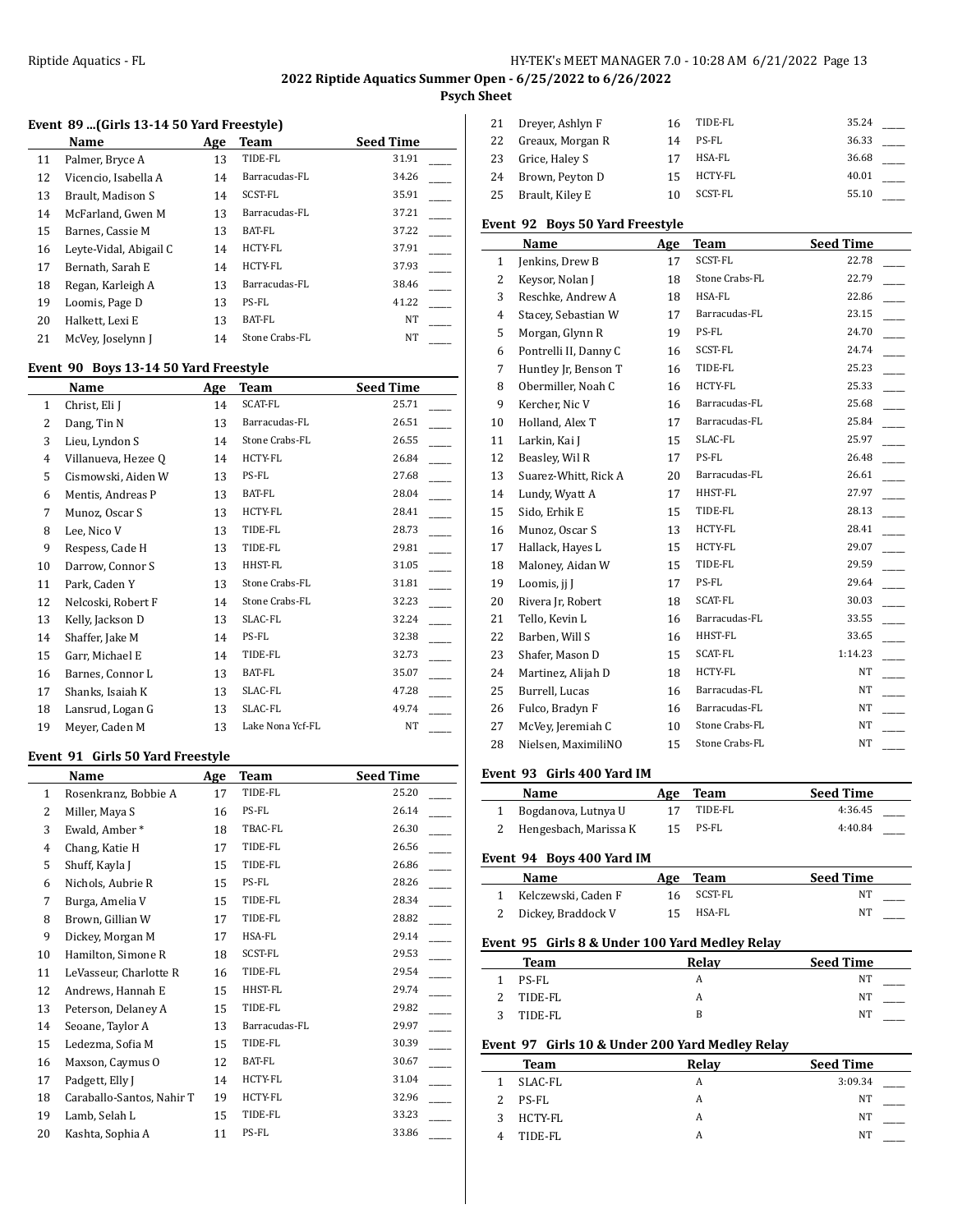2022 Riptide Aquatics Summer Open - 6/25/2022 to 6/26/2022

Psych Sheet

### Event 89 ...(Girls 13-14 50 Yard Freestyle)

| | Name | Age | Team | Seed Time |
|---|---|---|---|---|
| 11 | Palmer, Bryce A | 13 | TIDE-FL | 31.91 |
| 12 | Vicencio, Isabella A | 14 | Barracudas-FL | 34.26 |
| 13 | Brault, Madison S | 14 | SCST-FL | 35.91 |
| 14 | McFarland, Gwen M | 13 | Barracudas-FL | 37.21 |
| 15 | Barnes, Cassie M | 13 | BAT-FL | 37.22 |
| 16 | Leyte-Vidal, Abigail C | 14 | HCTY-FL | 37.91 |
| 17 | Bernath, Sarah E | 14 | HCTY-FL | 37.93 |
| 18 | Regan, Karleigh A | 13 | Barracudas-FL | 38.46 |
| 19 | Loomis, Page D | 13 | PS-FL | 41.22 |
| 20 | Halkett, Lexi E | 13 | BAT-FL | NT |
| 21 | McVey, Joselynn J | 14 | Stone Crabs-FL | NT |

### Event 90 Boys 13-14 50 Yard Freestyle

| | Name | Age | Team | Seed Time |
|---|---|---|---|---|
| 1 | Christ, Eli J | 14 | SCAT-FL | 25.71 |
| 2 | Dang, Tin N | 13 | Barracudas-FL | 26.51 |
| 3 | Lieu, Lyndon S | 14 | Stone Crabs-FL | 26.55 |
| 4 | Villanueva, Hezee Q | 14 | HCTY-FL | 26.84 |
| 5 | Cismowski, Aiden W | 13 | PS-FL | 27.68 |
| 6 | Mentis, Andreas P | 13 | BAT-FL | 28.04 |
| 7 | Munoz, Oscar S | 13 | HCTY-FL | 28.41 |
| 8 | Lee, Nico V | 13 | TIDE-FL | 28.73 |
| 9 | Respess, Cade H | 13 | TIDE-FL | 29.81 |
| 10 | Darrow, Connor S | 13 | HHST-FL | 31.05 |
| 11 | Park, Caden Y | 13 | Stone Crabs-FL | 31.81 |
| 12 | Nelcoski, Robert F | 14 | Stone Crabs-FL | 32.23 |
| 13 | Kelly, Jackson D | 13 | SLAC-FL | 32.24 |
| 14 | Shaffer, Jake M | 14 | PS-FL | 32.38 |
| 15 | Garr, Michael E | 14 | TIDE-FL | 32.73 |
| 16 | Barnes, Connor L | 13 | BAT-FL | 35.07 |
| 17 | Shanks, Isaiah K | 13 | SLAC-FL | 47.28 |
| 18 | Lansrud, Logan G | 13 | SLAC-FL | 49.74 |
| 19 | Meyer, Caden M | 13 | Lake Nona Ycf-FL | NT |

### Event 91 Girls 50 Yard Freestyle

| | Name | Age | Team | Seed Time |
|---|---|---|---|---|
| 1 | Rosenkranz, Bobbie A | 17 | TIDE-FL | 25.20 |
| 2 | Miller, Maya S | 16 | PS-FL | 26.14 |
| 3 | Ewald, Amber * | 18 | TBAC-FL | 26.30 |
| 4 | Chang, Katie H | 17 | TIDE-FL | 26.56 |
| 5 | Shuff, Kayla J | 15 | TIDE-FL | 26.86 |
| 6 | Nichols, Aubrie R | 15 | PS-FL | 28.26 |
| 7 | Burga, Amelia V | 15 | TIDE-FL | 28.34 |
| 8 | Brown, Gillian W | 17 | TIDE-FL | 28.82 |
| 9 | Dickey, Morgan M | 17 | HSA-FL | 29.14 |
| 10 | Hamilton, Simone R | 18 | SCST-FL | 29.53 |
| 11 | LeVasseur, Charlotte R | 16 | TIDE-FL | 29.54 |
| 12 | Andrews, Hannah E | 15 | HHST-FL | 29.74 |
| 13 | Peterson, Delaney A | 15 | TIDE-FL | 29.82 |
| 14 | Seoane, Taylor A | 13 | Barracudas-FL | 29.97 |
| 15 | Ledezma, Sofia M | 15 | TIDE-FL | 30.39 |
| 16 | Maxson, Caymus O | 12 | BAT-FL | 30.67 |
| 17 | Padgett, Elly J | 14 | HCTY-FL | 31.04 |
| 18 | Caraballo-Santos, Nahir T | 19 | HCTY-FL | 32.96 |
| 19 | Lamb, Selah L | 15 | TIDE-FL | 33.23 |
| 20 | Kashta, Sophia A | 11 | PS-FL | 33.86 |
| 21 | Dreyer, Ashlyn F | 16 | TIDE-FL | 35.24 |
| 22 | Greaux, Morgan R | 14 | PS-FL | 36.33 |
| 23 | Grice, Haley S | 17 | HSA-FL | 36.68 |
| 24 | Brown, Peyton D | 15 | HCTY-FL | 40.01 |
| 25 | Brault, Kiley E | 10 | SCST-FL | 55.10 |

### Event 92 Boys 50 Yard Freestyle

| | Name | Age | Team | Seed Time |
|---|---|---|---|---|
| 1 | Jenkins, Drew B | 17 | SCST-FL | 22.78 |
| 2 | Keysor, Nolan J | 18 | Stone Crabs-FL | 22.79 |
| 3 | Reschke, Andrew A | 18 | HSA-FL | 22.86 |
| 4 | Stacey, Sebastian W | 17 | Barracudas-FL | 23.15 |
| 5 | Morgan, Glynn R | 19 | PS-FL | 24.70 |
| 6 | Pontrelli II, Danny C | 16 | SCST-FL | 24.74 |
| 7 | Huntley Jr, Benson T | 16 | TIDE-FL | 25.23 |
| 8 | Obermiller, Noah C | 16 | HCTY-FL | 25.33 |
| 9 | Kercher, Nic V | 16 | Barracudas-FL | 25.68 |
| 10 | Holland, Alex T | 17 | Barracudas-FL | 25.84 |
| 11 | Larkin, Kai J | 15 | SLAC-FL | 25.97 |
| 12 | Beasley, Wil R | 17 | PS-FL | 26.48 |
| 13 | Suarez-Whitt, Rick A | 20 | Barracudas-FL | 26.61 |
| 14 | Lundy, Wyatt A | 17 | HHST-FL | 27.97 |
| 15 | Sido, Erhik E | 15 | TIDE-FL | 28.13 |
| 16 | Munoz, Oscar S | 13 | HCTY-FL | 28.41 |
| 17 | Hallack, Hayes L | 15 | HCTY-FL | 29.07 |
| 18 | Maloney, Aidan W | 15 | TIDE-FL | 29.59 |
| 19 | Loomis, jj J | 17 | PS-FL | 29.64 |
| 20 | Rivera Jr, Robert | 18 | SCAT-FL | 30.03 |
| 21 | Tello, Kevin L | 16 | Barracudas-FL | 33.55 |
| 22 | Barben, Will S | 16 | HHST-FL | 33.65 |
| 23 | Shafer, Mason D | 15 | SCAT-FL | 1:14.23 |
| 24 | Martinez, Alijah D | 18 | HCTY-FL | NT |
| 25 | Burrell, Lucas | 16 | Barracudas-FL | NT |
| 26 | Fulco, Bradyn F | 16 | Barracudas-FL | NT |
| 27 | McVey, Jeremiah C | 10 | Stone Crabs-FL | NT |
| 28 | Nielsen, MaximiliNO | 15 | Stone Crabs-FL | NT |

### Event 93 Girls 400 Yard IM

| | Name | Age | Team | Seed Time |
|---|---|---|---|---|
| 1 | Bogdanova, Lutnya U | 17 | TIDE-FL | 4:36.45 |
| 2 | Hengesbach, Marissa K | 15 | PS-FL | 4:40.84 |

### Event 94 Boys 400 Yard IM

| | Name | Age | Team | Seed Time |
|---|---|---|---|---|
| 1 | Kelczewski, Caden F | 16 | SCST-FL | NT |
| 2 | Dickey, Braddock V | 15 | HSA-FL | NT |

### Event 95 Girls 8 & Under 100 Yard Medley Relay

| | Team | Relay | Seed Time |
|---|---|---|---|
| 1 | PS-FL | A | NT |
| 2 | TIDE-FL | A | NT |
| 3 | TIDE-FL | B | NT |

### Event 97 Girls 10 & Under 200 Yard Medley Relay

| | Team | Relay | Seed Time |
|---|---|---|---|
| 1 | SLAC-FL | A | 3:09.34 |
| 2 | PS-FL | A | NT |
| 3 | HCTY-FL | A | NT |
| 4 | TIDE-FL | A | NT |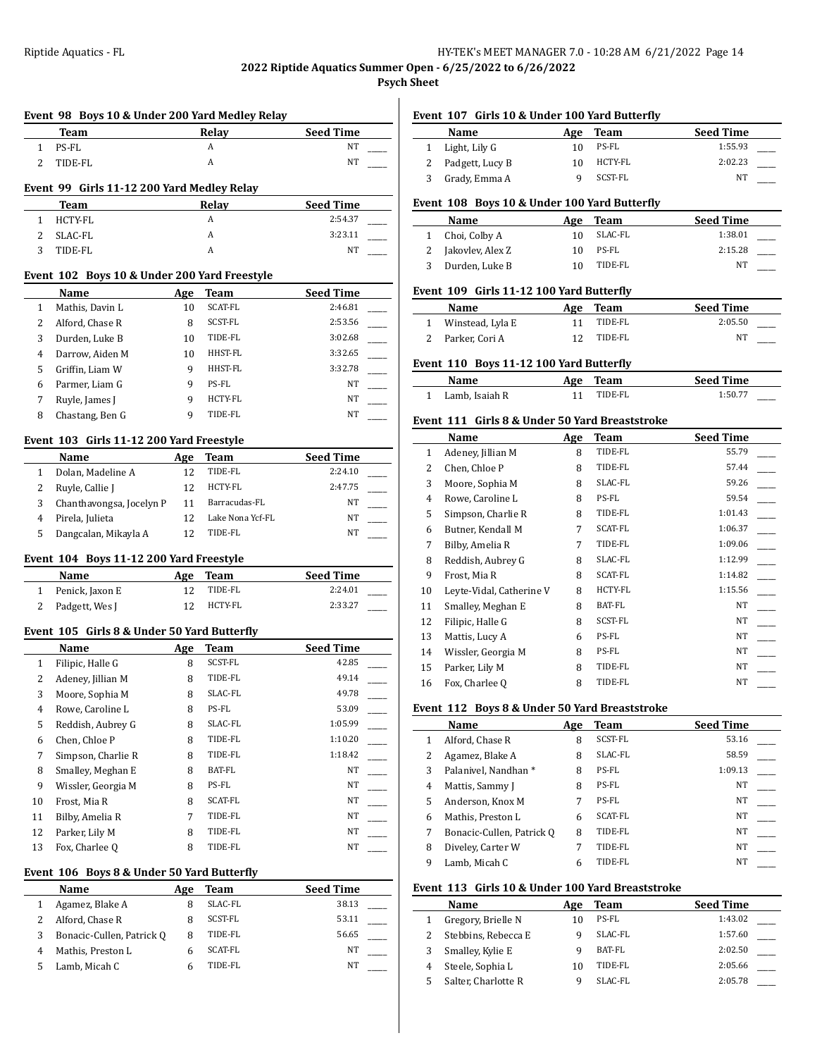# 2022 Riptide Aquatics Summer Open - 6/25/2022 to 6/26/2022

## Psych Sheet

### Event 98 Boys 10 & Under 200 Yard Medley Relay

| | Team | Relay | Seed Time |
|---|---|---|---|
| 1 | PS-FL | A | NT |
| 2 | TIDE-FL | A | NT |

### Event 99 Girls 11-12 200 Yard Medley Relay

| | Team | Relay | Seed Time |
|---|---|---|---|
| 1 | HCTY-FL | A | 2:54.37 |
| 2 | SLAC-FL | A | 3:23.11 |
| 3 | TIDE-FL | A | NT |

### Event 102 Boys 10 & Under 200 Yard Freestyle

| | Name | Age | Team | Seed Time |
|---|---|---|---|---|
| 1 | Mathis, Davin L | 10 | SCAT-FL | 2:46.81 |
| 2 | Alford, Chase R | 8 | SCST-FL | 2:53.56 |
| 3 | Durden, Luke B | 10 | TIDE-FL | 3:02.68 |
| 4 | Darrow, Aiden M | 10 | HHST-FL | 3:32.65 |
| 5 | Griffin, Liam W | 9 | HHST-FL | 3:32.78 |
| 6 | Parmer, Liam G | 9 | PS-FL | NT |
| 7 | Ruyle, James J | 9 | HCTY-FL | NT |
| 8 | Chastang, Ben G | 9 | TIDE-FL | NT |

### Event 103 Girls 11-12 200 Yard Freestyle

| | Name | Age | Team | Seed Time |
|---|---|---|---|---|
| 1 | Dolan, Madeline A | 12 | TIDE-FL | 2:24.10 |
| 2 | Ruyle, Callie J | 12 | HCTY-FL | 2:47.75 |
| 3 | Chanthavongsa, Jocelyn P | 11 | Barracudas-FL | NT |
| 4 | Pirela, Julieta | 12 | Lake Nona Ycf-FL | NT |
| 5 | Dangcalan, Mikayla A | 12 | TIDE-FL | NT |

### Event 104 Boys 11-12 200 Yard Freestyle

| | Name | Age | Team | Seed Time |
|---|---|---|---|---|
| 1 | Penick, Jaxon E | 12 | TIDE-FL | 2:24.01 |
| 2 | Padgett, Wes J | 12 | HCTY-FL | 2:33.27 |

### Event 105 Girls 8 & Under 50 Yard Butterfly

| | Name | Age | Team | Seed Time |
|---|---|---|---|---|
| 1 | Filipic, Halle G | 8 | SCST-FL | 42.85 |
| 2 | Adeney, Jillian M | 8 | TIDE-FL | 49.14 |
| 3 | Moore, Sophia M | 8 | SLAC-FL | 49.78 |
| 4 | Rowe, Caroline L | 8 | PS-FL | 53.09 |
| 5 | Reddish, Aubrey G | 8 | SLAC-FL | 1:05.99 |
| 6 | Chen, Chloe P | 8 | TIDE-FL | 1:10.20 |
| 7 | Simpson, Charlie R | 8 | TIDE-FL | 1:18.42 |
| 8 | Smalley, Meghan E | 8 | BAT-FL | NT |
| 9 | Wissler, Georgia M | 8 | PS-FL | NT |
| 10 | Frost, Mia R | 8 | SCAT-FL | NT |
| 11 | Bilby, Amelia R | 7 | TIDE-FL | NT |
| 12 | Parker, Lily M | 8 | TIDE-FL | NT |
| 13 | Fox, Charlee Q | 8 | TIDE-FL | NT |

### Event 106 Boys 8 & Under 50 Yard Butterfly

| | Name | Age | Team | Seed Time |
|---|---|---|---|---|
| 1 | Agamez, Blake A | 8 | SLAC-FL | 38.13 |
| 2 | Alford, Chase R | 8 | SCST-FL | 53.11 |
| 3 | Bonacic-Cullen, Patrick Q | 8 | TIDE-FL | 56.65 |
| 4 | Mathis, Preston L | 6 | SCAT-FL | NT |
| 5 | Lamb, Micah C | 6 | TIDE-FL | NT |

### Event 107 Girls 10 & Under 100 Yard Butterfly

| | Name | Age | Team | Seed Time |
|---|---|---|---|---|
| 1 | Light, Lily G | 10 | PS-FL | 1:55.93 |
| 2 | Padgett, Lucy B | 10 | HCTY-FL | 2:02.23 |
| 3 | Grady, Emma A | 9 | SCST-FL | NT |

### Event 108 Boys 10 & Under 100 Yard Butterfly

| | Name | Age | Team | Seed Time |
|---|---|---|---|---|
| 1 | Choi, Colby A | 10 | SLAC-FL | 1:38.01 |
| 2 | Jakovlev, Alex Z | 10 | PS-FL | 2:15.28 |
| 3 | Durden, Luke B | 10 | TIDE-FL | NT |

### Event 109 Girls 11-12 100 Yard Butterfly

| | Name | Age | Team | Seed Time |
|---|---|---|---|---|
| 1 | Winstead, Lyla E | 11 | TIDE-FL | 2:05.50 |
| 2 | Parker, Cori A | 12 | TIDE-FL | NT |

### Event 110 Boys 11-12 100 Yard Butterfly

| | Name | Age | Team | Seed Time |
|---|---|---|---|---|
| 1 | Lamb, Isaiah R | 11 | TIDE-FL | 1:50.77 |

### Event 111 Girls 8 & Under 50 Yard Breaststroke

| | Name | Age | Team | Seed Time |
|---|---|---|---|---|
| 1 | Adeney, Jillian M | 8 | TIDE-FL | 55.79 |
| 2 | Chen, Chloe P | 8 | TIDE-FL | 57.44 |
| 3 | Moore, Sophia M | 8 | SLAC-FL | 59.26 |
| 4 | Rowe, Caroline L | 8 | PS-FL | 59.54 |
| 5 | Simpson, Charlie R | 8 | TIDE-FL | 1:01.43 |
| 6 | Butner, Kendall M | 7 | SCAT-FL | 1:06.37 |
| 7 | Bilby, Amelia R | 7 | TIDE-FL | 1:09.06 |
| 8 | Reddish, Aubrey G | 8 | SLAC-FL | 1:12.99 |
| 9 | Frost, Mia R | 8 | SCAT-FL | 1:14.82 |
| 10 | Leyte-Vidal, Catherine V | 8 | HCTY-FL | 1:15.56 |
| 11 | Smalley, Meghan E | 8 | BAT-FL | NT |
| 12 | Filipic, Halle G | 8 | SCST-FL | NT |
| 13 | Mattis, Lucy A | 6 | PS-FL | NT |
| 14 | Wissler, Georgia M | 8 | PS-FL | NT |
| 15 | Parker, Lily M | 8 | TIDE-FL | NT |
| 16 | Fox, Charlee Q | 8 | TIDE-FL | NT |

### Event 112 Boys 8 & Under 50 Yard Breaststroke

| | Name | Age | Team | Seed Time |
|---|---|---|---|---|
| 1 | Alford, Chase R | 8 | SCST-FL | 53.16 |
| 2 | Agamez, Blake A | 8 | SLAC-FL | 58.59 |
| 3 | Palanivel, Nandhan * | 8 | PS-FL | 1:09.13 |
| 4 | Mattis, Sammy J | 8 | PS-FL | NT |
| 5 | Anderson, Knox M | 7 | PS-FL | NT |
| 6 | Mathis, Preston L | 6 | SCAT-FL | NT |
| 7 | Bonacic-Cullen, Patrick Q | 8 | TIDE-FL | NT |
| 8 | Diveley, Carter W | 7 | TIDE-FL | NT |
| 9 | Lamb, Micah C | 6 | TIDE-FL | NT |

### Event 113 Girls 10 & Under 100 Yard Breaststroke

| | Name | Age | Team | Seed Time |
|---|---|---|---|---|
| 1 | Gregory, Brielle N | 10 | PS-FL | 1:43.02 |
| 2 | Stebbins, Rebecca E | 9 | SLAC-FL | 1:57.60 |
| 3 | Smalley, Kylie E | 9 | BAT-FL | 2:02.50 |
| 4 | Steele, Sophia L | 10 | TIDE-FL | 2:05.66 |
| 5 | Salter, Charlotte R | 9 | SLAC-FL | 2:05.78 |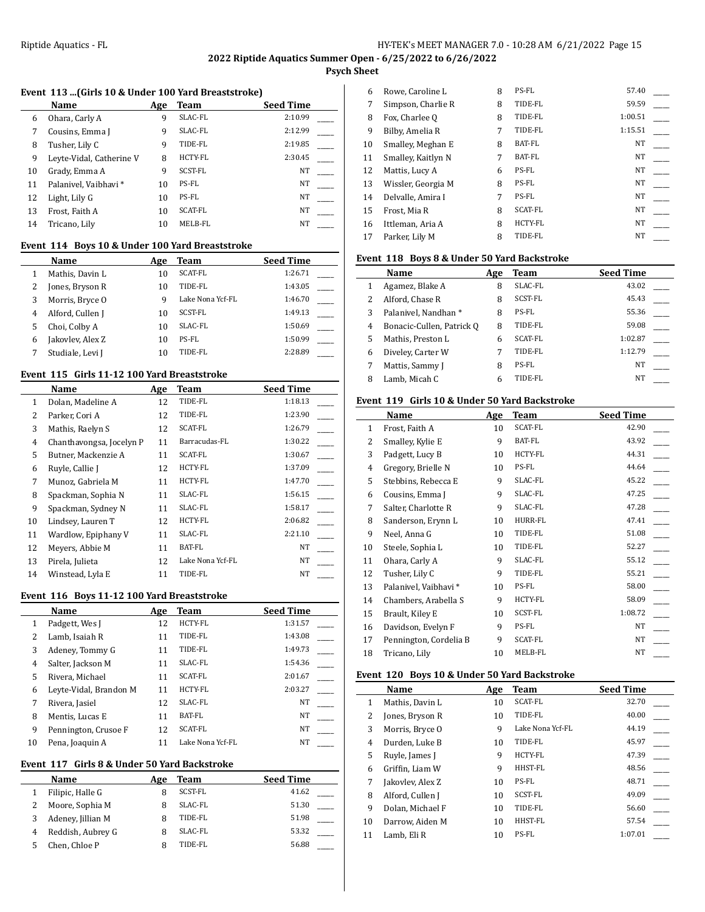# 2022 Riptide Aquatics Summer Open - 6/25/2022 to 6/26/2022

## Psych Sheet

### Event 113 ...(Girls 10 & Under 100 Yard Breaststroke)

| | Name | Age | Team | Seed Time |
|---|---|---|---|---|
| 6 | Ohara, Carly A | 9 | SLAC-FL | 2:10.99 |
| 7 | Cousins, Emma J | 9 | SLAC-FL | 2:12.99 |
| 8 | Tusher, Lily C | 9 | TIDE-FL | 2:19.85 |
| 9 | Leyte-Vidal, Catherine V | 8 | HCTY-FL | 2:30.45 |
| 10 | Grady, Emma A | 9 | SCST-FL | NT |
| 11 | Palanivel, Vaibhavi * | 10 | PS-FL | NT |
| 12 | Light, Lily G | 10 | PS-FL | NT |
| 13 | Frost, Faith A | 10 | SCAT-FL | NT |
| 14 | Tricano, Lily | 10 | MELB-FL | NT |

### Event 114 Boys 10 & Under 100 Yard Breaststroke

| | Name | Age | Team | Seed Time |
|---|---|---|---|---|
| 1 | Mathis, Davin L | 10 | SCAT-FL | 1:26.71 |
| 2 | Jones, Bryson R | 10 | TIDE-FL | 1:43.05 |
| 3 | Morris, Bryce O | 9 | Lake Nona Ycf-FL | 1:46.70 |
| 4 | Alford, Cullen J | 10 | SCST-FL | 1:49.13 |
| 5 | Choi, Colby A | 10 | SLAC-FL | 1:50.69 |
| 6 | Jakovlev, Alex Z | 10 | PS-FL | 1:50.99 |
| 7 | Studiale, Levi J | 10 | TIDE-FL | 2:28.89 |

### Event 115 Girls 11-12 100 Yard Breaststroke

| | Name | Age | Team | Seed Time |
|---|---|---|---|---|
| 1 | Dolan, Madeline A | 12 | TIDE-FL | 1:18.13 |
| 2 | Parker, Cori A | 12 | TIDE-FL | 1:23.90 |
| 3 | Mathis, Raelyn S | 12 | SCAT-FL | 1:26.79 |
| 4 | Chanthavongsa, Jocelyn P | 11 | Barracudas-FL | 1:30.22 |
| 5 | Butner, Mackenzie A | 11 | SCAT-FL | 1:30.67 |
| 6 | Ruyle, Callie J | 12 | HCTY-FL | 1:37.09 |
| 7 | Munoz, Gabriela M | 11 | HCTY-FL | 1:47.70 |
| 8 | Spackman, Sophia N | 11 | SLAC-FL | 1:56.15 |
| 9 | Spackman, Sydney N | 11 | SLAC-FL | 1:58.17 |
| 10 | Lindsey, Lauren T | 12 | HCTY-FL | 2:06.82 |
| 11 | Wardlow, Epiphany V | 11 | SLAC-FL | 2:21.10 |
| 12 | Meyers, Abbie M | 11 | BAT-FL | NT |
| 13 | Pirela, Julieta | 12 | Lake Nona Ycf-FL | NT |
| 14 | Winstead, Lyla E | 11 | TIDE-FL | NT |

### Event 116 Boys 11-12 100 Yard Breaststroke

| | Name | Age | Team | Seed Time |
|---|---|---|---|---|
| 1 | Padgett, Wes J | 12 | HCTY-FL | 1:31.57 |
| 2 | Lamb, Isaiah R | 11 | TIDE-FL | 1:43.08 |
| 3 | Adeney, Tommy G | 11 | TIDE-FL | 1:49.73 |
| 4 | Salter, Jackson M | 11 | SLAC-FL | 1:54.36 |
| 5 | Rivera, Michael | 11 | SCAT-FL | 2:01.67 |
| 6 | Leyte-Vidal, Brandon M | 11 | HCTY-FL | 2:03.27 |
| 7 | Rivera, Jasiel | 12 | SLAC-FL | NT |
| 8 | Mentis, Lucas E | 11 | BAT-FL | NT |
| 9 | Pennington, Crusoe F | 12 | SCAT-FL | NT |
| 10 | Pena, Joaquin A | 11 | Lake Nona Ycf-FL | NT |

### Event 117 Girls 8 & Under 50 Yard Backstroke

| | Name | Age | Team | Seed Time |
|---|---|---|---|---|
| 1 | Filipic, Halle G | 8 | SCST-FL | 41.62 |
| 2 | Moore, Sophia M | 8 | SLAC-FL | 51.30 |
| 3 | Adeney, Jillian M | 8 | TIDE-FL | 51.98 |
| 4 | Reddish, Aubrey G | 8 | SLAC-FL | 53.32 |
| 5 | Chen, Chloe P | 8 | TIDE-FL | 56.88 |
| 6 | Rowe, Caroline L | 8 | PS-FL | 57.40 |
| 7 | Simpson, Charlie R | 8 | TIDE-FL | 59.59 |
| 8 | Fox, Charlee Q | 8 | TIDE-FL | 1:00.51 |
| 9 | Bilby, Amelia R | 7 | TIDE-FL | 1:15.51 |
| 10 | Smalley, Meghan E | 8 | BAT-FL | NT |
| 11 | Smalley, Kaitlyn N | 7 | BAT-FL | NT |
| 12 | Mattis, Lucy A | 6 | PS-FL | NT |
| 13 | Wissler, Georgia M | 8 | PS-FL | NT |
| 14 | Delvalle, Amira I | 7 | PS-FL | NT |
| 15 | Frost, Mia R | 8 | SCAT-FL | NT |
| 16 | Ittleman, Aria A | 8 | HCTY-FL | NT |
| 17 | Parker, Lily M | 8 | TIDE-FL | NT |

### Event 118 Boys 8 & Under 50 Yard Backstroke

| | Name | Age | Team | Seed Time |
|---|---|---|---|---|
| 1 | Agamez, Blake A | 8 | SLAC-FL | 43.02 |
| 2 | Alford, Chase R | 8 | SCST-FL | 45.43 |
| 3 | Palanivel, Nandhan * | 8 | PS-FL | 55.36 |
| 4 | Bonacic-Cullen, Patrick Q | 8 | TIDE-FL | 59.08 |
| 5 | Mathis, Preston L | 6 | SCAT-FL | 1:02.87 |
| 6 | Diveley, Carter W | 7 | TIDE-FL | 1:12.79 |
| 7 | Mattis, Sammy J | 8 | PS-FL | NT |
| 8 | Lamb, Micah C | 6 | TIDE-FL | NT |

### Event 119 Girls 10 & Under 50 Yard Backstroke

| | Name | Age | Team | Seed Time |
|---|---|---|---|---|
| 1 | Frost, Faith A | 10 | SCAT-FL | 42.90 |
| 2 | Smalley, Kylie E | 9 | BAT-FL | 43.92 |
| 3 | Padgett, Lucy B | 10 | HCTY-FL | 44.31 |
| 4 | Gregory, Brielle N | 10 | PS-FL | 44.64 |
| 5 | Stebbins, Rebecca E | 9 | SLAC-FL | 45.22 |
| 6 | Cousins, Emma J | 9 | SLAC-FL | 47.25 |
| 7 | Salter, Charlotte R | 9 | SLAC-FL | 47.28 |
| 8 | Sanderson, Erynn L | 10 | HURR-FL | 47.41 |
| 9 | Neel, Anna G | 10 | TIDE-FL | 51.08 |
| 10 | Steele, Sophia L | 10 | TIDE-FL | 52.27 |
| 11 | Ohara, Carly A | 9 | SLAC-FL | 55.12 |
| 12 | Tusher, Lily C | 9 | TIDE-FL | 55.21 |
| 13 | Palanivel, Vaibhavi * | 10 | PS-FL | 58.00 |
| 14 | Chambers, Arabella S | 9 | HCTY-FL | 58.09 |
| 15 | Brault, Kiley E | 10 | SCST-FL | 1:08.72 |
| 16 | Davidson, Evelyn F | 9 | PS-FL | NT |
| 17 | Pennington, Cordelia B | 9 | SCAT-FL | NT |
| 18 | Tricano, Lily | 10 | MELB-FL | NT |

### Event 120 Boys 10 & Under 50 Yard Backstroke

| | Name | Age | Team | Seed Time |
|---|---|---|---|---|
| 1 | Mathis, Davin L | 10 | SCAT-FL | 32.70 |
| 2 | Jones, Bryson R | 10 | TIDE-FL | 40.00 |
| 3 | Morris, Bryce O | 9 | Lake Nona Ycf-FL | 44.19 |
| 4 | Durden, Luke B | 10 | TIDE-FL | 45.97 |
| 5 | Ruyle, James J | 9 | HCTY-FL | 47.39 |
| 6 | Griffin, Liam W | 9 | HHST-FL | 48.56 |
| 7 | Jakovlev, Alex Z | 10 | PS-FL | 48.71 |
| 8 | Alford, Cullen J | 10 | SCST-FL | 49.09 |
| 9 | Dolan, Michael F | 10 | TIDE-FL | 56.60 |
| 10 | Darrow, Aiden M | 10 | HHST-FL | 57.54 |
| 11 | Lamb, Eli R | 10 | PS-FL | 1:07.01 |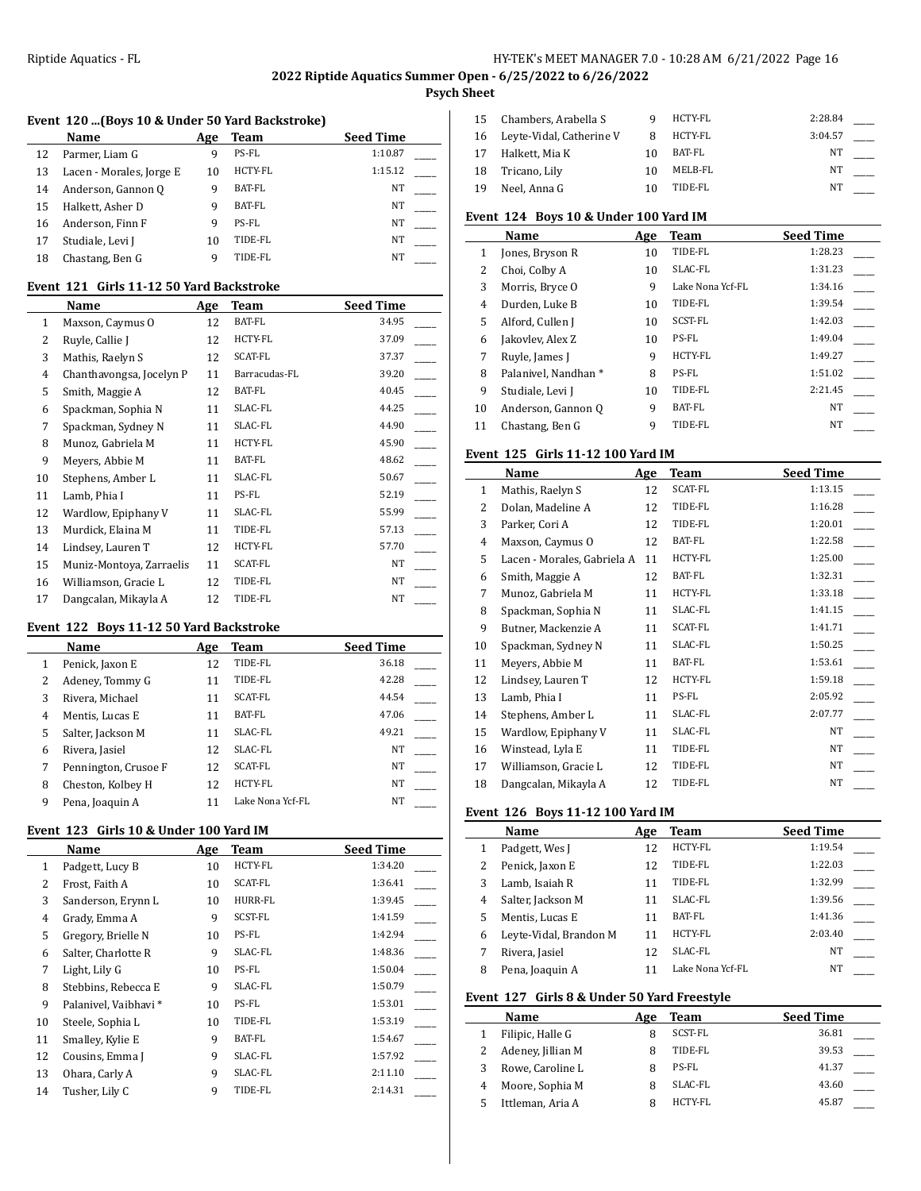## 2022 Riptide Aquatics Summer Open - 6/25/2022 to 6/26/2022

### Psych Sheet

#### Event 120 ...(Boys 10 & Under 50 Yard Backstroke)

| | Name | Age | Team | Seed Time | |
|---|---|---|---|---|---|
| 12 | Parmer, Liam G | 9 | PS-FL | 1:10.87 | ____ |
| 13 | Lacen - Morales, Jorge E | 10 | HCTY-FL | 1:15.12 | ____ |
| 14 | Anderson, Gannon Q | 9 | BAT-FL | NT | ____ |
| 15 | Halkett, Asher D | 9 | BAT-FL | NT | ____ |
| 16 | Anderson, Finn F | 9 | PS-FL | NT | ____ |
| 17 | Studiale, Levi J | 10 | TIDE-FL | NT | ____ |
| 18 | Chastang, Ben G | 9 | TIDE-FL | NT | ____ |

#### Event 121 Girls 11-12 50 Yard Backstroke

| | Name | Age | Team | Seed Time | |
|---|---|---|---|---|---|
| 1 | Maxson, Caymus O | 12 | BAT-FL | 34.95 | ____ |
| 2 | Ruyle, Callie J | 12 | HCTY-FL | 37.09 | ____ |
| 3 | Mathis, Raelyn S | 12 | SCAT-FL | 37.37 | ____ |
| 4 | Chanthavongsa, Jocelyn P | 11 | Barracudas-FL | 39.20 | ____ |
| 5 | Smith, Maggie A | 12 | BAT-FL | 40.45 | ____ |
| 6 | Spackman, Sophia N | 11 | SLAC-FL | 44.25 | ____ |
| 7 | Spackman, Sydney N | 11 | SLAC-FL | 44.90 | ____ |
| 8 | Munoz, Gabriela M | 11 | HCTY-FL | 45.90 | ____ |
| 9 | Meyers, Abbie M | 11 | BAT-FL | 48.62 | ____ |
| 10 | Stephens, Amber L | 11 | SLAC-FL | 50.67 | ____ |
| 11 | Lamb, Phia I | 11 | PS-FL | 52.19 | ____ |
| 12 | Wardlow, Epiphany V | 11 | SLAC-FL | 55.99 | ____ |
| 13 | Murdick, Elaina M | 11 | TIDE-FL | 57.13 | ____ |
| 14 | Lindsey, Lauren T | 12 | HCTY-FL | 57.70 | ____ |
| 15 | Muniz-Montoya, Zarraelis | 11 | SCAT-FL | NT | ____ |
| 16 | Williamson, Gracie L | 12 | TIDE-FL | NT | ____ |
| 17 | Dangcalan, Mikayla A | 12 | TIDE-FL | NT | ____ |

#### Event 122 Boys 11-12 50 Yard Backstroke

| | Name | Age | Team | Seed Time | |
|---|---|---|---|---|---|
| 1 | Penick, Jaxon E | 12 | TIDE-FL | 36.18 | ____ |
| 2 | Adeney, Tommy G | 11 | TIDE-FL | 42.28 | ____ |
| 3 | Rivera, Michael | 11 | SCAT-FL | 44.54 | ____ |
| 4 | Mentis, Lucas E | 11 | BAT-FL | 47.06 | ____ |
| 5 | Salter, Jackson M | 11 | SLAC-FL | 49.21 | ____ |
| 6 | Rivera, Jasiel | 12 | SLAC-FL | NT | ____ |
| 7 | Pennington, Crusoe F | 12 | SCAT-FL | NT | ____ |
| 8 | Cheston, Kolbey H | 12 | HCTY-FL | NT | ____ |
| 9 | Pena, Joaquin A | 11 | Lake Nona Ycf-FL | NT | ____ |

#### Event 123 Girls 10 & Under 100 Yard IM

| | Name | Age | Team | Seed Time | |
|---|---|---|---|---|---|
| 1 | Padgett, Lucy B | 10 | HCTY-FL | 1:34.20 | ____ |
| 2 | Frost, Faith A | 10 | SCAT-FL | 1:36.41 | ____ |
| 3 | Sanderson, Erynn L | 10 | HURR-FL | 1:39.45 | ____ |
| 4 | Grady, Emma A | 9 | SCST-FL | 1:41.59 | ____ |
| 5 | Gregory, Brielle N | 10 | PS-FL | 1:42.94 | ____ |
| 6 | Salter, Charlotte R | 9 | SLAC-FL | 1:48.36 | ____ |
| 7 | Light, Lily G | 10 | PS-FL | 1:50.04 | ____ |
| 8 | Stebbins, Rebecca E | 9 | SLAC-FL | 1:50.79 | ____ |
| 9 | Palanivel, Vaibhavi * | 10 | PS-FL | 1:53.01 | ____ |
| 10 | Steele, Sophia L | 10 | TIDE-FL | 1:53.19 | ____ |
| 11 | Smalley, Kylie E | 9 | BAT-FL | 1:54.67 | ____ |
| 12 | Cousins, Emma J | 9 | SLAC-FL | 1:57.92 | ____ |
| 13 | Ohara, Carly A | 9 | SLAC-FL | 2:11.10 | ____ |
| 14 | Tusher, Lily C | 9 | TIDE-FL | 2:14.31 | ____ |
| 15 | Chambers, Arabella S | 9 | HCTY-FL | 2:28.84 | ____ |
| 16 | Leyte-Vidal, Catherine V | 8 | HCTY-FL | 3:04.57 | ____ |
| 17 | Halkett, Mia K | 10 | BAT-FL | NT | ____ |
| 18 | Tricano, Lily | 10 | MELB-FL | NT | ____ |
| 19 | Neel, Anna G | 10 | TIDE-FL | NT | ____ |

#### Event 124 Boys 10 & Under 100 Yard IM

| | Name | Age | Team | Seed Time | |
|---|---|---|---|---|---|
| 1 | Jones, Bryson R | 10 | TIDE-FL | 1:28.23 | ____ |
| 2 | Choi, Colby A | 10 | SLAC-FL | 1:31.23 | ____ |
| 3 | Morris, Bryce O | 9 | Lake Nona Ycf-FL | 1:34.16 | ____ |
| 4 | Durden, Luke B | 10 | TIDE-FL | 1:39.54 | ____ |
| 5 | Alford, Cullen J | 10 | SCST-FL | 1:42.03 | ____ |
| 6 | Jakovlev, Alex Z | 10 | PS-FL | 1:49.04 | ____ |
| 7 | Ruyle, James J | 9 | HCTY-FL | 1:49.27 | ____ |
| 8 | Palanivel, Nandhan * | 8 | PS-FL | 1:51.02 | ____ |
| 9 | Studiale, Levi J | 10 | TIDE-FL | 2:21.45 | ____ |
| 10 | Anderson, Gannon Q | 9 | BAT-FL | NT | ____ |
| 11 | Chastang, Ben G | 9 | TIDE-FL | NT | ____ |

#### Event 125 Girls 11-12 100 Yard IM

| | Name | Age | Team | Seed Time | |
|---|---|---|---|---|---|
| 1 | Mathis, Raelyn S | 12 | SCAT-FL | 1:13.15 | ____ |
| 2 | Dolan, Madeline A | 12 | TIDE-FL | 1:16.28 | ____ |
| 3 | Parker, Cori A | 12 | TIDE-FL | 1:20.01 | ____ |
| 4 | Maxson, Caymus O | 12 | BAT-FL | 1:22.58 | ____ |
| 5 | Lacen - Morales, Gabriela A | 11 | HCTY-FL | 1:25.00 | ____ |
| 6 | Smith, Maggie A | 12 | BAT-FL | 1:32.31 | ____ |
| 7 | Munoz, Gabriela M | 11 | HCTY-FL | 1:33.18 | ____ |
| 8 | Spackman, Sophia N | 11 | SLAC-FL | 1:41.15 | ____ |
| 9 | Butner, Mackenzie A | 11 | SCAT-FL | 1:41.71 | ____ |
| 10 | Spackman, Sydney N | 11 | SLAC-FL | 1:50.25 | ____ |
| 11 | Meyers, Abbie M | 11 | BAT-FL | 1:53.61 | ____ |
| 12 | Lindsey, Lauren T | 12 | HCTY-FL | 1:59.18 | ____ |
| 13 | Lamb, Phia I | 11 | PS-FL | 2:05.92 | ____ |
| 14 | Stephens, Amber L | 11 | SLAC-FL | 2:07.77 | ____ |
| 15 | Wardlow, Epiphany V | 11 | SLAC-FL | NT | ____ |
| 16 | Winstead, Lyla E | 11 | TIDE-FL | NT | ____ |
| 17 | Williamson, Gracie L | 12 | TIDE-FL | NT | ____ |
| 18 | Dangcalan, Mikayla A | 12 | TIDE-FL | NT | ____ |

#### Event 126 Boys 11-12 100 Yard IM

| | Name | Age | Team | Seed Time | |
|---|---|---|---|---|---|
| 1 | Padgett, Wes J | 12 | HCTY-FL | 1:19.54 | ____ |
| 2 | Penick, Jaxon E | 12 | TIDE-FL | 1:22.03 | ____ |
| 3 | Lamb, Isaiah R | 11 | TIDE-FL | 1:32.99 | ____ |
| 4 | Salter, Jackson M | 11 | SLAC-FL | 1:39.56 | ____ |
| 5 | Mentis, Lucas E | 11 | BAT-FL | 1:41.36 | ____ |
| 6 | Leyte-Vidal, Brandon M | 11 | HCTY-FL | 2:03.40 | ____ |
| 7 | Rivera, Jasiel | 12 | SLAC-FL | NT | ____ |
| 8 | Pena, Joaquin A | 11 | Lake Nona Ycf-FL | NT | ____ |

#### Event 127 Girls 8 & Under 50 Yard Freestyle

| | Name | Age | Team | Seed Time | |
|---|---|---|---|---|---|
| 1 | Filipic, Halle G | 8 | SCST-FL | 36.81 | ____ |
| 2 | Adeney, Jillian M | 8 | TIDE-FL | 39.53 | ____ |
| 3 | Rowe, Caroline L | 8 | PS-FL | 41.37 | ____ |
| 4 | Moore, Sophia M | 8 | SLAC-FL | 43.60 | ____ |
| 5 | Ittleman, Aria A | 8 | HCTY-FL | 45.87 | ____ |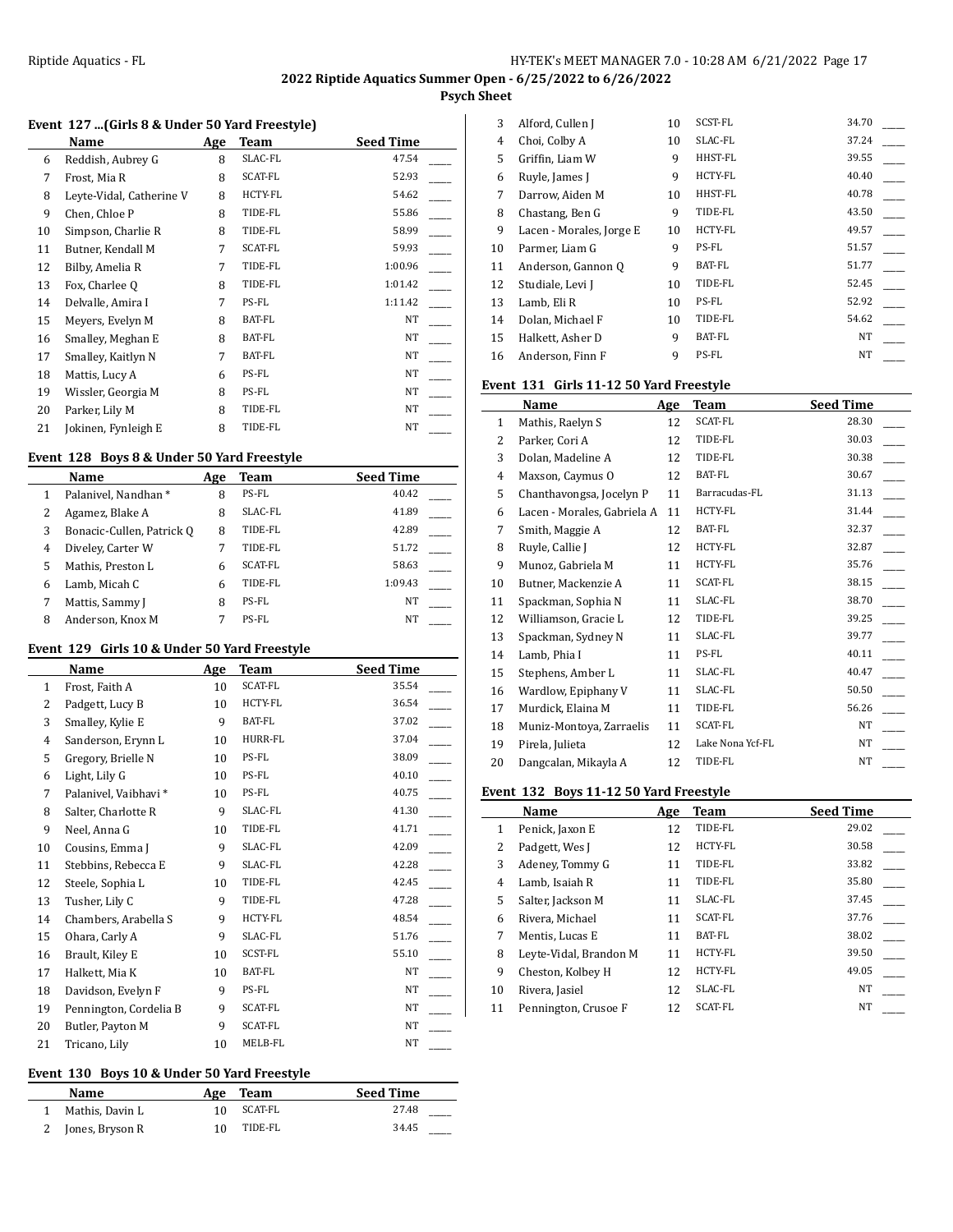**2022 Riptide Aquatics Summer Open - 6/25/2022 to 6/26/2022**

**Psych Sheet**

### Event 127 ...(Girls 8 & Under 50 Yard Freestyle)

| | Name | Age | Team | Seed Time | |
|---|---|---|---|---|---|
| 6 | Reddish, Aubrey G | 8 | SLAC-FL | 47.54 | ____ |
| 7 | Frost, Mia R | 8 | SCAT-FL | 52.93 | ____ |
| 8 | Leyte-Vidal, Catherine V | 8 | HCTY-FL | 54.62 | ____ |
| 9 | Chen, Chloe P | 8 | TIDE-FL | 55.86 | ____ |
| 10 | Simpson, Charlie R | 8 | TIDE-FL | 58.99 | ____ |
| 11 | Butner, Kendall M | 7 | SCAT-FL | 59.93 | ____ |
| 12 | Bilby, Amelia R | 7 | TIDE-FL | 1:00.96 | ____ |
| 13 | Fox, Charlee Q | 8 | TIDE-FL | 1:01.42 | ____ |
| 14 | Delvalle, Amira I | 7 | PS-FL | 1:11.42 | ____ |
| 15 | Meyers, Evelyn M | 8 | BAT-FL | NT | ____ |
| 16 | Smalley, Meghan E | 8 | BAT-FL | NT | ____ |
| 17 | Smalley, Kaitlyn N | 7 | BAT-FL | NT | ____ |
| 18 | Mattis, Lucy A | 6 | PS-FL | NT | ____ |
| 19 | Wissler, Georgia M | 8 | PS-FL | NT | ____ |
| 20 | Parker, Lily M | 8 | TIDE-FL | NT | ____ |
| 21 | Jokinen, Fynleigh E | 8 | TIDE-FL | NT | ____ |

### Event 128 Boys 8 & Under 50 Yard Freestyle

| | Name | Age | Team | Seed Time | |
|---|---|---|---|---|---|
| 1 | Palanivel, Nandhan * | 8 | PS-FL | 40.42 | ____ |
| 2 | Agamez, Blake A | 8 | SLAC-FL | 41.89 | ____ |
| 3 | Bonacic-Cullen, Patrick Q | 8 | TIDE-FL | 42.89 | ____ |
| 4 | Diveley, Carter W | 7 | TIDE-FL | 51.72 | ____ |
| 5 | Mathis, Preston L | 6 | SCAT-FL | 58.63 | ____ |
| 6 | Lamb, Micah C | 6 | TIDE-FL | 1:09.43 | ____ |
| 7 | Mattis, Sammy J | 8 | PS-FL | NT | ____ |
| 8 | Anderson, Knox M | 7 | PS-FL | NT | ____ |

### Event 129 Girls 10 & Under 50 Yard Freestyle

| | Name | Age | Team | Seed Time | |
|---|---|---|---|---|---|
| 1 | Frost, Faith A | 10 | SCAT-FL | 35.54 | ____ |
| 2 | Padgett, Lucy B | 10 | HCTY-FL | 36.54 | ____ |
| 3 | Smalley, Kylie E | 9 | BAT-FL | 37.02 | ____ |
| 4 | Sanderson, Erynn L | 10 | HURR-FL | 37.04 | ____ |
| 5 | Gregory, Brielle N | 10 | PS-FL | 38.09 | ____ |
| 6 | Light, Lily G | 10 | PS-FL | 40.10 | ____ |
| 7 | Palanivel, Vaibhavi * | 10 | PS-FL | 40.75 | ____ |
| 8 | Salter, Charlotte R | 9 | SLAC-FL | 41.30 | ____ |
| 9 | Neel, Anna G | 10 | TIDE-FL | 41.71 | ____ |
| 10 | Cousins, Emma J | 9 | SLAC-FL | 42.09 | ____ |
| 11 | Stebbins, Rebecca E | 9 | SLAC-FL | 42.28 | ____ |
| 12 | Steele, Sophia L | 10 | TIDE-FL | 42.45 | ____ |
| 13 | Tusher, Lily C | 9 | TIDE-FL | 47.28 | ____ |
| 14 | Chambers, Arabella S | 9 | HCTY-FL | 48.54 | ____ |
| 15 | Ohara, Carly A | 9 | SLAC-FL | 51.76 | ____ |
| 16 | Brault, Kiley E | 10 | SCST-FL | 55.10 | ____ |
| 17 | Halkett, Mia K | 10 | BAT-FL | NT | ____ |
| 18 | Davidson, Evelyn F | 9 | PS-FL | NT | ____ |
| 19 | Pennington, Cordelia B | 9 | SCAT-FL | NT | ____ |
| 20 | Butler, Payton M | 9 | SCAT-FL | NT | ____ |
| 21 | Tricano, Lily | 10 | MELB-FL | NT | ____ |

### Event 130 Boys 10 & Under 50 Yard Freestyle

| | Name | Age | Team | Seed Time | |
|---|---|---|---|---|---|
| 1 | Mathis, Davin L | 10 | SCAT-FL | 27.48 | ____ |
| 2 | Jones, Bryson R | 10 | TIDE-FL | 34.45 | ____ |
| 3 | Alford, Cullen J | 10 | SCST-FL | 34.70 | ____ |
| 4 | Choi, Colby A | 10 | SLAC-FL | 37.24 | ____ |
| 5 | Griffin, Liam W | 9 | HHST-FL | 39.55 | ____ |
| 6 | Ruyle, James J | 9 | HCTY-FL | 40.40 | ____ |
| 7 | Darrow, Aiden M | 10 | HHST-FL | 40.78 | ____ |
| 8 | Chastang, Ben G | 9 | TIDE-FL | 43.50 | ____ |
| 9 | Lacen - Morales, Jorge E | 10 | HCTY-FL | 49.57 | ____ |
| 10 | Parmer, Liam G | 9 | PS-FL | 51.57 | ____ |
| 11 | Anderson, Gannon Q | 9 | BAT-FL | 51.77 | ____ |
| 12 | Studiale, Levi J | 10 | TIDE-FL | 52.45 | ____ |
| 13 | Lamb, Eli R | 10 | PS-FL | 52.92 | ____ |
| 14 | Dolan, Michael F | 10 | TIDE-FL | 54.62 | ____ |
| 15 | Halkett, Asher D | 9 | BAT-FL | NT | ____ |
| 16 | Anderson, Finn F | 9 | PS-FL | NT | ____ |

### Event 131 Girls 11-12 50 Yard Freestyle

| | Name | Age | Team | Seed Time | |
|---|---|---|---|---|---|
| 1 | Mathis, Raelyn S | 12 | SCAT-FL | 28.30 | ____ |
| 2 | Parker, Cori A | 12 | TIDE-FL | 30.03 | ____ |
| 3 | Dolan, Madeline A | 12 | TIDE-FL | 30.38 | ____ |
| 4 | Maxson, Caymus O | 12 | BAT-FL | 30.67 | ____ |
| 5 | Chanthavongsa, Jocelyn P | 11 | Barracudas-FL | 31.13 | ____ |
| 6 | Lacen - Morales, Gabriela A | 11 | HCTY-FL | 31.44 | ____ |
| 7 | Smith, Maggie A | 12 | BAT-FL | 32.37 | ____ |
| 8 | Ruyle, Callie J | 12 | HCTY-FL | 32.87 | ____ |
| 9 | Munoz, Gabriela M | 11 | HCTY-FL | 35.76 | ____ |
| 10 | Butner, Mackenzie A | 11 | SCAT-FL | 38.15 | ____ |
| 11 | Spackman, Sophia N | 11 | SLAC-FL | 38.70 | ____ |
| 12 | Williamson, Gracie L | 12 | TIDE-FL | 39.25 | ____ |
| 13 | Spackman, Sydney N | 11 | SLAC-FL | 39.77 | ____ |
| 14 | Lamb, Phia I | 11 | PS-FL | 40.11 | ____ |
| 15 | Stephens, Amber L | 11 | SLAC-FL | 40.47 | ____ |
| 16 | Wardlow, Epiphany V | 11 | SLAC-FL | 50.50 | ____ |
| 17 | Murdick, Elaina M | 11 | TIDE-FL | 56.26 | ____ |
| 18 | Muniz-Montoya, Zarraelis | 11 | SCAT-FL | NT | ____ |
| 19 | Pirela, Julieta | 12 | Lake Nona Ycf-FL | NT | ____ |
| 20 | Dangcalan, Mikayla A | 12 | TIDE-FL | NT | ____ |

### Event 132 Boys 11-12 50 Yard Freestyle

| | Name | Age | Team | Seed Time | |
|---|---|---|---|---|---|
| 1 | Penick, Jaxon E | 12 | TIDE-FL | 29.02 | ____ |
| 2 | Padgett, Wes J | 12 | HCTY-FL | 30.58 | ____ |
| 3 | Adeney, Tommy G | 11 | TIDE-FL | 33.82 | ____ |
| 4 | Lamb, Isaiah R | 11 | TIDE-FL | 35.80 | ____ |
| 5 | Salter, Jackson M | 11 | SLAC-FL | 37.45 | ____ |
| 6 | Rivera, Michael | 11 | SCAT-FL | 37.76 | ____ |
| 7 | Mentis, Lucas E | 11 | BAT-FL | 38.02 | ____ |
| 8 | Leyte-Vidal, Brandon M | 11 | HCTY-FL | 39.50 | ____ |
| 9 | Cheston, Kolbey H | 12 | HCTY-FL | 49.05 | ____ |
| 10 | Rivera, Jasiel | 12 | SLAC-FL | NT | ____ |
| 11 | Pennington, Crusoe F | 12 | SCAT-FL | NT | ____ |